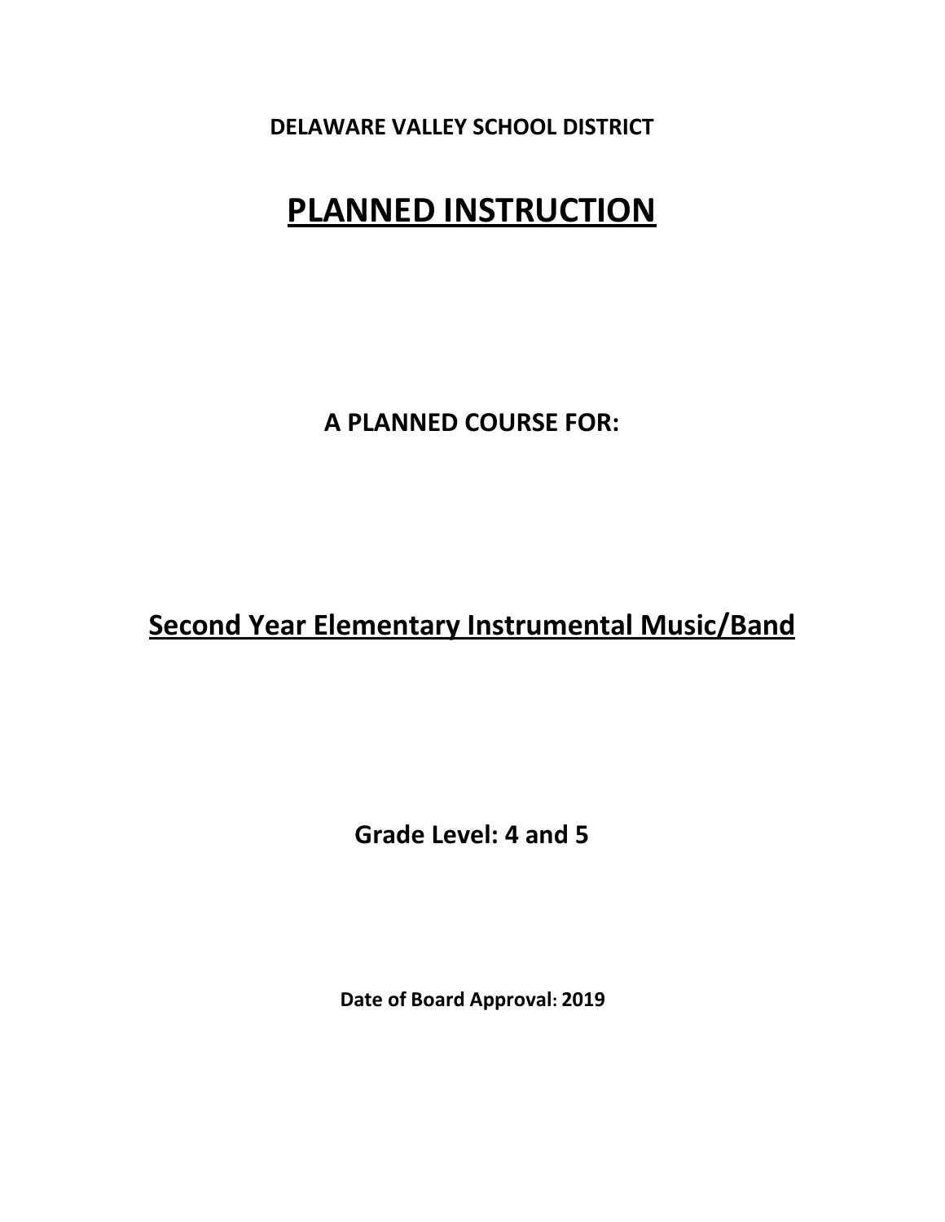**DELAWARE VALLEY SCHOOL DISTRICT**

# PLANNED INSTRUCTION

**A PLANNED COURSE FOR:**

## Second Year Elementary Instrumental Music/Band

**Grade Level: 4 and 5**

**Date of Board Approval: 2019**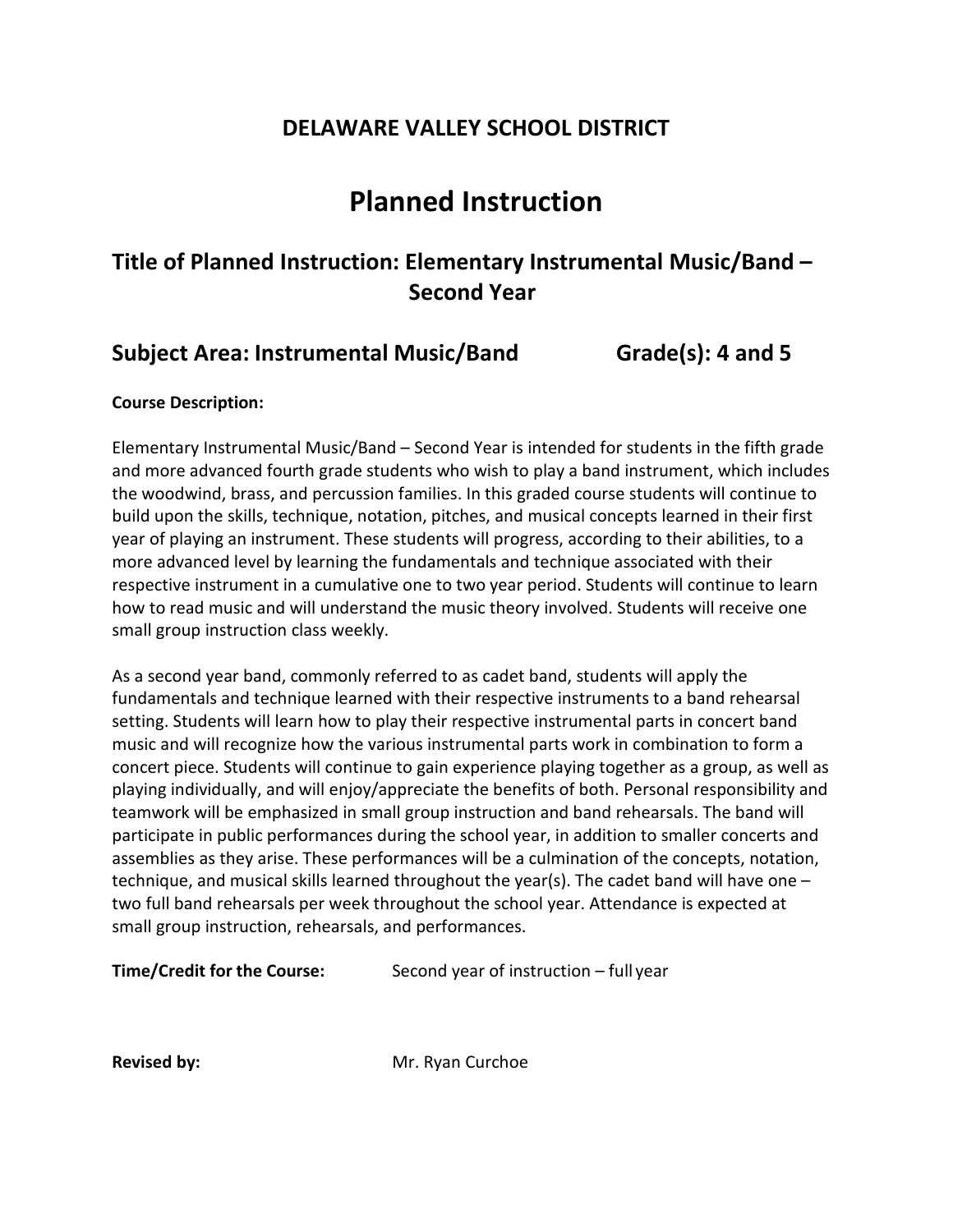## DELAWARE VALLEY SCHOOL DISTRICT

# Planned Instruction

### Title of Planned Instruction: Elementary Instrumental Music/Band – Second Year

### Subject Area: Instrumental Music/Band Grade(s): 4 and 5

**Course Description:**

Elementary Instrumental Music/Band – Second Year is intended for students in the fifth grade and more advanced fourth grade students who wish to play a band instrument, which includes the woodwind, brass, and percussion families. In this graded course students will continue to build upon the skills, technique, notation, pitches, and musical concepts learned in their first year of playing an instrument. These students will progress, according to their abilities, to a more advanced level by learning the fundamentals and technique associated with their respective instrument in a cumulative one to two year period. Students will continue to learn how to read music and will understand the music theory involved. Students will receive one small group instruction class weekly.

As a second year band, commonly referred to as cadet band, students will apply the fundamentals and technique learned with their respective instruments to a band rehearsal setting. Students will learn how to play their respective instrumental parts in concert band music and will recognize how the various instrumental parts work in combination to form a concert piece. Students will continue to gain experience playing together as a group, as well as playing individually, and will enjoy/appreciate the benefits of both. Personal responsibility and teamwork will be emphasized in small group instruction and band rehearsals. The band will participate in public performances during the school year, in addition to smaller concerts and assemblies as they arise. These performances will be a culmination of the concepts, notation, technique, and musical skills learned throughout the year(s). The cadet band will have one – two full band rehearsals per week throughout the school year. Attendance is expected at small group instruction, rehearsals, and performances.

**Time/Credit for the Course:** Second year of instruction – full year

**Revised by:** Mr. Ryan Curchoe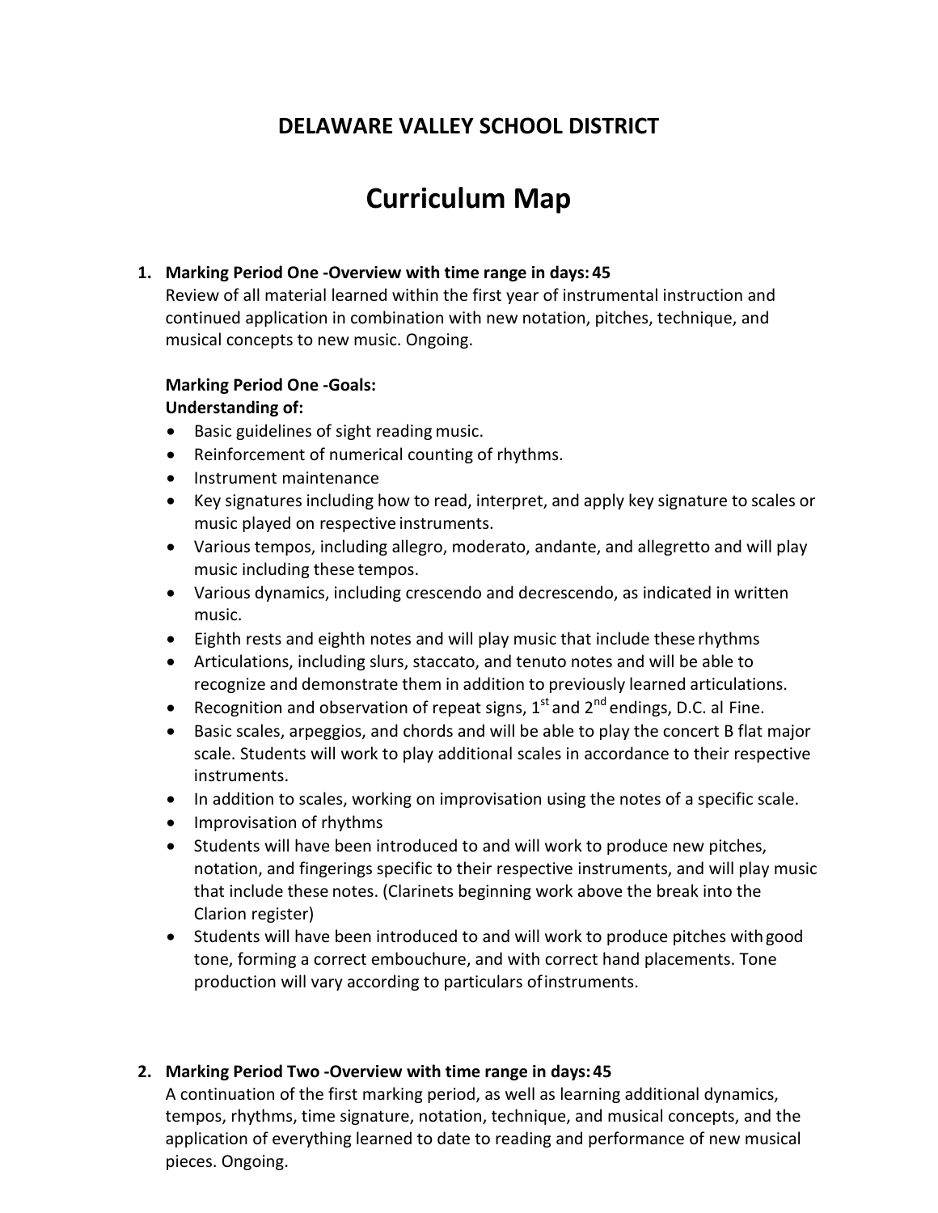## DELAWARE VALLEY SCHOOL DISTRICT

# Curriculum Map

1. **Marking Period One -Overview with time range in days: 45**
   Review of all material learned within the first year of instrumental instruction and continued application in combination with new notation, pitches, technique, and musical concepts to new music. Ongoing.

   **Marking Period One -Goals:**
   **Understanding of:**
   - Basic guidelines of sight reading music.
   - Reinforcement of numerical counting of rhythms.
   - Instrument maintenance
   - Key signatures including how to read, interpret, and apply key signature to scales or music played on respective instruments.
   - Various tempos, including allegro, moderato, andante, and allegretto and will play music including these tempos.
   - Various dynamics, including crescendo and decrescendo, as indicated in written music.
   - Eighth rests and eighth notes and will play music that include these rhythms
   - Articulations, including slurs, staccato, and tenuto notes and will be able to recognize and demonstrate them in addition to previously learned articulations.
   - Recognition and observation of repeat signs, 1st and 2nd endings, D.C. al Fine.
   - Basic scales, arpeggios, and chords and will be able to play the concert B flat major scale. Students will work to play additional scales in accordance to their respective instruments.
   - In addition to scales, working on improvisation using the notes of a specific scale.
   - Improvisation of rhythms
   - Students will have been introduced to and will work to produce new pitches, notation, and fingerings specific to their respective instruments, and will play music that include these notes. (Clarinets beginning work above the break into the Clarion register)
   - Students will have been introduced to and will work to produce pitches with good tone, forming a correct embouchure, and with correct hand placements. Tone production will vary according to particulars of instruments.

2. **Marking Period Two -Overview with time range in days: 45**
   A continuation of the first marking period, as well as learning additional dynamics, tempos, rhythms, time signature, notation, technique, and musical concepts, and the application of everything learned to date to reading and performance of new musical pieces. Ongoing.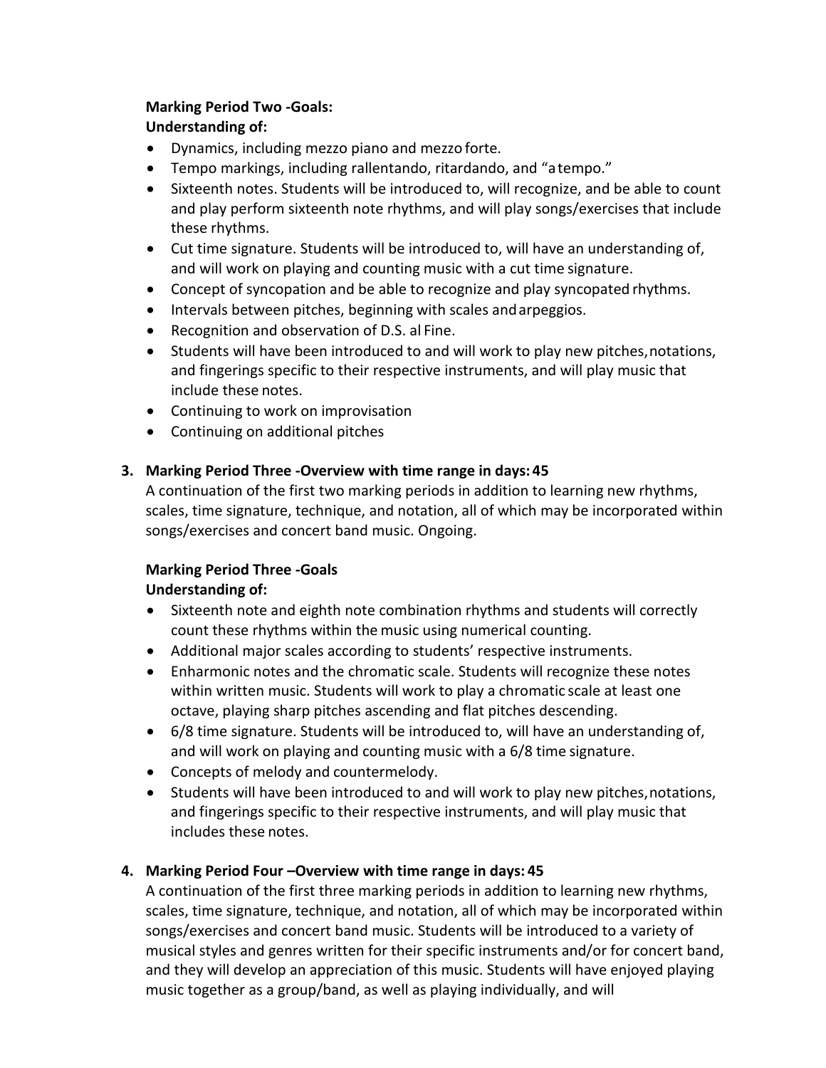**Marking Period Two -Goals:**
**Understanding of:**

- Dynamics, including mezzo piano and mezzo forte.
- Tempo markings, including rallentando, ritardando, and "a tempo."
- Sixteenth notes. Students will be introduced to, will recognize, and be able to count and play perform sixteenth note rhythms, and will play songs/exercises that include these rhythms.
- Cut time signature. Students will be introduced to, will have an understanding of, and will work on playing and counting music with a cut time signature.
- Concept of syncopation and be able to recognize and play syncopated rhythms.
- Intervals between pitches, beginning with scales and arpeggios.
- Recognition and observation of D.S. al Fine.
- Students will have been introduced to and will work to play new pitches, notations, and fingerings specific to their respective instruments, and will play music that include these notes.
- Continuing to work on improvisation
- Continuing on additional pitches

3. **Marking Period Three -Overview with time range in days: 45**

   A continuation of the first two marking periods in addition to learning new rhythms, scales, time signature, technique, and notation, all of which may be incorporated within songs/exercises and concert band music. Ongoing.

   **Marking Period Three -Goals**
   **Understanding of:**

   - Sixteenth note and eighth note combination rhythms and students will correctly count these rhythms within the music using numerical counting.
   - Additional major scales according to students' respective instruments.
   - Enharmonic notes and the chromatic scale. Students will recognize these notes within written music. Students will work to play a chromatic scale at least one octave, playing sharp pitches ascending and flat pitches descending.
   - 6/8 time signature. Students will be introduced to, will have an understanding of, and will work on playing and counting music with a 6/8 time signature.
   - Concepts of melody and countermelody.
   - Students will have been introduced to and will work to play new pitches, notations, and fingerings specific to their respective instruments, and will play music that includes these notes.

4. **Marking Period Four –Overview with time range in days: 45**

   A continuation of the first three marking periods in addition to learning new rhythms, scales, time signature, technique, and notation, all of which may be incorporated within songs/exercises and concert band music. Students will be introduced to a variety of musical styles and genres written for their specific instruments and/or for concert band, and they will develop an appreciation of this music. Students will have enjoyed playing music together as a group/band, as well as playing individually, and will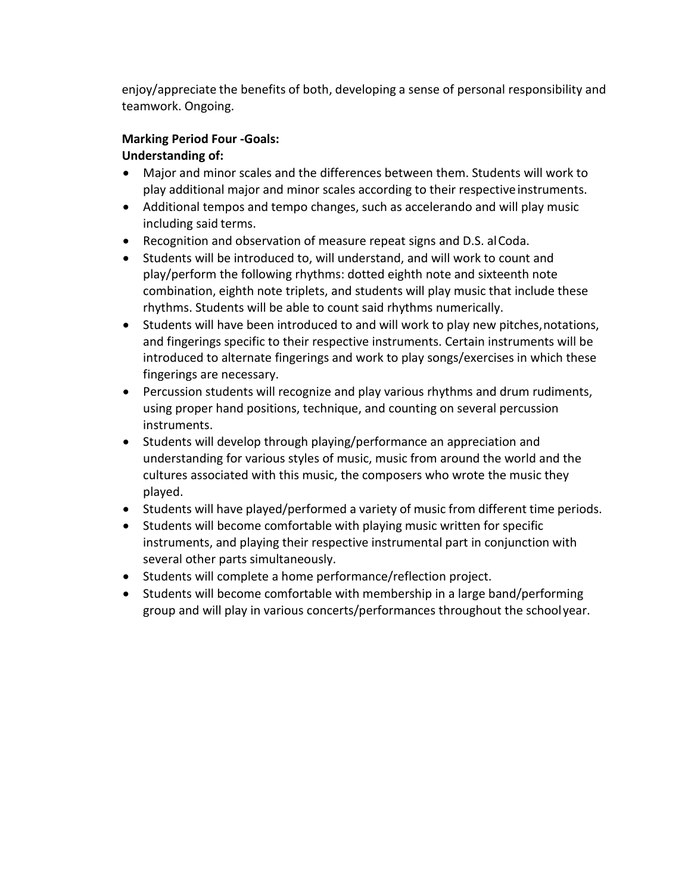enjoy/appreciate the benefits of both, developing a sense of personal responsibility and teamwork. Ongoing.

**Marking Period Four -Goals:**
**Understanding of:**

- Major and minor scales and the differences between them. Students will work to play additional major and minor scales according to their respective instruments.
- Additional tempos and tempo changes, such as accelerando and will play music including said terms.
- Recognition and observation of measure repeat signs and D.S. al Coda.
- Students will be introduced to, will understand, and will work to count and play/perform the following rhythms: dotted eighth note and sixteenth note combination, eighth note triplets, and students will play music that include these rhythms. Students will be able to count said rhythms numerically.
- Students will have been introduced to and will work to play new pitches, notations, and fingerings specific to their respective instruments. Certain instruments will be introduced to alternate fingerings and work to play songs/exercises in which these fingerings are necessary.
- Percussion students will recognize and play various rhythms and drum rudiments, using proper hand positions, technique, and counting on several percussion instruments.
- Students will develop through playing/performance an appreciation and understanding for various styles of music, music from around the world and the cultures associated with this music, the composers who wrote the music they played.
- Students will have played/performed a variety of music from different time periods.
- Students will become comfortable with playing music written for specific instruments, and playing their respective instrumental part in conjunction with several other parts simultaneously.
- Students will complete a home performance/reflection project.
- Students will become comfortable with membership in a large band/performing group and will play in various concerts/performances throughout the school year.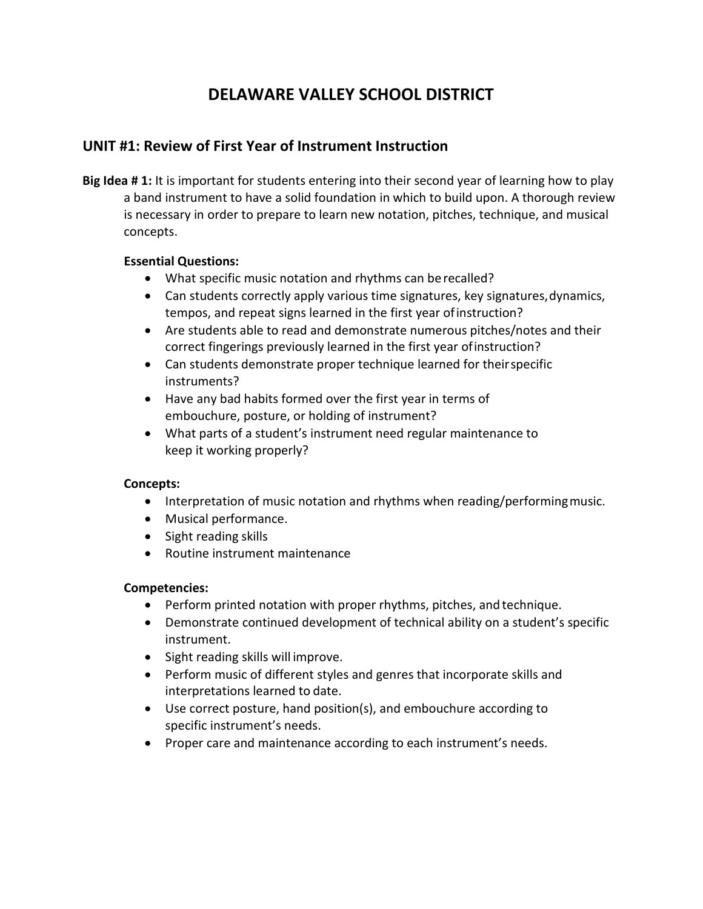# DELAWARE VALLEY SCHOOL DISTRICT

## UNIT #1: Review of First Year of Instrument Instruction

**Big Idea # 1:** It is important for students entering into their second year of learning how to play a band instrument to have a solid foundation in which to build upon. A thorough review is necessary in order to prepare to learn new notation, pitches, technique, and musical concepts.

**Essential Questions:**

- What specific music notation and rhythms can be recalled?
- Can students correctly apply various time signatures, key signatures, dynamics, tempos, and repeat signs learned in the first year of instruction?
- Are students able to read and demonstrate numerous pitches/notes and their correct fingerings previously learned in the first year of instruction?
- Can students demonstrate proper technique learned for their specific instruments?
- Have any bad habits formed over the first year in terms of embouchure, posture, or holding of instrument?
- What parts of a student's instrument need regular maintenance to keep it working properly?

**Concepts:**

- Interpretation of music notation and rhythms when reading/performing music.
- Musical performance.
- Sight reading skills
- Routine instrument maintenance

**Competencies:**

- Perform printed notation with proper rhythms, pitches, and technique.
- Demonstrate continued development of technical ability on a student's specific instrument.
- Sight reading skills will improve.
- Perform music of different styles and genres that incorporate skills and interpretations learned to date.
- Use correct posture, hand position(s), and embouchure according to specific instrument's needs.
- Proper care and maintenance according to each instrument's needs.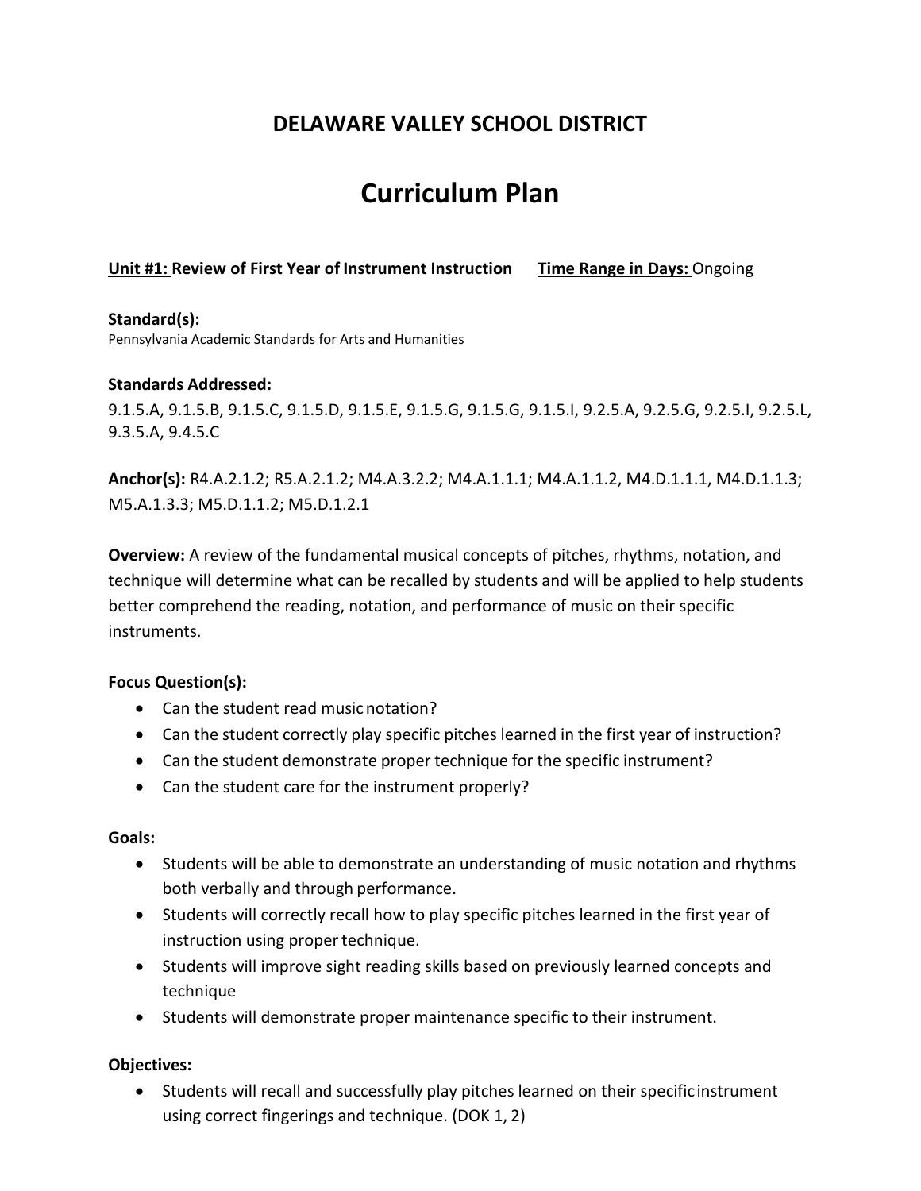## DELAWARE VALLEY SCHOOL DISTRICT

# Curriculum Plan

**Unit #1:** **Review of First Year of Instrument Instruction** **Time Range in Days:** Ongoing

**Standard(s):**
Pennsylvania Academic Standards for Arts and Humanities

**Standards Addressed:**
9.1.5.A, 9.1.5.B, 9.1.5.C, 9.1.5.D, 9.1.5.E, 9.1.5.G, 9.1.5.G, 9.1.5.I, 9.2.5.A, 9.2.5.G, 9.2.5.I, 9.2.5.L, 9.3.5.A, 9.4.5.C

**Anchor(s):** R4.A.2.1.2; R5.A.2.1.2; M4.A.3.2.2; M4.A.1.1.1; M4.A.1.1.2, M4.D.1.1.1, M4.D.1.1.3; M5.A.1.3.3; M5.D.1.1.2; M5.D.1.2.1

**Overview:** A review of the fundamental musical concepts of pitches, rhythms, notation, and technique will determine what can be recalled by students and will be applied to help students better comprehend the reading, notation, and performance of music on their specific instruments.

**Focus Question(s):**

- Can the student read music notation?
- Can the student correctly play specific pitches learned in the first year of instruction?
- Can the student demonstrate proper technique for the specific instrument?
- Can the student care for the instrument properly?

**Goals:**

- Students will be able to demonstrate an understanding of music notation and rhythms both verbally and through performance.
- Students will correctly recall how to play specific pitches learned in the first year of instruction using proper technique.
- Students will improve sight reading skills based on previously learned concepts and technique
- Students will demonstrate proper maintenance specific to their instrument.

**Objectives:**

- Students will recall and successfully play pitches learned on their specific instrument using correct fingerings and technique. (DOK 1, 2)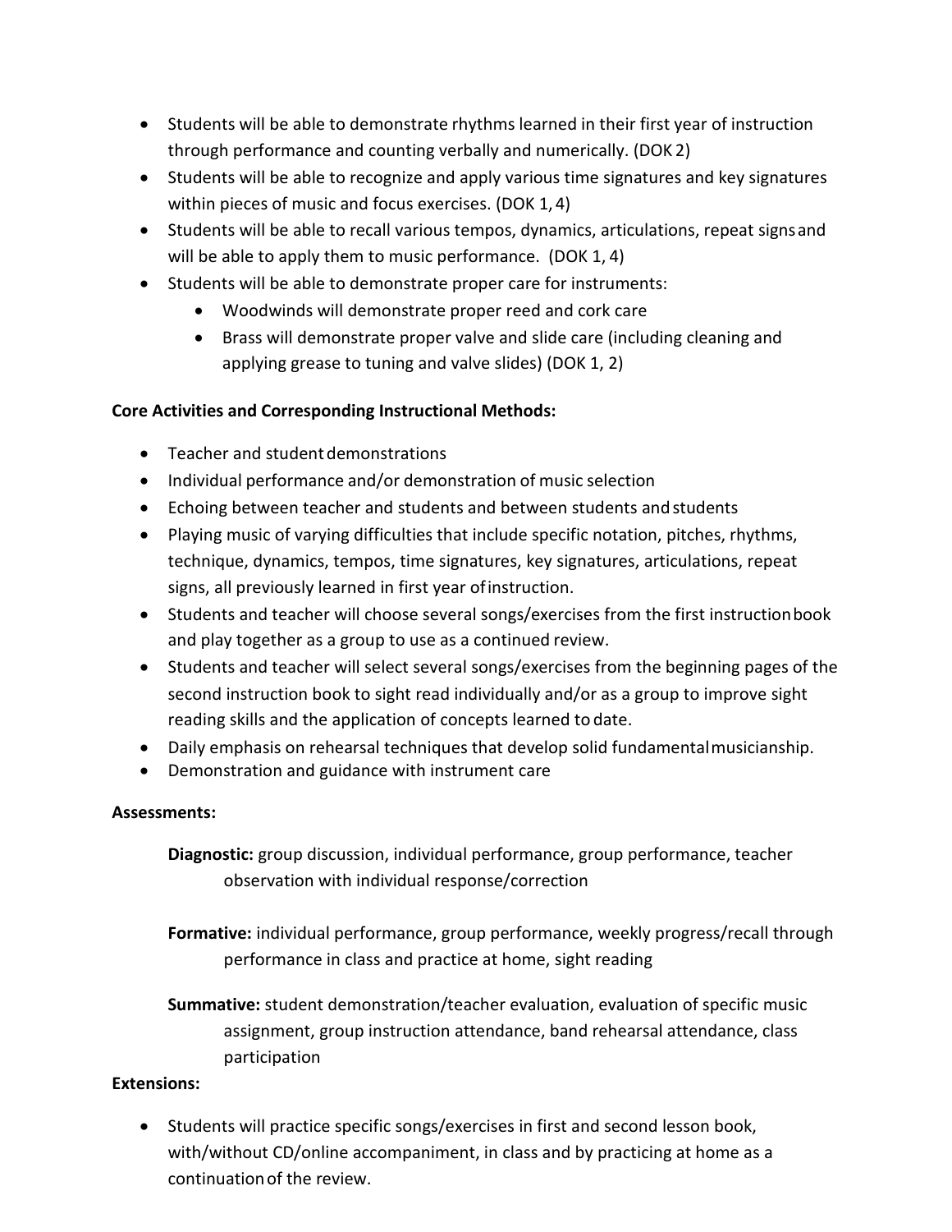- Students will be able to demonstrate rhythms learned in their first year of instruction through performance and counting verbally and numerically. (DOK 2)
- Students will be able to recognize and apply various time signatures and key signatures within pieces of music and focus exercises. (DOK 1, 4)
- Students will be able to recall various tempos, dynamics, articulations, repeat signs and will be able to apply them to music performance. (DOK 1, 4)
- Students will be able to demonstrate proper care for instruments:
  - Woodwinds will demonstrate proper reed and cork care
  - Brass will demonstrate proper valve and slide care (including cleaning and applying grease to tuning and valve slides) (DOK 1, 2)

**Core Activities and Corresponding Instructional Methods:**

- Teacher and student demonstrations
- Individual performance and/or demonstration of music selection
- Echoing between teacher and students and between students and students
- Playing music of varying difficulties that include specific notation, pitches, rhythms, technique, dynamics, tempos, time signatures, key signatures, articulations, repeat signs, all previously learned in first year of instruction.
- Students and teacher will choose several songs/exercises from the first instruction book and play together as a group to use as a continued review.
- Students and teacher will select several songs/exercises from the beginning pages of the second instruction book to sight read individually and/or as a group to improve sight reading skills and the application of concepts learned to date.
- Daily emphasis on rehearsal techniques that develop solid fundamental musicianship.
- Demonstration and guidance with instrument care

**Assessments:**

**Diagnostic:** group discussion, individual performance, group performance, teacher observation with individual response/correction

**Formative:** individual performance, group performance, weekly progress/recall through performance in class and practice at home, sight reading

**Summative:** student demonstration/teacher evaluation, evaluation of specific music assignment, group instruction attendance, band rehearsal attendance, class participation

**Extensions:**

- Students will practice specific songs/exercises in first and second lesson book, with/without CD/online accompaniment, in class and by practicing at home as a continuation of the review.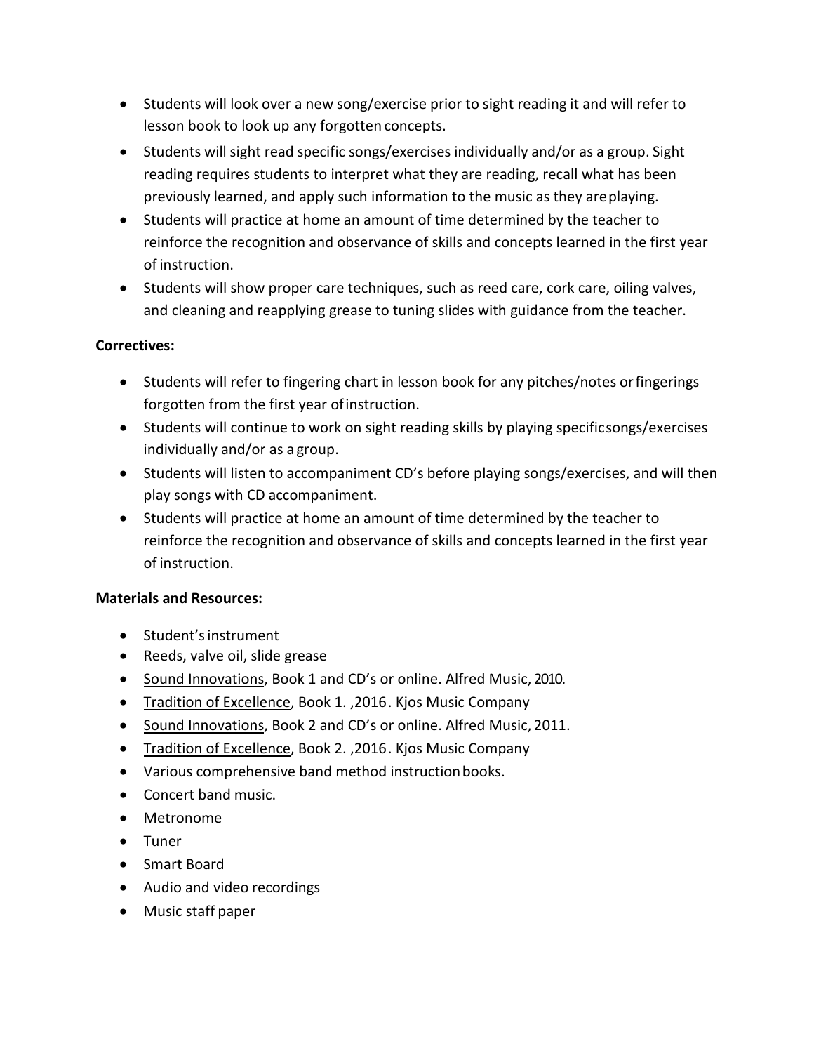- Students will look over a new song/exercise prior to sight reading it and will refer to lesson book to look up any forgotten concepts.
- Students will sight read specific songs/exercises individually and/or as a group. Sight reading requires students to interpret what they are reading, recall what has been previously learned, and apply such information to the music as they are playing.
- Students will practice at home an amount of time determined by the teacher to reinforce the recognition and observance of skills and concepts learned in the first year of instruction.
- Students will show proper care techniques, such as reed care, cork care, oiling valves, and cleaning and reapplying grease to tuning slides with guidance from the teacher.

**Correctives:**

- Students will refer to fingering chart in lesson book for any pitches/notes or fingerings forgotten from the first year of instruction.
- Students will continue to work on sight reading skills by playing specific songs/exercises individually and/or as a group.
- Students will listen to accompaniment CD's before playing songs/exercises, and will then play songs with CD accompaniment.
- Students will practice at home an amount of time determined by the teacher to reinforce the recognition and observance of skills and concepts learned in the first year of instruction.

**Materials and Resources:**

- Student's instrument
- Reeds, valve oil, slide grease
- Sound Innovations, Book 1 and CD's or online. Alfred Music, 2010.
- Tradition of Excellence, Book 1. ,2016. Kjos Music Company
- Sound Innovations, Book 2 and CD's or online. Alfred Music, 2011.
- Tradition of Excellence, Book 2. ,2016. Kjos Music Company
- Various comprehensive band method instruction books.
- Concert band music.
- Metronome
- Tuner
- Smart Board
- Audio and video recordings
- Music staff paper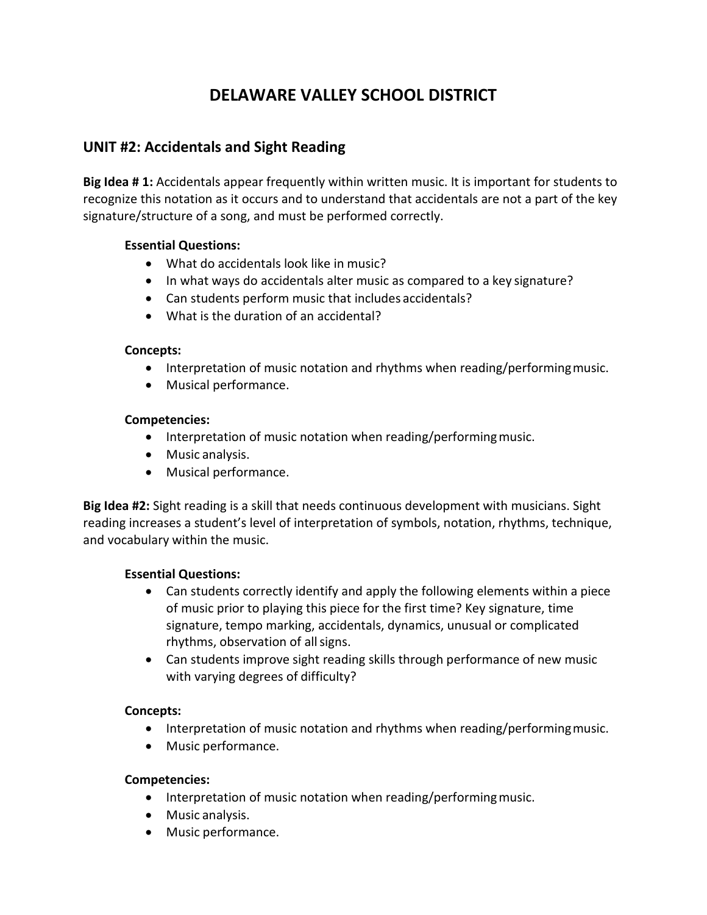# DELAWARE VALLEY SCHOOL DISTRICT

## UNIT #2: Accidentals and Sight Reading

**Big Idea # 1:** Accidentals appear frequently within written music. It is important for students to recognize this notation as it occurs and to understand that accidentals are not a part of the key signature/structure of a song, and must be performed correctly.

**Essential Questions:**

- What do accidentals look like in music?
- In what ways do accidentals alter music as compared to a key signature?
- Can students perform music that includes accidentals?
- What is the duration of an accidental?

**Concepts:**

- Interpretation of music notation and rhythms when reading/performing music.
- Musical performance.

**Competencies:**

- Interpretation of music notation when reading/performing music.
- Music analysis.
- Musical performance.

**Big Idea #2:** Sight reading is a skill that needs continuous development with musicians. Sight reading increases a student's level of interpretation of symbols, notation, rhythms, technique, and vocabulary within the music.

**Essential Questions:**

- Can students correctly identify and apply the following elements within a piece of music prior to playing this piece for the first time? Key signature, time signature, tempo marking, accidentals, dynamics, unusual or complicated rhythms, observation of all signs.
- Can students improve sight reading skills through performance of new music with varying degrees of difficulty?

**Concepts:**

- Interpretation of music notation and rhythms when reading/performing music.
- Music performance.

**Competencies:**

- Interpretation of music notation when reading/performing music.
- Music analysis.
- Music performance.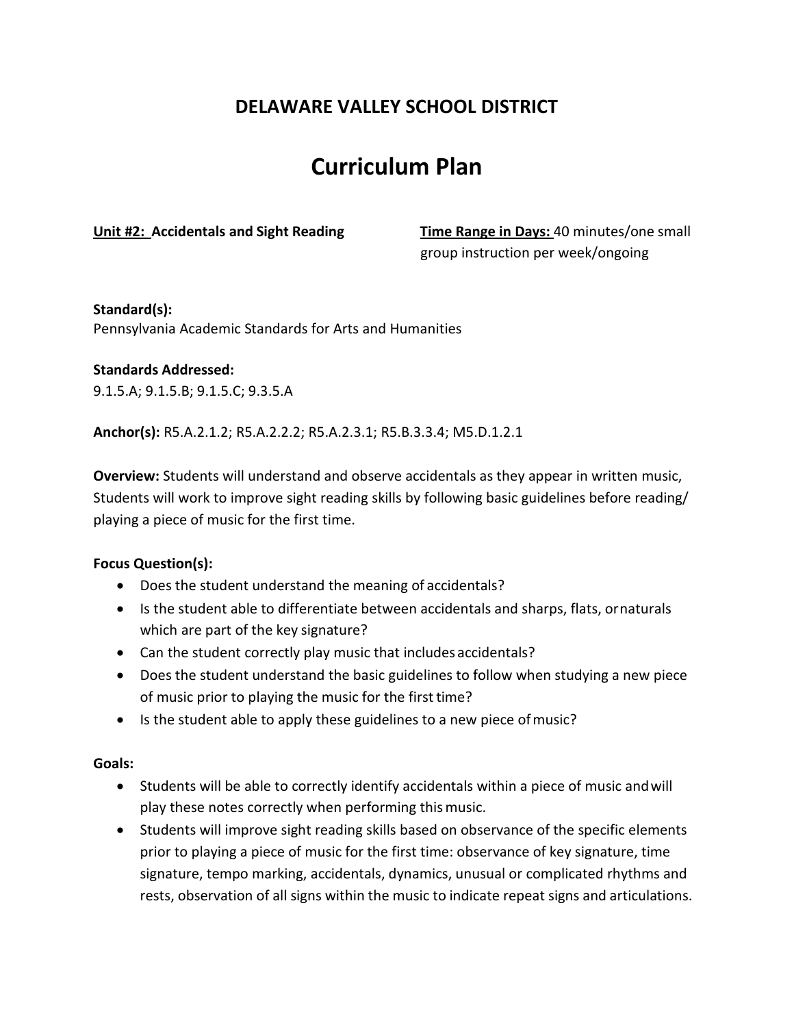## DELAWARE VALLEY SCHOOL DISTRICT

# Curriculum Plan

**Unit #2: Accidentals and Sight Reading**

**Time Range in Days:** 40 minutes/one small group instruction per week/ongoing

**Standard(s):**
Pennsylvania Academic Standards for Arts and Humanities

**Standards Addressed:**
9.1.5.A; 9.1.5.B; 9.1.5.C; 9.3.5.A

**Anchor(s):** R5.A.2.1.2; R5.A.2.2.2; R5.A.2.3.1; R5.B.3.3.4; M5.D.1.2.1

**Overview:** Students will understand and observe accidentals as they appear in written music, Students will work to improve sight reading skills by following basic guidelines before reading/ playing a piece of music for the first time.

**Focus Question(s):**

- Does the student understand the meaning of accidentals?
- Is the student able to differentiate between accidentals and sharps, flats, or naturals which are part of the key signature?
- Can the student correctly play music that includes accidentals?
- Does the student understand the basic guidelines to follow when studying a new piece of music prior to playing the music for the first time?
- Is the student able to apply these guidelines to a new piece of music?

**Goals:**

- Students will be able to correctly identify accidentals within a piece of music and will play these notes correctly when performing this music.
- Students will improve sight reading skills based on observance of the specific elements prior to playing a piece of music for the first time: observance of key signature, time signature, tempo marking, accidentals, dynamics, unusual or complicated rhythms and rests, observation of all signs within the music to indicate repeat signs and articulations.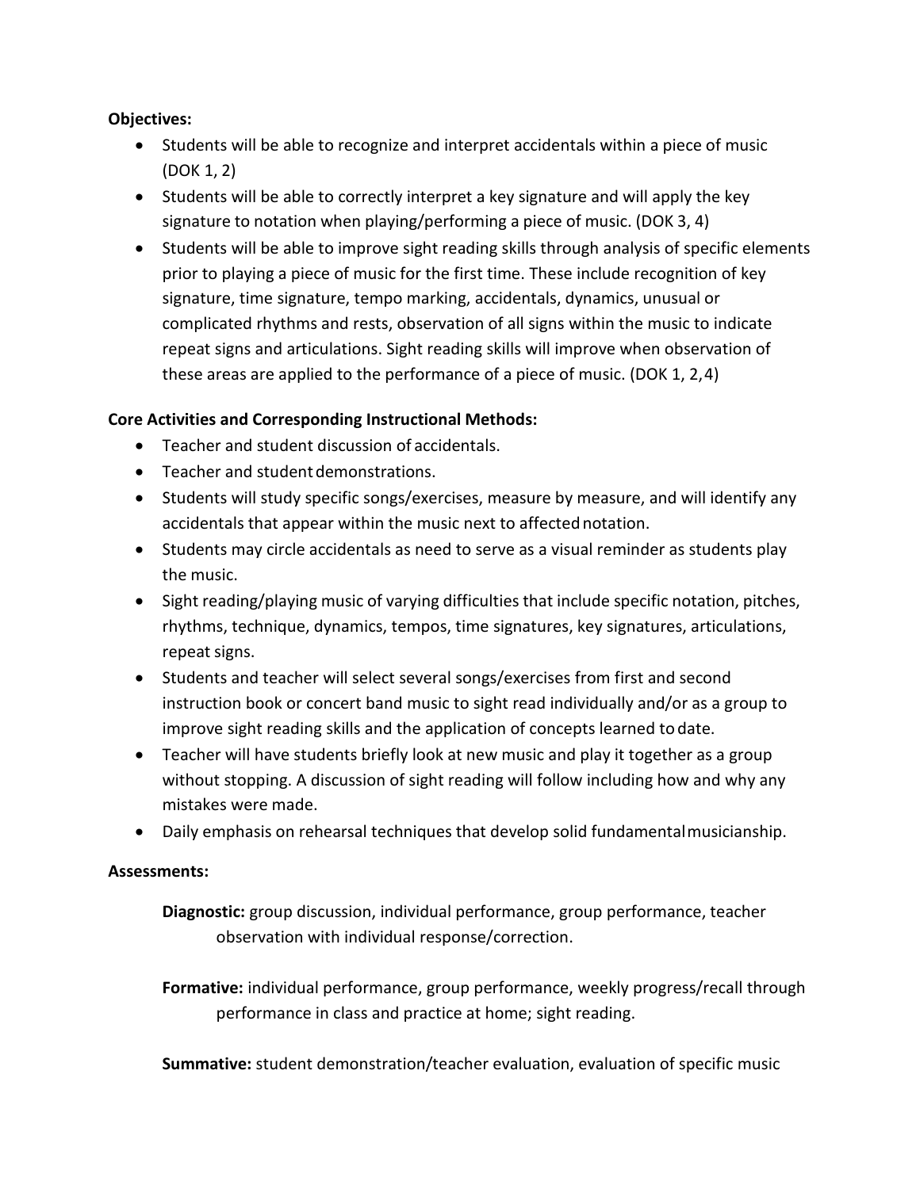**Objectives:**

- Students will be able to recognize and interpret accidentals within a piece of music (DOK 1, 2)
- Students will be able to correctly interpret a key signature and will apply the key signature to notation when playing/performing a piece of music. (DOK 3, 4)
- Students will be able to improve sight reading skills through analysis of specific elements prior to playing a piece of music for the first time. These include recognition of key signature, time signature, tempo marking, accidentals, dynamics, unusual or complicated rhythms and rests, observation of all signs within the music to indicate repeat signs and articulations. Sight reading skills will improve when observation of these areas are applied to the performance of a piece of music. (DOK 1, 2,4)

**Core Activities and Corresponding Instructional Methods:**

- Teacher and student discussion of accidentals.
- Teacher and student demonstrations.
- Students will study specific songs/exercises, measure by measure, and will identify any accidentals that appear within the music next to affected notation.
- Students may circle accidentals as need to serve as a visual reminder as students play the music.
- Sight reading/playing music of varying difficulties that include specific notation, pitches, rhythms, technique, dynamics, tempos, time signatures, key signatures, articulations, repeat signs.
- Students and teacher will select several songs/exercises from first and second instruction book or concert band music to sight read individually and/or as a group to improve sight reading skills and the application of concepts learned to date.
- Teacher will have students briefly look at new music and play it together as a group without stopping. A discussion of sight reading will follow including how and why any mistakes were made.
- Daily emphasis on rehearsal techniques that develop solid fundamental musicianship.

**Assessments:**

**Diagnostic:** group discussion, individual performance, group performance, teacher observation with individual response/correction.

**Formative:** individual performance, group performance, weekly progress/recall through performance in class and practice at home; sight reading.

**Summative:** student demonstration/teacher evaluation, evaluation of specific music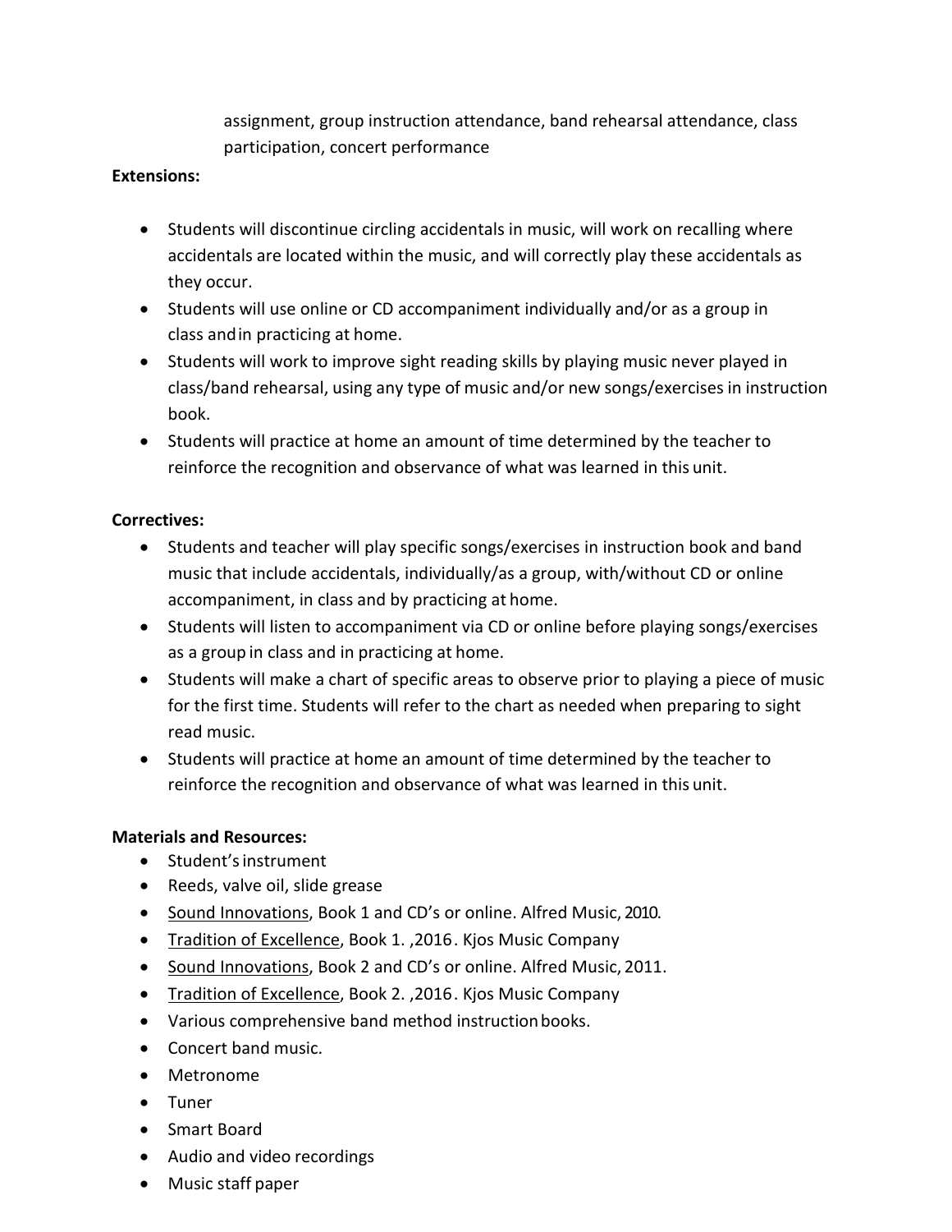assignment, group instruction attendance, band rehearsal attendance, class participation, concert performance

**Extensions:**

- Students will discontinue circling accidentals in music, will work on recalling where accidentals are located within the music, and will correctly play these accidentals as they occur.
- Students will use online or CD accompaniment individually and/or as a group in class and in practicing at home.
- Students will work to improve sight reading skills by playing music never played in class/band rehearsal, using any type of music and/or new songs/exercises in instruction book.
- Students will practice at home an amount of time determined by the teacher to reinforce the recognition and observance of what was learned in this unit.

**Correctives:**

- Students and teacher will play specific songs/exercises in instruction book and band music that include accidentals, individually/as a group, with/without CD or online accompaniment, in class and by practicing at home.
- Students will listen to accompaniment via CD or online before playing songs/exercises as a group in class and in practicing at home.
- Students will make a chart of specific areas to observe prior to playing a piece of music for the first time. Students will refer to the chart as needed when preparing to sight read music.
- Students will practice at home an amount of time determined by the teacher to reinforce the recognition and observance of what was learned in this unit.

**Materials and Resources:**

- Student's instrument
- Reeds, valve oil, slide grease
- Sound Innovations, Book 1 and CD's or online. Alfred Music, 2010.
- Tradition of Excellence, Book 1. ,2016. Kjos Music Company
- Sound Innovations, Book 2 and CD's or online. Alfred Music, 2011.
- Tradition of Excellence, Book 2. ,2016. Kjos Music Company
- Various comprehensive band method instruction books.
- Concert band music.
- Metronome
- Tuner
- Smart Board
- Audio and video recordings
- Music staff paper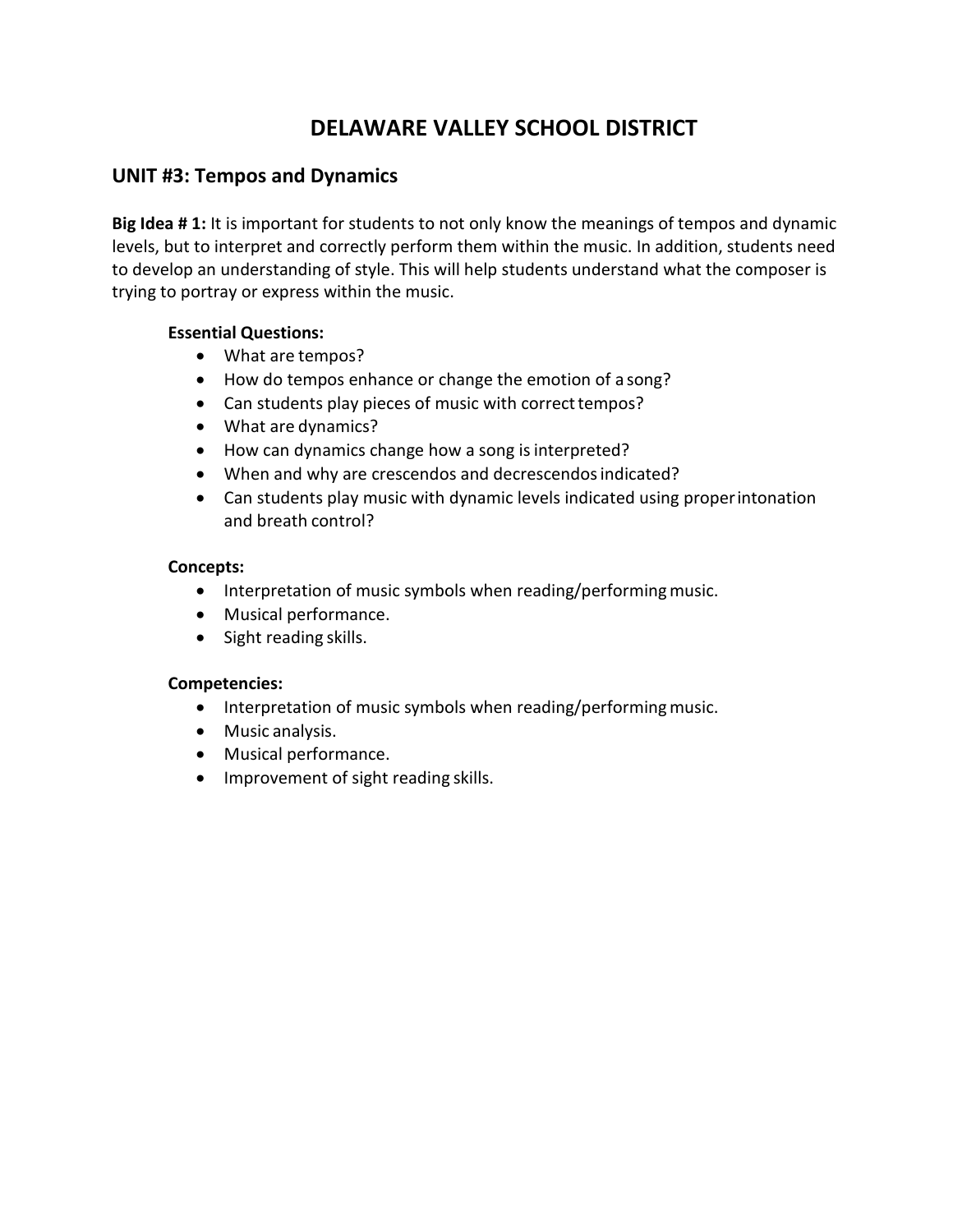# DELAWARE VALLEY SCHOOL DISTRICT

## UNIT #3: Tempos and Dynamics

**Big Idea # 1:** It is important for students to not only know the meanings of tempos and dynamic levels, but to interpret and correctly perform them within the music. In addition, students need to develop an understanding of style. This will help students understand what the composer is trying to portray or express within the music.

**Essential Questions:**

- What are tempos?
- How do tempos enhance or change the emotion of a song?
- Can students play pieces of music with correct tempos?
- What are dynamics?
- How can dynamics change how a song is interpreted?
- When and why are crescendos and decrescendos indicated?
- Can students play music with dynamic levels indicated using proper intonation and breath control?

**Concepts:**

- Interpretation of music symbols when reading/performing music.
- Musical performance.
- Sight reading skills.

**Competencies:**

- Interpretation of music symbols when reading/performing music.
- Music analysis.
- Musical performance.
- Improvement of sight reading skills.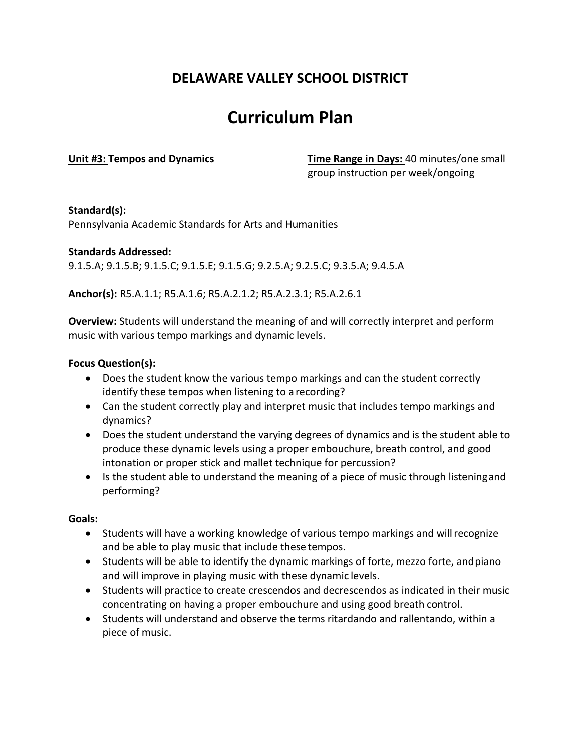# DELAWARE VALLEY SCHOOL DISTRICT

# Curriculum Plan

**Unit #3: Tempos and Dynamics**

**Time Range in Days:** 40 minutes/one small group instruction per week/ongoing

**Standard(s):**
Pennsylvania Academic Standards for Arts and Humanities

**Standards Addressed:**
9.1.5.A; 9.1.5.B; 9.1.5.C; 9.1.5.E; 9.1.5.G; 9.2.5.A; 9.2.5.C; 9.3.5.A; 9.4.5.A

**Anchor(s):** R5.A.1.1; R5.A.1.6; R5.A.2.1.2; R5.A.2.3.1; R5.A.2.6.1

**Overview:** Students will understand the meaning of and will correctly interpret and perform music with various tempo markings and dynamic levels.

**Focus Question(s):**

- Does the student know the various tempo markings and can the student correctly identify these tempos when listening to a recording?
- Can the student correctly play and interpret music that includes tempo markings and dynamics?
- Does the student understand the varying degrees of dynamics and is the student able to produce these dynamic levels using a proper embouchure, breath control, and good intonation or proper stick and mallet technique for percussion?
- Is the student able to understand the meaning of a piece of music through listening and performing?

**Goals:**

- Students will have a working knowledge of various tempo markings and will recognize and be able to play music that include these tempos.
- Students will be able to identify the dynamic markings of forte, mezzo forte, and piano and will improve in playing music with these dynamic levels.
- Students will practice to create crescendos and decrescendos as indicated in their music concentrating on having a proper embouchure and using good breath control.
- Students will understand and observe the terms ritardando and rallentando, within a piece of music.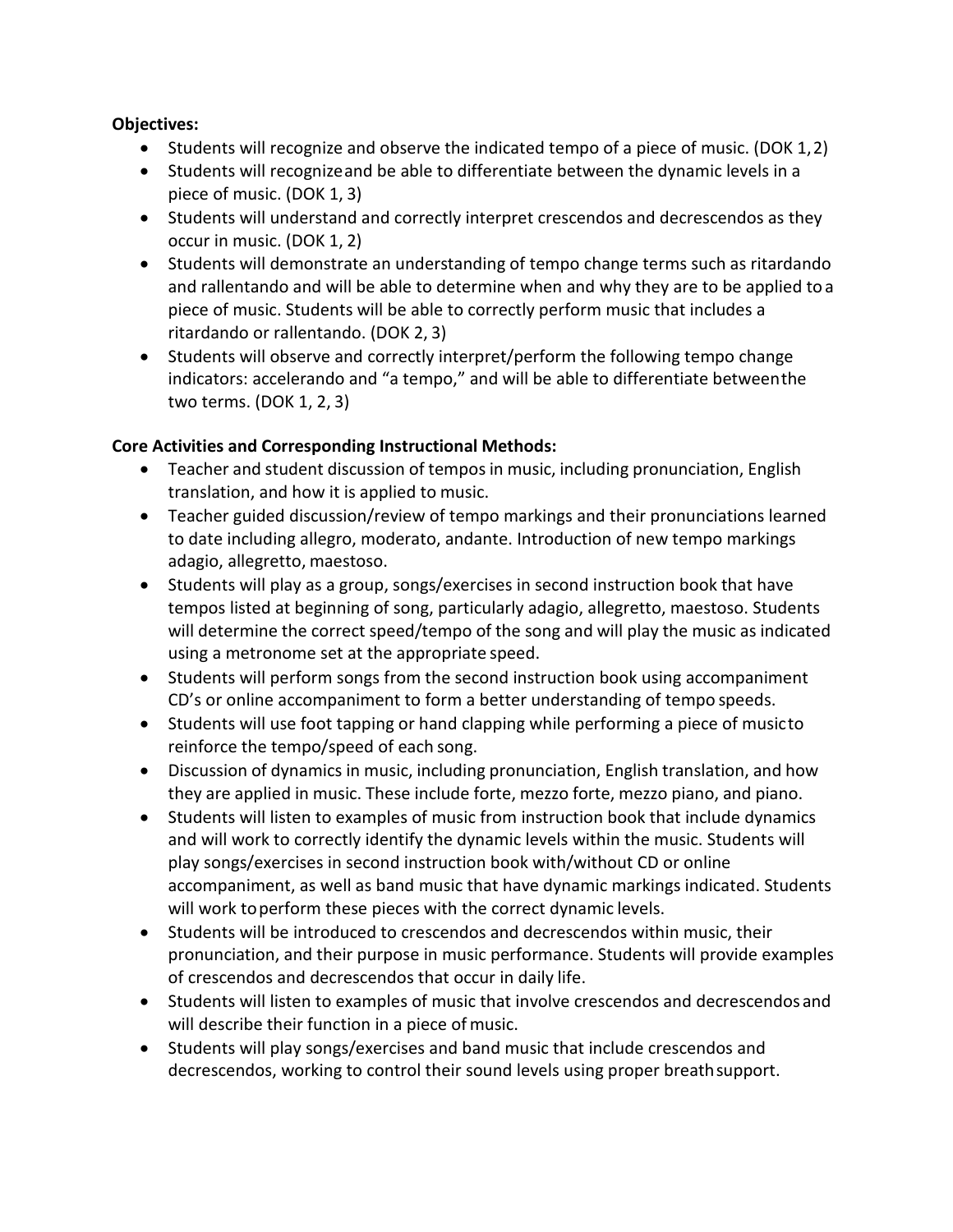**Objectives:**

- Students will recognize and observe the indicated tempo of a piece of music. (DOK 1, 2)
- Students will recognize and be able to differentiate between the dynamic levels in a piece of music. (DOK 1, 3)
- Students will understand and correctly interpret crescendos and decrescendos as they occur in music. (DOK 1, 2)
- Students will demonstrate an understanding of tempo change terms such as ritardando and rallentando and will be able to determine when and why they are to be applied to a piece of music. Students will be able to correctly perform music that includes a ritardando or rallentando. (DOK 2, 3)
- Students will observe and correctly interpret/perform the following tempo change indicators: accelerando and "a tempo," and will be able to differentiate between the two terms. (DOK 1, 2, 3)

**Core Activities and Corresponding Instructional Methods:**

- Teacher and student discussion of tempos in music, including pronunciation, English translation, and how it is applied to music.
- Teacher guided discussion/review of tempo markings and their pronunciations learned to date including allegro, moderato, andante. Introduction of new tempo markings adagio, allegretto, maestoso.
- Students will play as a group, songs/exercises in second instruction book that have tempos listed at beginning of song, particularly adagio, allegretto, maestoso. Students will determine the correct speed/tempo of the song and will play the music as indicated using a metronome set at the appropriate speed.
- Students will perform songs from the second instruction book using accompaniment CD's or online accompaniment to form a better understanding of tempo speeds.
- Students will use foot tapping or hand clapping while performing a piece of music to reinforce the tempo/speed of each song.
- Discussion of dynamics in music, including pronunciation, English translation, and how they are applied in music. These include forte, mezzo forte, mezzo piano, and piano.
- Students will listen to examples of music from instruction book that include dynamics and will work to correctly identify the dynamic levels within the music. Students will play songs/exercises in second instruction book with/without CD or online accompaniment, as well as band music that have dynamic markings indicated. Students will work to perform these pieces with the correct dynamic levels.
- Students will be introduced to crescendos and decrescendos within music, their pronunciation, and their purpose in music performance. Students will provide examples of crescendos and decrescendos that occur in daily life.
- Students will listen to examples of music that involve crescendos and decrescendos and will describe their function in a piece of music.
- Students will play songs/exercises and band music that include crescendos and decrescendos, working to control their sound levels using proper breath support.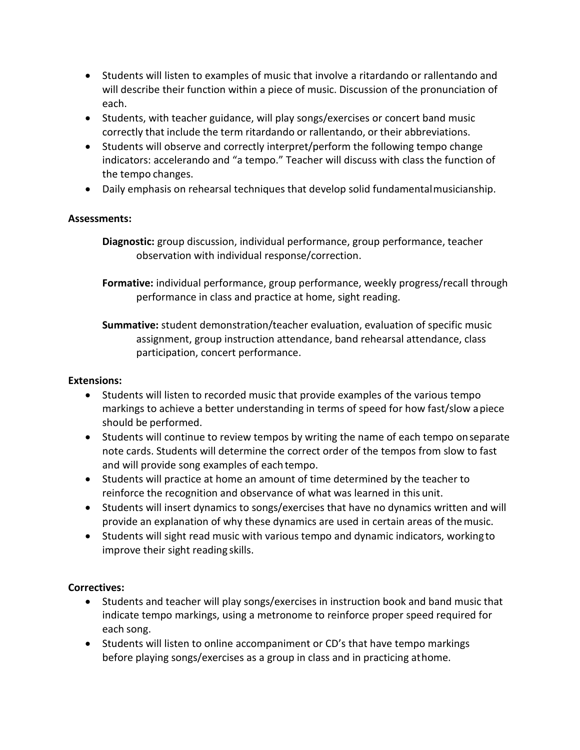- Students will listen to examples of music that involve a ritardando or rallentando and will describe their function within a piece of music. Discussion of the pronunciation of each.
- Students, with teacher guidance, will play songs/exercises or concert band music correctly that include the term ritardando or rallentando, or their abbreviations.
- Students will observe and correctly interpret/perform the following tempo change indicators: accelerando and "a tempo." Teacher will discuss with class the function of the tempo changes.
- Daily emphasis on rehearsal techniques that develop solid fundamental musicianship.

**Assessments:**

**Diagnostic:** group discussion, individual performance, group performance, teacher observation with individual response/correction.

**Formative:** individual performance, group performance, weekly progress/recall through performance in class and practice at home, sight reading.

**Summative:** student demonstration/teacher evaluation, evaluation of specific music assignment, group instruction attendance, band rehearsal attendance, class participation, concert performance.

**Extensions:**

- Students will listen to recorded music that provide examples of the various tempo markings to achieve a better understanding in terms of speed for how fast/slow a piece should be performed.
- Students will continue to review tempos by writing the name of each tempo on separate note cards. Students will determine the correct order of the tempos from slow to fast and will provide song examples of each tempo.
- Students will practice at home an amount of time determined by the teacher to reinforce the recognition and observance of what was learned in this unit.
- Students will insert dynamics to songs/exercises that have no dynamics written and will provide an explanation of why these dynamics are used in certain areas of the music.
- Students will sight read music with various tempo and dynamic indicators, working to improve their sight reading skills.

**Correctives:**

- Students and teacher will play songs/exercises in instruction book and band music that indicate tempo markings, using a metronome to reinforce proper speed required for each song.
- Students will listen to online accompaniment or CD's that have tempo markings before playing songs/exercises as a group in class and in practicing at home.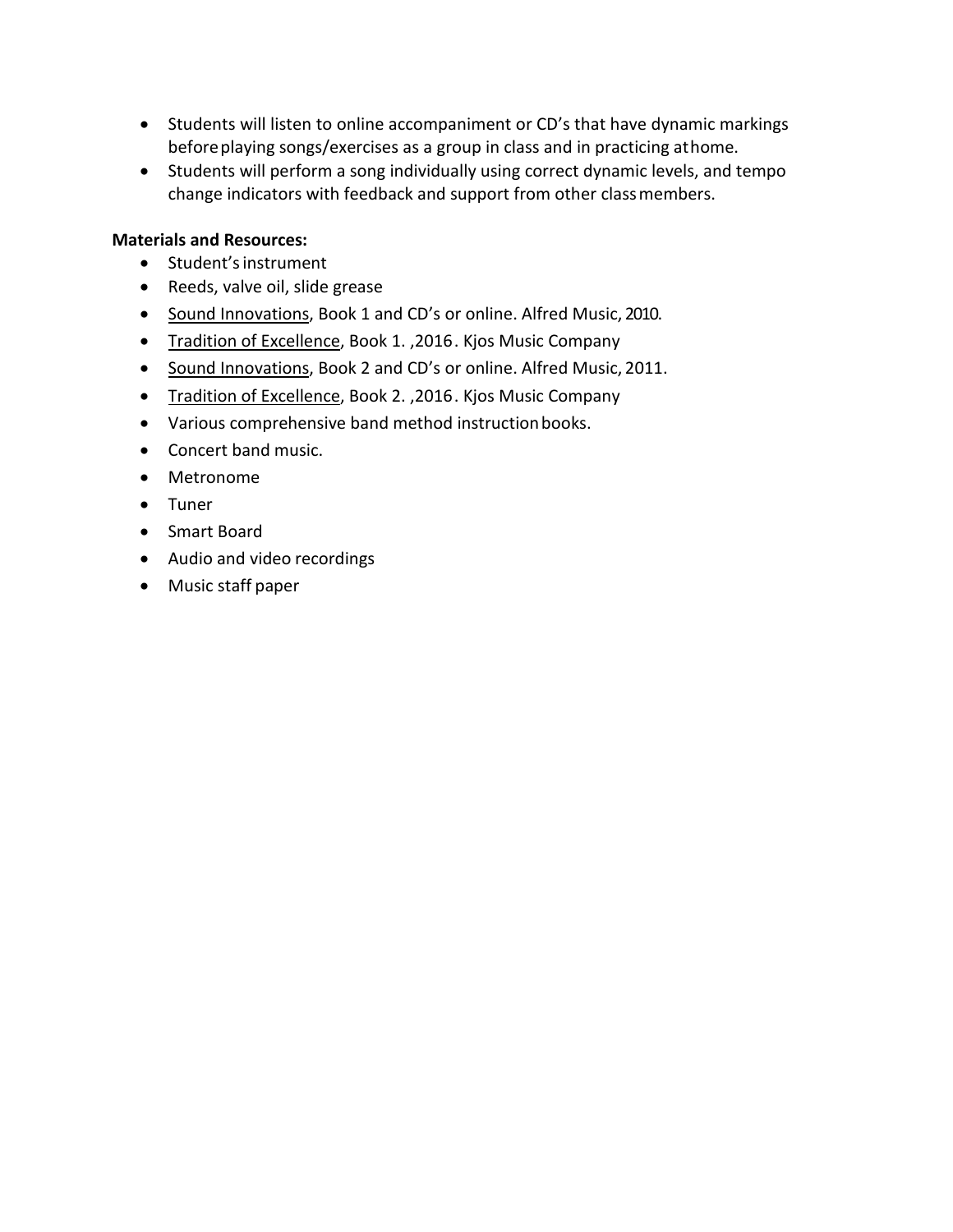- Students will listen to online accompaniment or CD's that have dynamic markings before playing songs/exercises as a group in class and in practicing at home.
- Students will perform a song individually using correct dynamic levels, and tempo change indicators with feedback and support from other class members.

**Materials and Resources:**

- Student's instrument
- Reeds, valve oil, slide grease
- Sound Innovations, Book 1 and CD's or online. Alfred Music, 2010.
- Tradition of Excellence, Book 1. ,2016. Kjos Music Company
- Sound Innovations, Book 2 and CD's or online. Alfred Music, 2011.
- Tradition of Excellence, Book 2. ,2016. Kjos Music Company
- Various comprehensive band method instruction books.
- Concert band music.
- Metronome
- Tuner
- Smart Board
- Audio and video recordings
- Music staff paper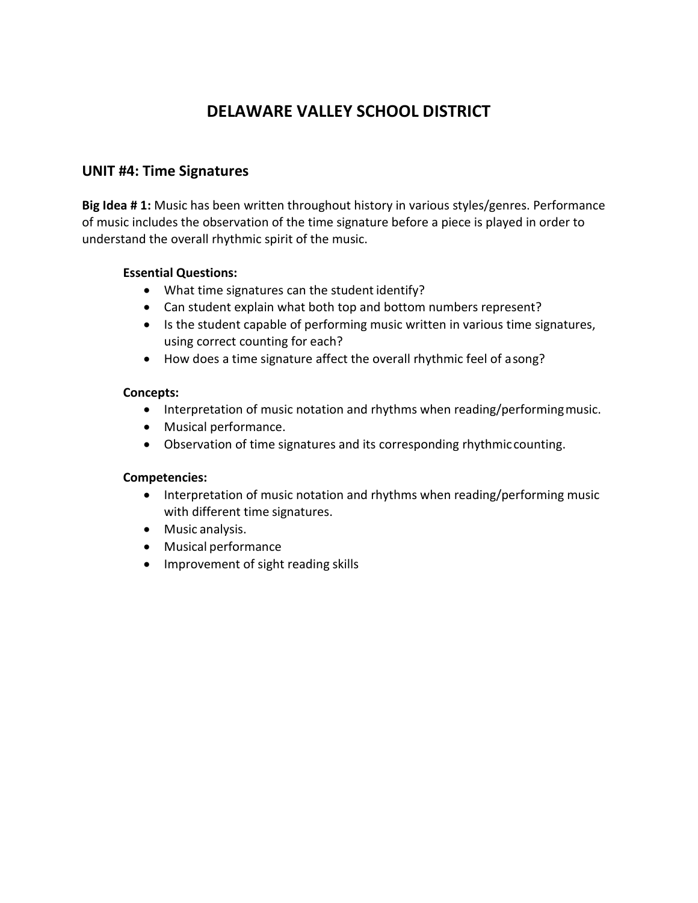# DELAWARE VALLEY SCHOOL DISTRICT

## UNIT #4: Time Signatures

**Big Idea # 1:** Music has been written throughout history in various styles/genres. Performance of music includes the observation of the time signature before a piece is played in order to understand the overall rhythmic spirit of the music.

**Essential Questions:**

- What time signatures can the student identify?
- Can student explain what both top and bottom numbers represent?
- Is the student capable of performing music written in various time signatures, using correct counting for each?
- How does a time signature affect the overall rhythmic feel of a song?

**Concepts:**

- Interpretation of music notation and rhythms when reading/performing music.
- Musical performance.
- Observation of time signatures and its corresponding rhythmic counting.

**Competencies:**

- Interpretation of music notation and rhythms when reading/performing music with different time signatures.
- Music analysis.
- Musical performance
- Improvement of sight reading skills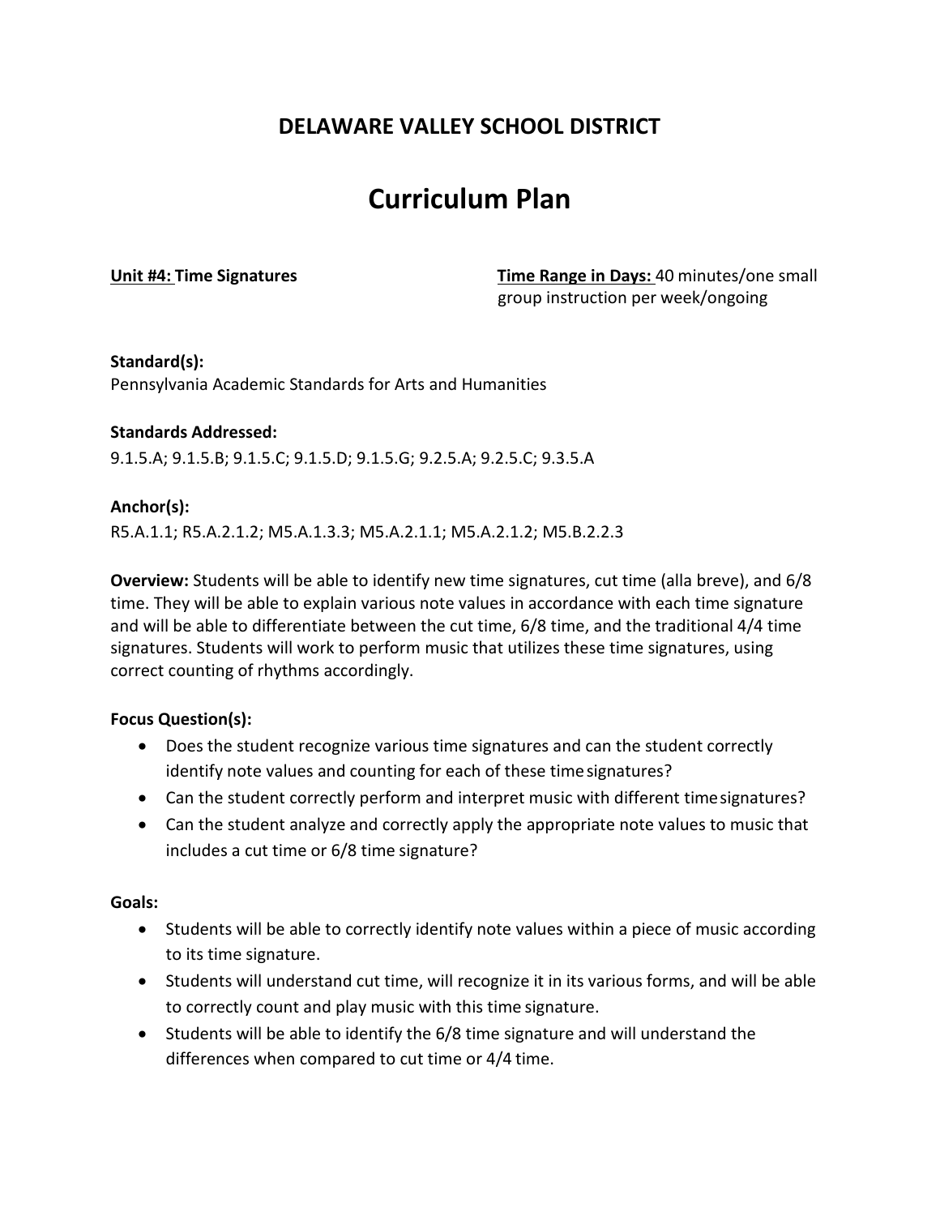## DELAWARE VALLEY SCHOOL DISTRICT

# Curriculum Plan

**Unit #4:** **Time Signatures**

**Time Range in Days:** 40 minutes/one small group instruction per week/ongoing

**Standard(s):**
Pennsylvania Academic Standards for Arts and Humanities

**Standards Addressed:**
9.1.5.A; 9.1.5.B; 9.1.5.C; 9.1.5.D; 9.1.5.G; 9.2.5.A; 9.2.5.C; 9.3.5.A

**Anchor(s):**
R5.A.1.1; R5.A.2.1.2; M5.A.1.3.3; M5.A.2.1.1; M5.A.2.1.2; M5.B.2.2.3

**Overview:** Students will be able to identify new time signatures, cut time (alla breve), and 6/8 time. They will be able to explain various note values in accordance with each time signature and will be able to differentiate between the cut time, 6/8 time, and the traditional 4/4 time signatures. Students will work to perform music that utilizes these time signatures, using correct counting of rhythms accordingly.

**Focus Question(s):**

- Does the student recognize various time signatures and can the student correctly identify note values and counting for each of these time signatures?
- Can the student correctly perform and interpret music with different time signatures?
- Can the student analyze and correctly apply the appropriate note values to music that includes a cut time or 6/8 time signature?

**Goals:**

- Students will be able to correctly identify note values within a piece of music according to its time signature.
- Students will understand cut time, will recognize it in its various forms, and will be able to correctly count and play music with this time signature.
- Students will be able to identify the 6/8 time signature and will understand the differences when compared to cut time or 4/4 time.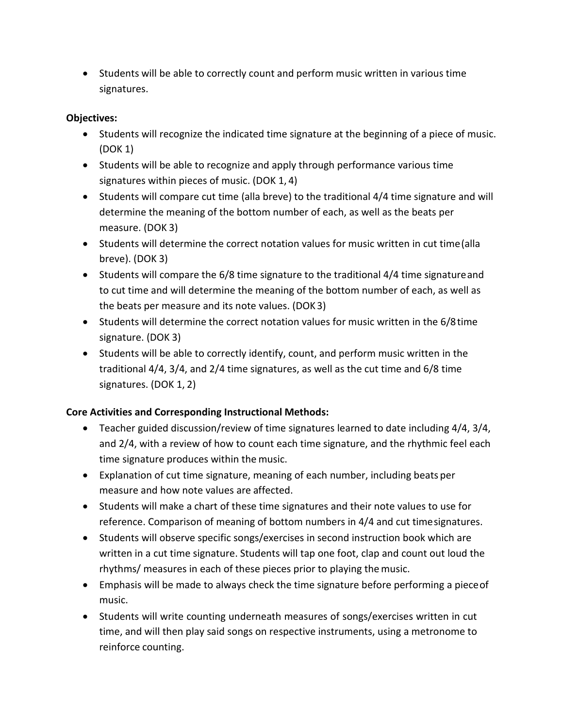- Students will be able to correctly count and perform music written in various time signatures.

**Objectives:**

- Students will recognize the indicated time signature at the beginning of a piece of music. (DOK 1)
- Students will be able to recognize and apply through performance various time signatures within pieces of music. (DOK 1, 4)
- Students will compare cut time (alla breve) to the traditional 4/4 time signature and will determine the meaning of the bottom number of each, as well as the beats per measure. (DOK 3)
- Students will determine the correct notation values for music written in cut time (alla breve). (DOK 3)
- Students will compare the 6/8 time signature to the traditional 4/4 time signature and to cut time and will determine the meaning of the bottom number of each, as well as the beats per measure and its note values. (DOK 3)
- Students will determine the correct notation values for music written in the 6/8 time signature. (DOK 3)
- Students will be able to correctly identify, count, and perform music written in the traditional 4/4, 3/4, and 2/4 time signatures, as well as the cut time and 6/8 time signatures. (DOK 1, 2)

**Core Activities and Corresponding Instructional Methods:**

- Teacher guided discussion/review of time signatures learned to date including 4/4, 3/4, and 2/4, with a review of how to count each time signature, and the rhythmic feel each time signature produces within the music.
- Explanation of cut time signature, meaning of each number, including beats per measure and how note values are affected.
- Students will make a chart of these time signatures and their note values to use for reference. Comparison of meaning of bottom numbers in 4/4 and cut time signatures.
- Students will observe specific songs/exercises in second instruction book which are written in a cut time signature. Students will tap one foot, clap and count out loud the rhythms/ measures in each of these pieces prior to playing the music.
- Emphasis will be made to always check the time signature before performing a piece of music.
- Students will write counting underneath measures of songs/exercises written in cut time, and will then play said songs on respective instruments, using a metronome to reinforce counting.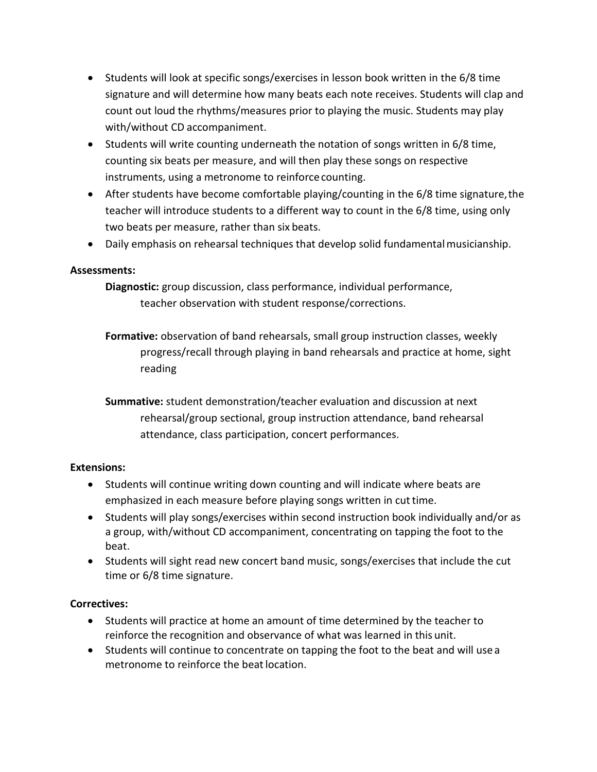- Students will look at specific songs/exercises in lesson book written in the 6/8 time signature and will determine how many beats each note receives. Students will clap and count out loud the rhythms/measures prior to playing the music. Students may play with/without CD accompaniment.
- Students will write counting underneath the notation of songs written in 6/8 time, counting six beats per measure, and will then play these songs on respective instruments, using a metronome to reinforce counting.
- After students have become comfortable playing/counting in the 6/8 time signature, the teacher will introduce students to a different way to count in the 6/8 time, using only two beats per measure, rather than six beats.
- Daily emphasis on rehearsal techniques that develop solid fundamental musicianship.

**Assessments:**

**Diagnostic:** group discussion, class performance, individual performance, teacher observation with student response/corrections.

**Formative:** observation of band rehearsals, small group instruction classes, weekly progress/recall through playing in band rehearsals and practice at home, sight reading

**Summative:** student demonstration/teacher evaluation and discussion at next rehearsal/group sectional, group instruction attendance, band rehearsal attendance, class participation, concert performances.

**Extensions:**

- Students will continue writing down counting and will indicate where beats are emphasized in each measure before playing songs written in cut time.
- Students will play songs/exercises within second instruction book individually and/or as a group, with/without CD accompaniment, concentrating on tapping the foot to the beat.
- Students will sight read new concert band music, songs/exercises that include the cut time or 6/8 time signature.

**Correctives:**

- Students will practice at home an amount of time determined by the teacher to reinforce the recognition and observance of what was learned in this unit.
- Students will continue to concentrate on tapping the foot to the beat and will use a metronome to reinforce the beat location.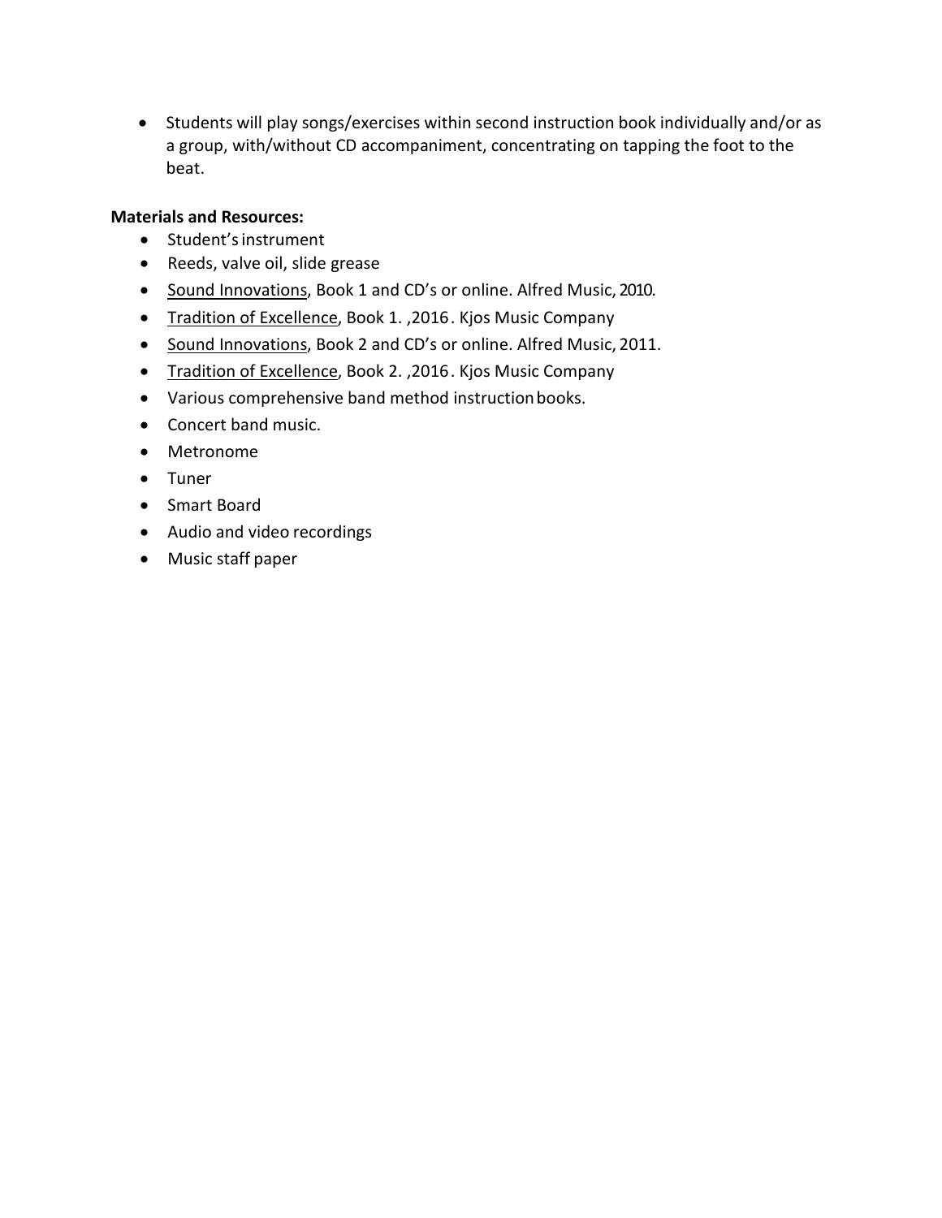- Students will play songs/exercises within second instruction book individually and/or as a group, with/without CD accompaniment, concentrating on tapping the foot to the beat.

**Materials and Resources:**

- Student's instrument
- Reeds, valve oil, slide grease
- Sound Innovations, Book 1 and CD's or online. Alfred Music, 2010.
- Tradition of Excellence, Book 1. ,2016. Kjos Music Company
- Sound Innovations, Book 2 and CD's or online. Alfred Music, 2011.
- Tradition of Excellence, Book 2. ,2016. Kjos Music Company
- Various comprehensive band method instruction books.
- Concert band music.
- Metronome
- Tuner
- Smart Board
- Audio and video recordings
- Music staff paper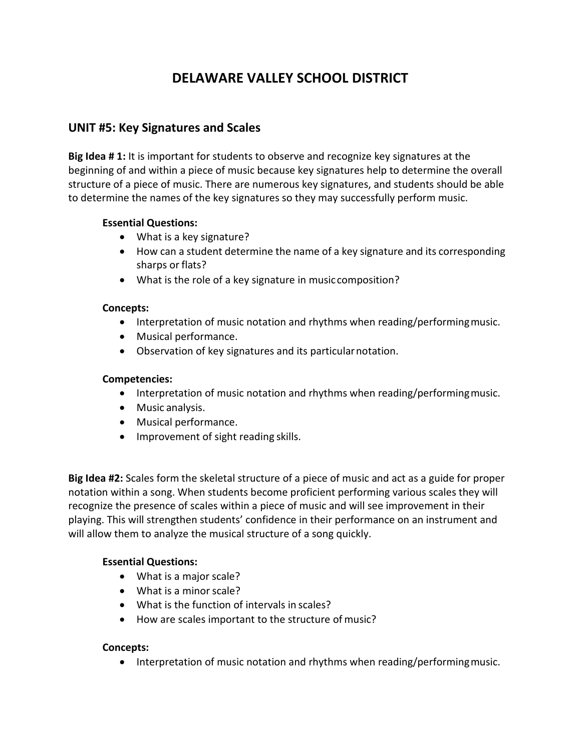# DELAWARE VALLEY SCHOOL DISTRICT

## UNIT #5: Key Signatures and Scales

**Big Idea # 1:** It is important for students to observe and recognize key signatures at the beginning of and within a piece of music because key signatures help to determine the overall structure of a piece of music. There are numerous key signatures, and students should be able to determine the names of the key signatures so they may successfully perform music.

**Essential Questions:**

- What is a key signature?
- How can a student determine the name of a key signature and its corresponding sharps or flats?
- What is the role of a key signature in music composition?

**Concepts:**

- Interpretation of music notation and rhythms when reading/performing music.
- Musical performance.
- Observation of key signatures and its particular notation.

**Competencies:**

- Interpretation of music notation and rhythms when reading/performing music.
- Music analysis.
- Musical performance.
- Improvement of sight reading skills.

**Big Idea #2:** Scales form the skeletal structure of a piece of music and act as a guide for proper notation within a song. When students become proficient performing various scales they will recognize the presence of scales within a piece of music and will see improvement in their playing. This will strengthen students' confidence in their performance on an instrument and will allow them to analyze the musical structure of a song quickly.

**Essential Questions:**

- What is a major scale?
- What is a minor scale?
- What is the function of intervals in scales?
- How are scales important to the structure of music?

**Concepts:**

- Interpretation of music notation and rhythms when reading/performing music.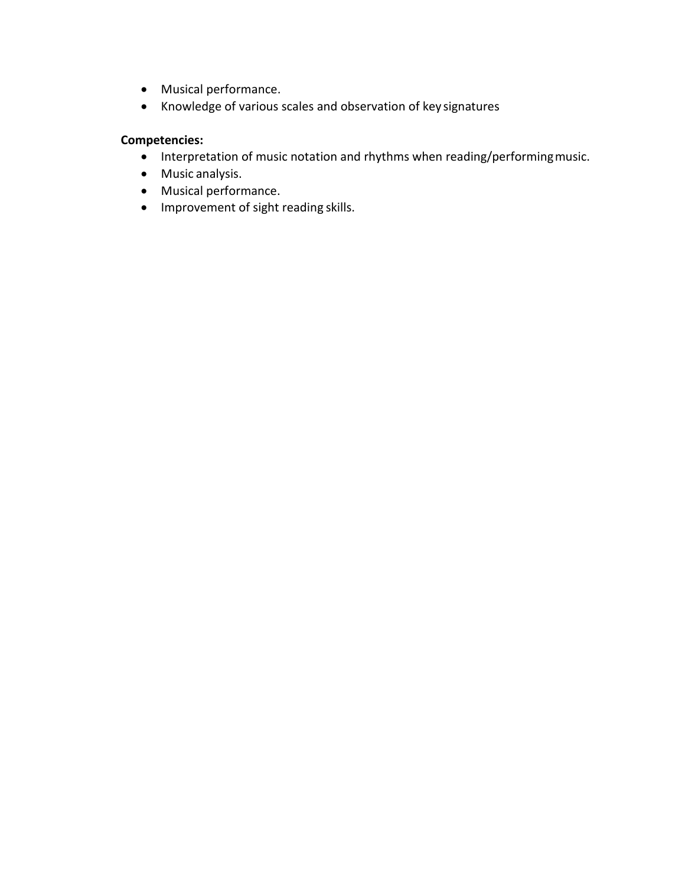- Musical performance.
- Knowledge of various scales and observation of key signatures

**Competencies:**

- Interpretation of music notation and rhythms when reading/performing music.
- Music analysis.
- Musical performance.
- Improvement of sight reading skills.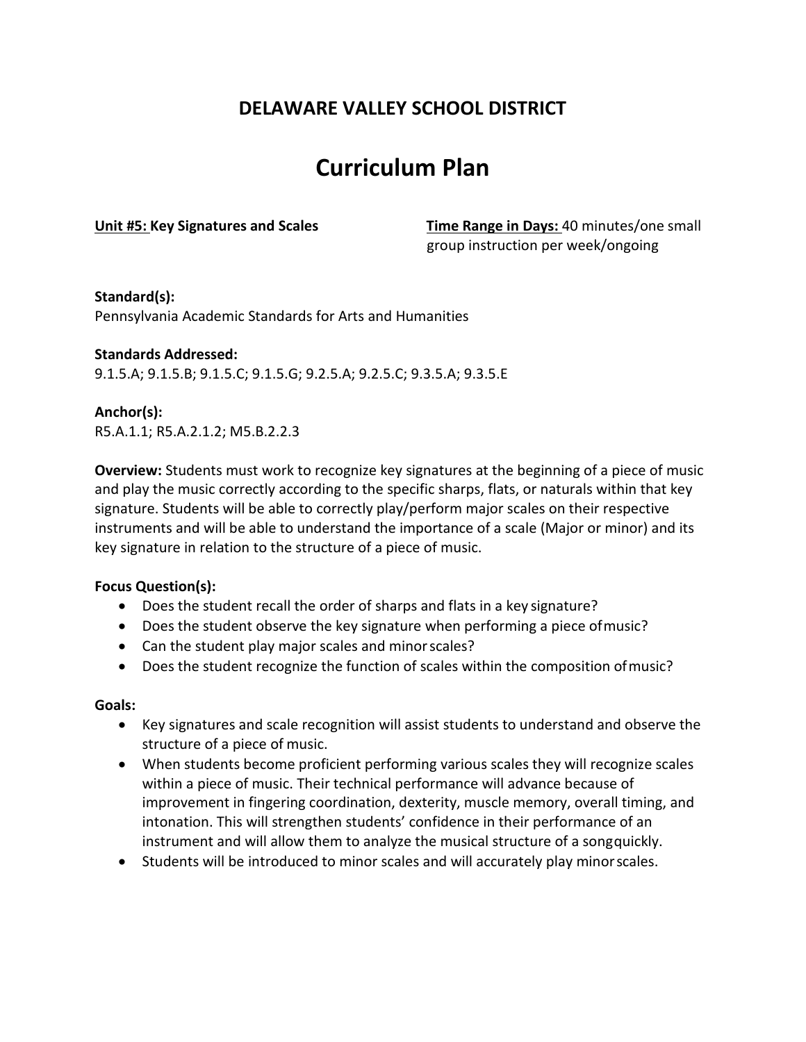## DELAWARE VALLEY SCHOOL DISTRICT

# Curriculum Plan

**Unit #5: Key Signatures and Scales**

**Time Range in Days:** 40 minutes/one small group instruction per week/ongoing

**Standard(s):**
Pennsylvania Academic Standards for Arts and Humanities

**Standards Addressed:**
9.1.5.A; 9.1.5.B; 9.1.5.C; 9.1.5.G; 9.2.5.A; 9.2.5.C; 9.3.5.A; 9.3.5.E

**Anchor(s):**
R5.A.1.1; R5.A.2.1.2; M5.B.2.2.3

**Overview:** Students must work to recognize key signatures at the beginning of a piece of music and play the music correctly according to the specific sharps, flats, or naturals within that key signature. Students will be able to correctly play/perform major scales on their respective instruments and will be able to understand the importance of a scale (Major or minor) and its key signature in relation to the structure of a piece of music.

**Focus Question(s):**

- Does the student recall the order of sharps and flats in a key signature?
- Does the student observe the key signature when performing a piece of music?
- Can the student play major scales and minor scales?
- Does the student recognize the function of scales within the composition of music?

**Goals:**

- Key signatures and scale recognition will assist students to understand and observe the structure of a piece of music.
- When students become proficient performing various scales they will recognize scales within a piece of music. Their technical performance will advance because of improvement in fingering coordination, dexterity, muscle memory, overall timing, and intonation. This will strengthen students' confidence in their performance of an instrument and will allow them to analyze the musical structure of a song quickly.
- Students will be introduced to minor scales and will accurately play minor scales.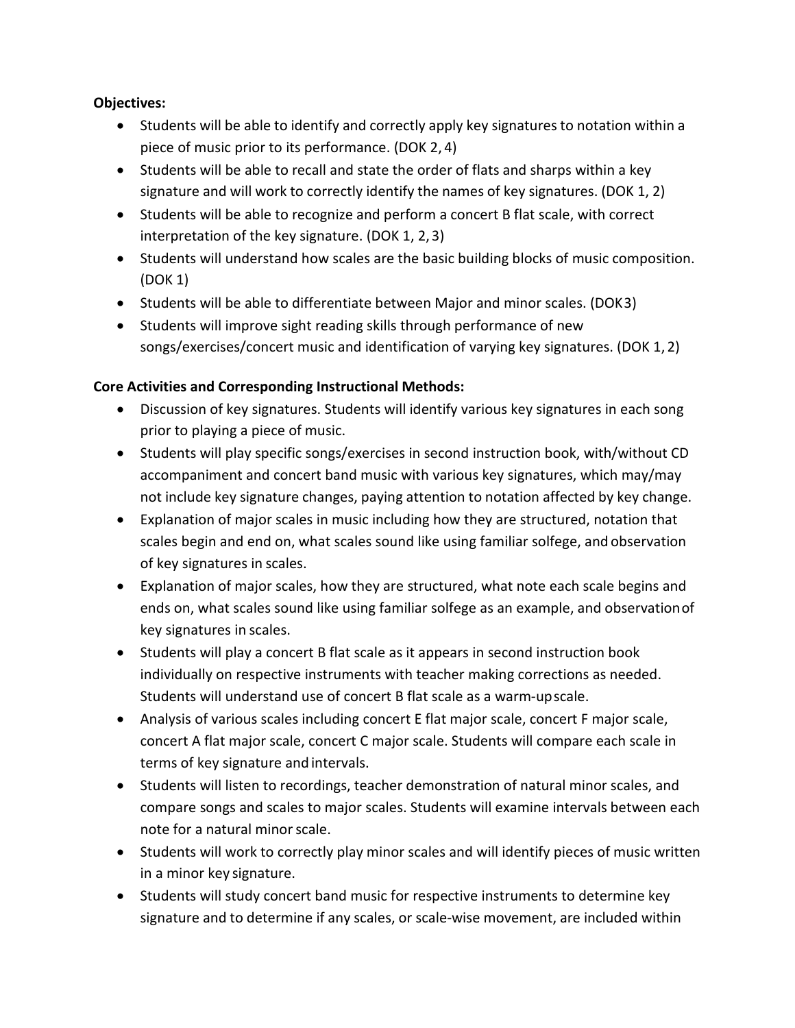**Objectives:**

- Students will be able to identify and correctly apply key signatures to notation within a piece of music prior to its performance. (DOK 2, 4)
- Students will be able to recall and state the order of flats and sharps within a key signature and will work to correctly identify the names of key signatures. (DOK 1, 2)
- Students will be able to recognize and perform a concert B flat scale, with correct interpretation of the key signature. (DOK 1, 2, 3)
- Students will understand how scales are the basic building blocks of music composition. (DOK 1)
- Students will be able to differentiate between Major and minor scales. (DOK3)
- Students will improve sight reading skills through performance of new songs/exercises/concert music and identification of varying key signatures. (DOK 1, 2)

**Core Activities and Corresponding Instructional Methods:**

- Discussion of key signatures. Students will identify various key signatures in each song prior to playing a piece of music.
- Students will play specific songs/exercises in second instruction book, with/without CD accompaniment and concert band music with various key signatures, which may/may not include key signature changes, paying attention to notation affected by key change.
- Explanation of major scales in music including how they are structured, notation that scales begin and end on, what scales sound like using familiar solfege, and observation of key signatures in scales.
- Explanation of major scales, how they are structured, what note each scale begins and ends on, what scales sound like using familiar solfege as an example, and observation of key signatures in scales.
- Students will play a concert B flat scale as it appears in second instruction book individually on respective instruments with teacher making corrections as needed. Students will understand use of concert B flat scale as a warm-up scale.
- Analysis of various scales including concert E flat major scale, concert F major scale, concert A flat major scale, concert C major scale. Students will compare each scale in terms of key signature and intervals.
- Students will listen to recordings, teacher demonstration of natural minor scales, and compare songs and scales to major scales. Students will examine intervals between each note for a natural minor scale.
- Students will work to correctly play minor scales and will identify pieces of music written in a minor key signature.
- Students will study concert band music for respective instruments to determine key signature and to determine if any scales, or scale-wise movement, are included within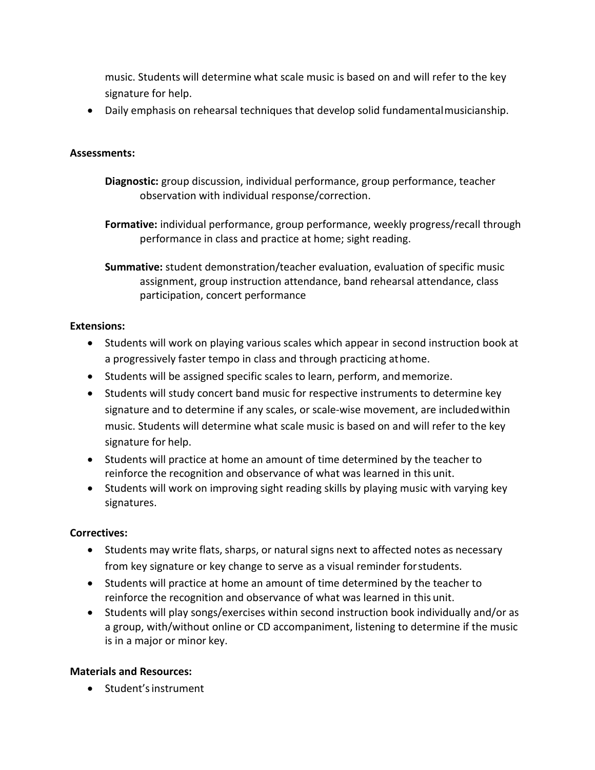music. Students will determine what scale music is based on and will refer to the key signature for help.

- Daily emphasis on rehearsal techniques that develop solid fundamental musicianship.

**Assessments:**

**Diagnostic:** group discussion, individual performance, group performance, teacher observation with individual response/correction.

**Formative:** individual performance, group performance, weekly progress/recall through performance in class and practice at home; sight reading.

**Summative:** student demonstration/teacher evaluation, evaluation of specific music assignment, group instruction attendance, band rehearsal attendance, class participation, concert performance

**Extensions:**

- Students will work on playing various scales which appear in second instruction book at a progressively faster tempo in class and through practicing at home.
- Students will be assigned specific scales to learn, perform, and memorize.
- Students will study concert band music for respective instruments to determine key signature and to determine if any scales, or scale-wise movement, are included within music. Students will determine what scale music is based on and will refer to the key signature for help.
- Students will practice at home an amount of time determined by the teacher to reinforce the recognition and observance of what was learned in this unit.
- Students will work on improving sight reading skills by playing music with varying key signatures.

**Correctives:**

- Students may write flats, sharps, or natural signs next to affected notes as necessary from key signature or key change to serve as a visual reminder for students.
- Students will practice at home an amount of time determined by the teacher to reinforce the recognition and observance of what was learned in this unit.
- Students will play songs/exercises within second instruction book individually and/or as a group, with/without online or CD accompaniment, listening to determine if the music is in a major or minor key.

**Materials and Resources:**

- Student's instrument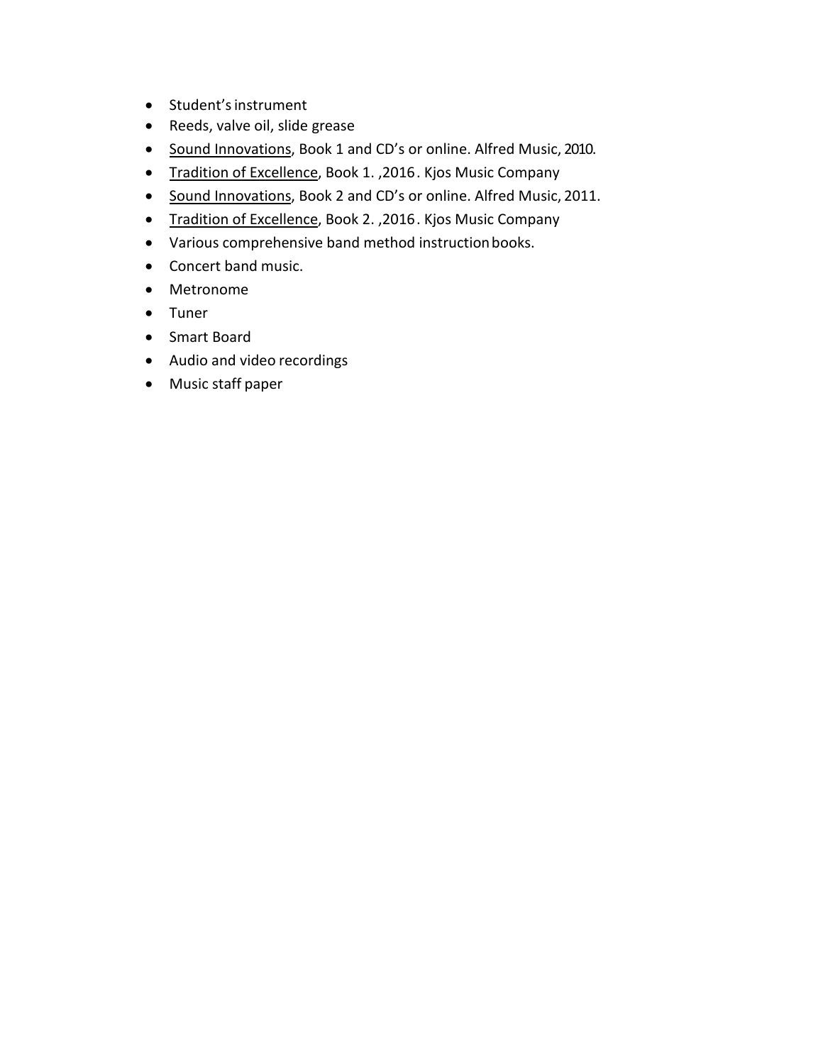- Student's instrument
- Reeds, valve oil, slide grease
- <u>Sound Innovations</u>, Book 1 and CD's or online. Alfred Music, 2010.
- <u>Tradition of Excellence</u>, Book 1. ,2016. Kjos Music Company
- <u>Sound Innovations</u>, Book 2 and CD's or online. Alfred Music, 2011.
- <u>Tradition of Excellence</u>, Book 2. ,2016. Kjos Music Company
- Various comprehensive band method instruction books.
- Concert band music.
- Metronome
- Tuner
- Smart Board
- Audio and video recordings
- Music staff paper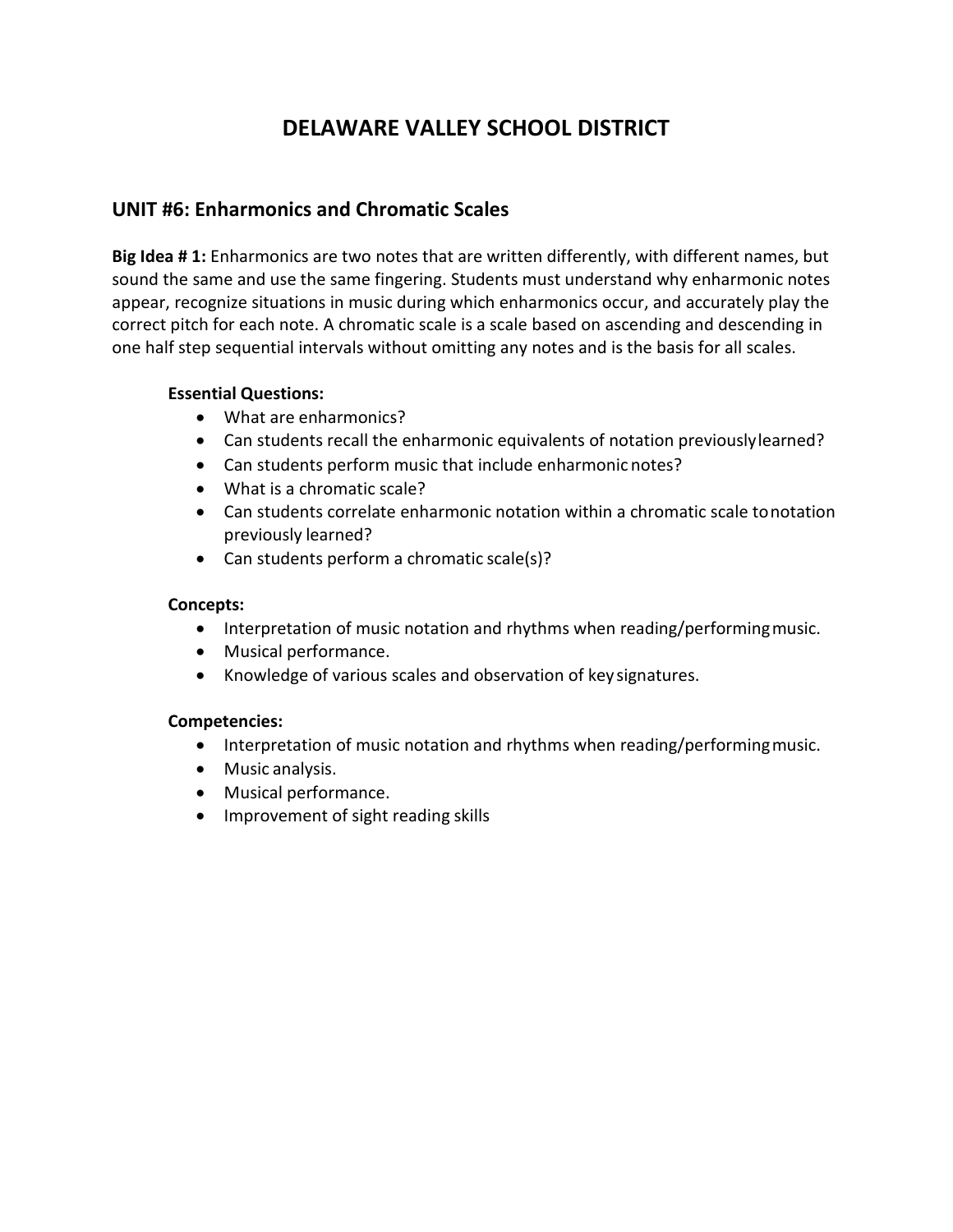# DELAWARE VALLEY SCHOOL DISTRICT

## UNIT #6: Enharmonics and Chromatic Scales

**Big Idea # 1:** Enharmonics are two notes that are written differently, with different names, but sound the same and use the same fingering. Students must understand why enharmonic notes appear, recognize situations in music during which enharmonics occur, and accurately play the correct pitch for each note. A chromatic scale is a scale based on ascending and descending in one half step sequential intervals without omitting any notes and is the basis for all scales.

**Essential Questions:**

- What are enharmonics?
- Can students recall the enharmonic equivalents of notation previously learned?
- Can students perform music that include enharmonic notes?
- What is a chromatic scale?
- Can students correlate enharmonic notation within a chromatic scale to notation previously learned?
- Can students perform a chromatic scale(s)?

**Concepts:**

- Interpretation of music notation and rhythms when reading/performing music.
- Musical performance.
- Knowledge of various scales and observation of key signatures.

**Competencies:**

- Interpretation of music notation and rhythms when reading/performing music.
- Music analysis.
- Musical performance.
- Improvement of sight reading skills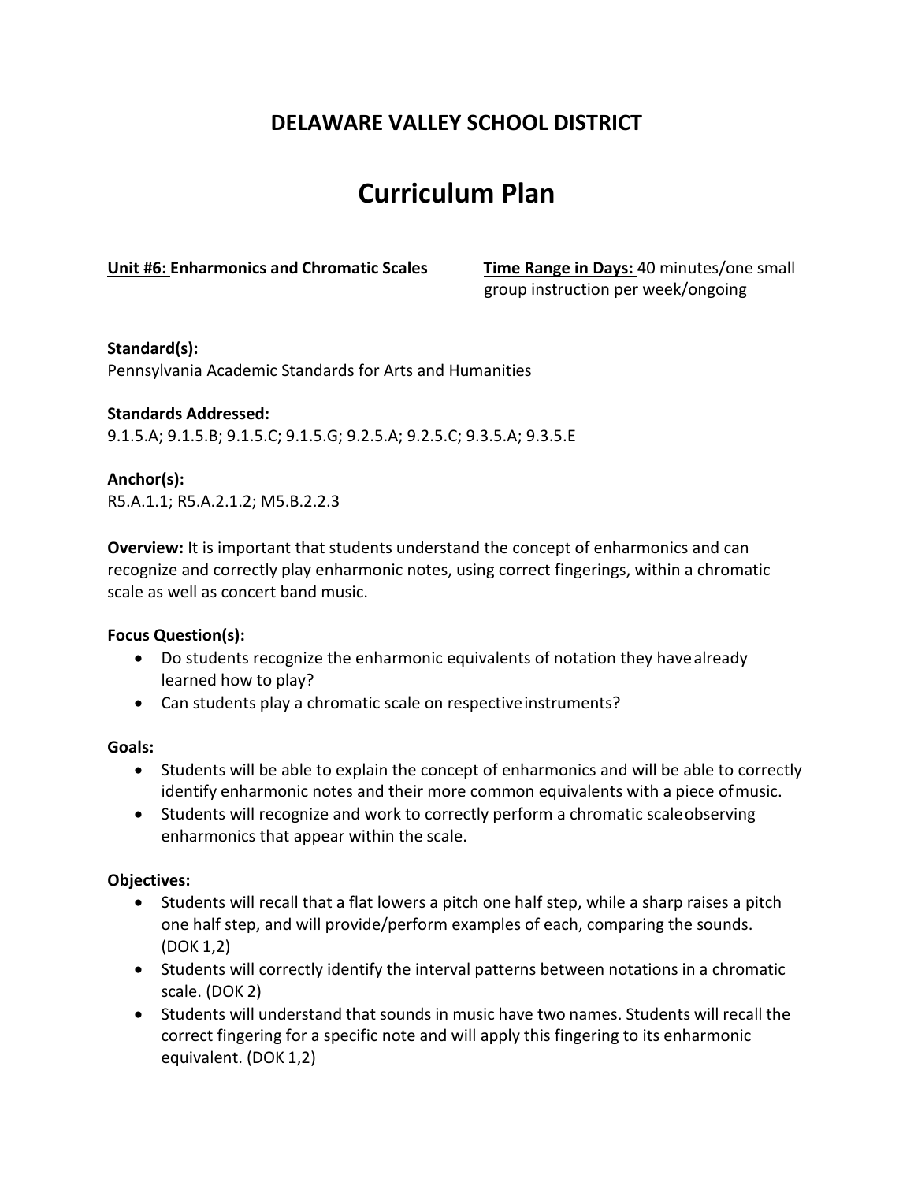## DELAWARE VALLEY SCHOOL DISTRICT

# Curriculum Plan

**Unit #6: Enharmonics and Chromatic Scales**

**Time Range in Days:** 40 minutes/one small group instruction per week/ongoing

**Standard(s):**
Pennsylvania Academic Standards for Arts and Humanities

**Standards Addressed:**
9.1.5.A; 9.1.5.B; 9.1.5.C; 9.1.5.G; 9.2.5.A; 9.2.5.C; 9.3.5.A; 9.3.5.E

**Anchor(s):**
R5.A.1.1; R5.A.2.1.2; M5.B.2.2.3

**Overview:** It is important that students understand the concept of enharmonics and can recognize and correctly play enharmonic notes, using correct fingerings, within a chromatic scale as well as concert band music.

**Focus Question(s):**

- Do students recognize the enharmonic equivalents of notation they have already learned how to play?
- Can students play a chromatic scale on respective instruments?

**Goals:**

- Students will be able to explain the concept of enharmonics and will be able to correctly identify enharmonic notes and their more common equivalents with a piece of music.
- Students will recognize and work to correctly perform a chromatic scale observing enharmonics that appear within the scale.

**Objectives:**

- Students will recall that a flat lowers a pitch one half step, while a sharp raises a pitch one half step, and will provide/perform examples of each, comparing the sounds. (DOK 1,2)
- Students will correctly identify the interval patterns between notations in a chromatic scale. (DOK 2)
- Students will understand that sounds in music have two names. Students will recall the correct fingering for a specific note and will apply this fingering to its enharmonic equivalent. (DOK 1,2)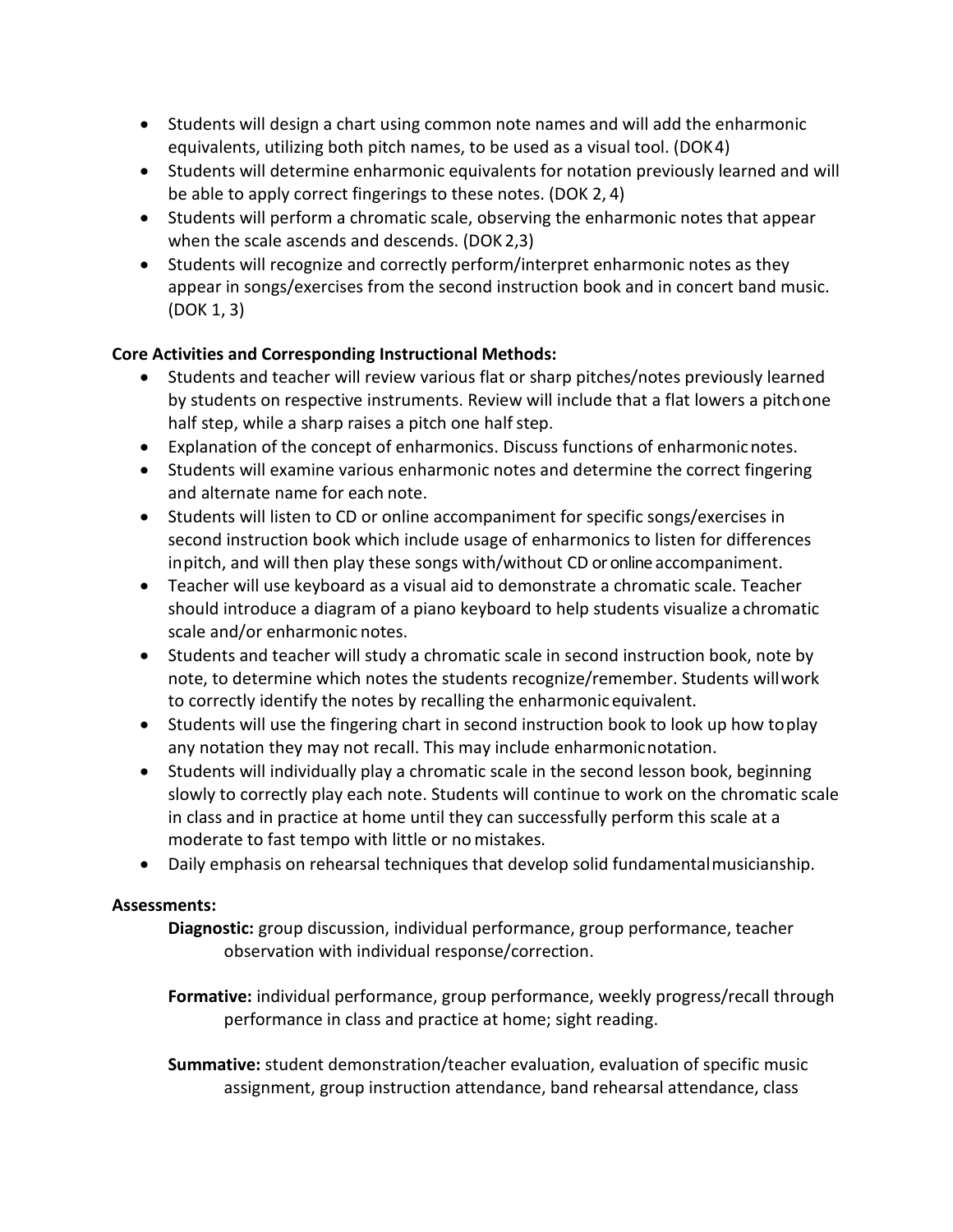- Students will design a chart using common note names and will add the enharmonic equivalents, utilizing both pitch names, to be used as a visual tool. (DOK 4)
- Students will determine enharmonic equivalents for notation previously learned and will be able to apply correct fingerings to these notes. (DOK 2, 4)
- Students will perform a chromatic scale, observing the enharmonic notes that appear when the scale ascends and descends. (DOK 2,3)
- Students will recognize and correctly perform/interpret enharmonic notes as they appear in songs/exercises from the second instruction book and in concert band music. (DOK 1, 3)

**Core Activities and Corresponding Instructional Methods:**

- Students and teacher will review various flat or sharp pitches/notes previously learned by students on respective instruments. Review will include that a flat lowers a pitch one half step, while a sharp raises a pitch one half step.
- Explanation of the concept of enharmonics. Discuss functions of enharmonic notes.
- Students will examine various enharmonic notes and determine the correct fingering and alternate name for each note.
- Students will listen to CD or online accompaniment for specific songs/exercises in second instruction book which include usage of enharmonics to listen for differences in pitch, and will then play these songs with/without CD or online accompaniment.
- Teacher will use keyboard as a visual aid to demonstrate a chromatic scale. Teacher should introduce a diagram of a piano keyboard to help students visualize a chromatic scale and/or enharmonic notes.
- Students and teacher will study a chromatic scale in second instruction book, note by note, to determine which notes the students recognize/remember. Students will work to correctly identify the notes by recalling the enharmonic equivalent.
- Students will use the fingering chart in second instruction book to look up how to play any notation they may not recall. This may include enharmonic notation.
- Students will individually play a chromatic scale in the second lesson book, beginning slowly to correctly play each note. Students will continue to work on the chromatic scale in class and in practice at home until they can successfully perform this scale at a moderate to fast tempo with little or no mistakes.
- Daily emphasis on rehearsal techniques that develop solid fundamental musicianship.

**Assessments:**

**Diagnostic:** group discussion, individual performance, group performance, teacher observation with individual response/correction.

**Formative:** individual performance, group performance, weekly progress/recall through performance in class and practice at home; sight reading.

**Summative:** student demonstration/teacher evaluation, evaluation of specific music assignment, group instruction attendance, band rehearsal attendance, class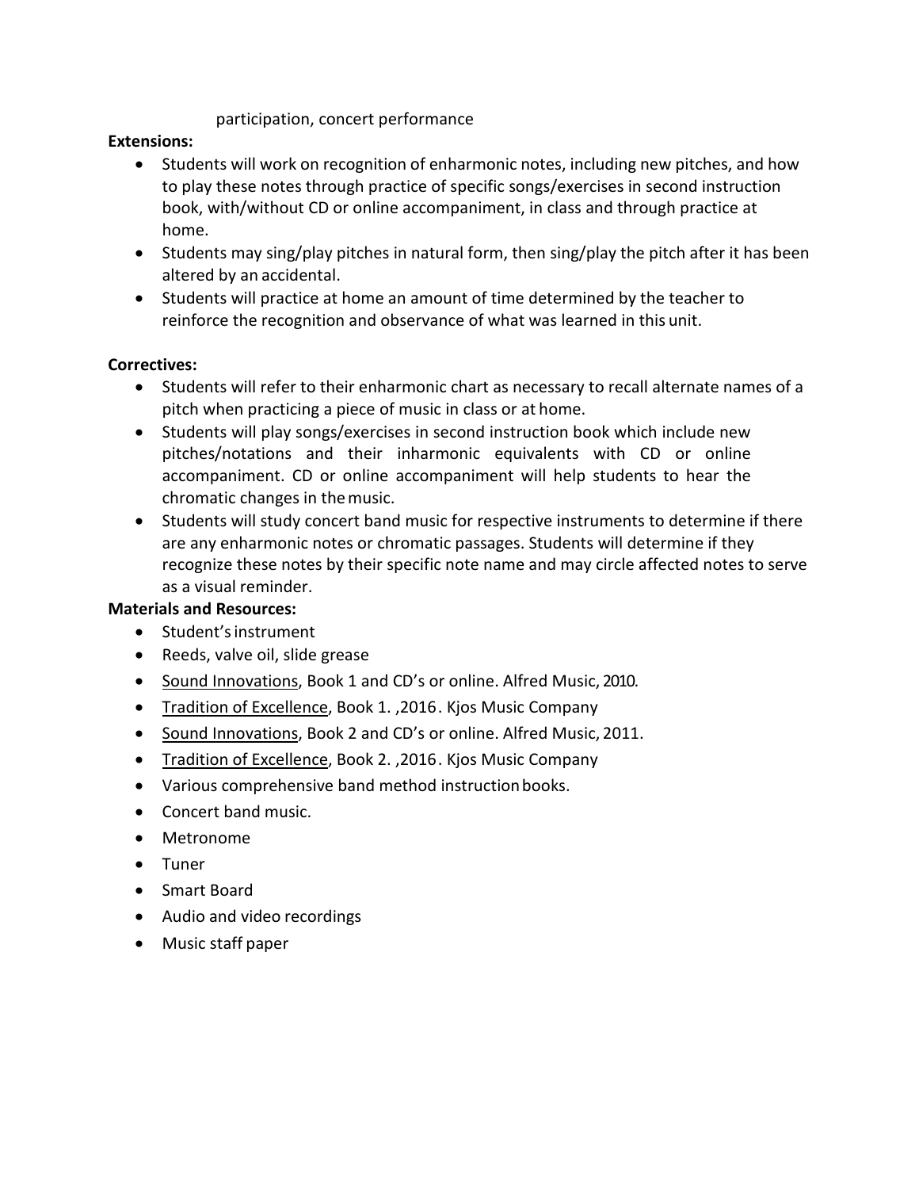participation, concert performance

**Extensions:**

- Students will work on recognition of enharmonic notes, including new pitches, and how to play these notes through practice of specific songs/exercises in second instruction book, with/without CD or online accompaniment, in class and through practice at home.
- Students may sing/play pitches in natural form, then sing/play the pitch after it has been altered by an accidental.
- Students will practice at home an amount of time determined by the teacher to reinforce the recognition and observance of what was learned in this unit.

**Correctives:**

- Students will refer to their enharmonic chart as necessary to recall alternate names of a pitch when practicing a piece of music in class or at home.
- Students will play songs/exercises in second instruction book which include new pitches/notations and their inharmonic equivalents with CD or online accompaniment. CD or online accompaniment will help students to hear the chromatic changes in the music.
- Students will study concert band music for respective instruments to determine if there are any enharmonic notes or chromatic passages. Students will determine if they recognize these notes by their specific note name and may circle affected notes to serve as a visual reminder.

**Materials and Resources:**

- Student's instrument
- Reeds, valve oil, slide grease
- Sound Innovations, Book 1 and CD's or online. Alfred Music, 2010.
- Tradition of Excellence, Book 1. ,2016. Kjos Music Company
- Sound Innovations, Book 2 and CD's or online. Alfred Music, 2011.
- Tradition of Excellence, Book 2. ,2016. Kjos Music Company
- Various comprehensive band method instruction books.
- Concert band music.
- Metronome
- Tuner
- Smart Board
- Audio and video recordings
- Music staff paper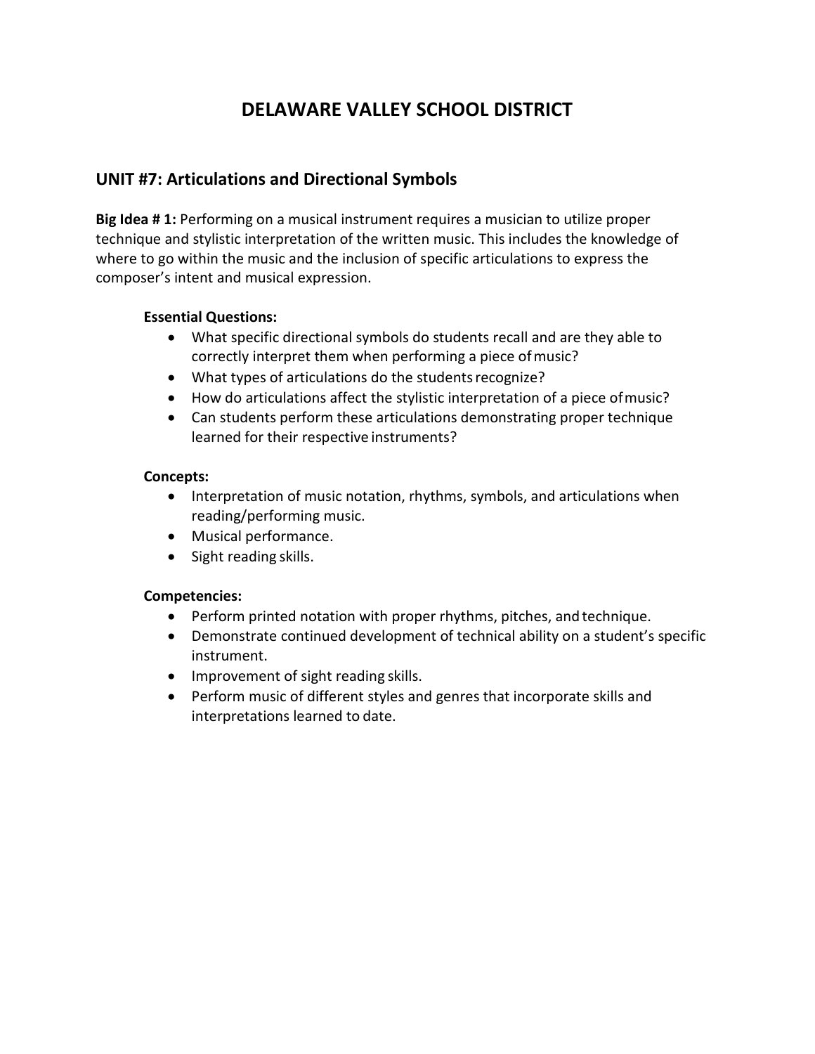# DELAWARE VALLEY SCHOOL DISTRICT

## UNIT #7: Articulations and Directional Symbols

**Big Idea # 1:** Performing on a musical instrument requires a musician to utilize proper technique and stylistic interpretation of the written music. This includes the knowledge of where to go within the music and the inclusion of specific articulations to express the composer's intent and musical expression.

**Essential Questions:**

- What specific directional symbols do students recall and are they able to correctly interpret them when performing a piece of music?
- What types of articulations do the students recognize?
- How do articulations affect the stylistic interpretation of a piece of music?
- Can students perform these articulations demonstrating proper technique learned for their respective instruments?

**Concepts:**

- Interpretation of music notation, rhythms, symbols, and articulations when reading/performing music.
- Musical performance.
- Sight reading skills.

**Competencies:**

- Perform printed notation with proper rhythms, pitches, and technique.
- Demonstrate continued development of technical ability on a student's specific instrument.
- Improvement of sight reading skills.
- Perform music of different styles and genres that incorporate skills and interpretations learned to date.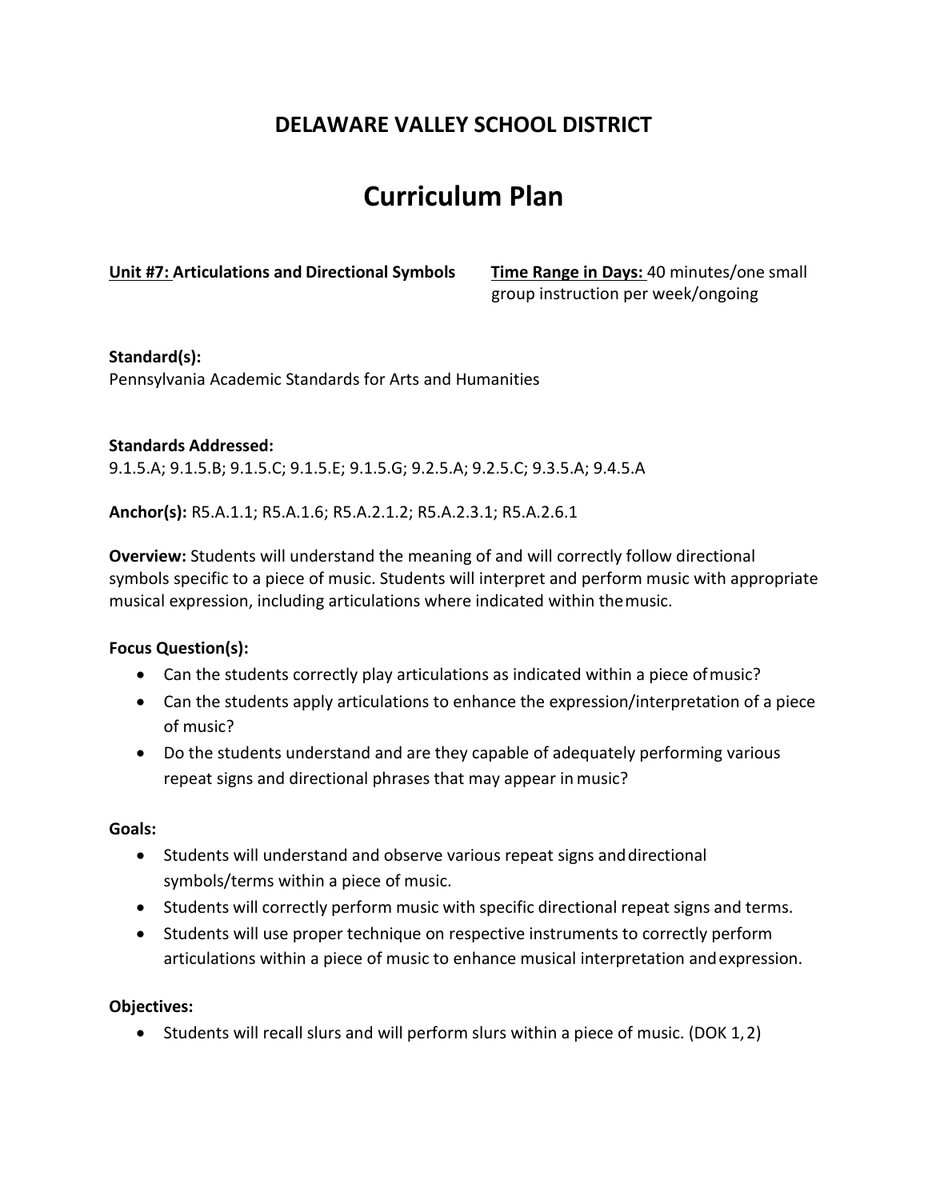## DELAWARE VALLEY SCHOOL DISTRICT

# Curriculum Plan

**Unit #7: Articulations and Directional Symbols** **Time Range in Days:** 40 minutes/one small group instruction per week/ongoing

**Standard(s):**
Pennsylvania Academic Standards for Arts and Humanities

**Standards Addressed:**
9.1.5.A; 9.1.5.B; 9.1.5.C; 9.1.5.E; 9.1.5.G; 9.2.5.A; 9.2.5.C; 9.3.5.A; 9.4.5.A

**Anchor(s):** R5.A.1.1; R5.A.1.6; R5.A.2.1.2; R5.A.2.3.1; R5.A.2.6.1

**Overview:** Students will understand the meaning of and will correctly follow directional symbols specific to a piece of music. Students will interpret and perform music with appropriate musical expression, including articulations where indicated within the music.

**Focus Question(s):**

- Can the students correctly play articulations as indicated within a piece of music?
- Can the students apply articulations to enhance the expression/interpretation of a piece of music?
- Do the students understand and are they capable of adequately performing various repeat signs and directional phrases that may appear in music?

**Goals:**

- Students will understand and observe various repeat signs and directional symbols/terms within a piece of music.
- Students will correctly perform music with specific directional repeat signs and terms.
- Students will use proper technique on respective instruments to correctly perform articulations within a piece of music to enhance musical interpretation and expression.

**Objectives:**

- Students will recall slurs and will perform slurs within a piece of music. (DOK 1, 2)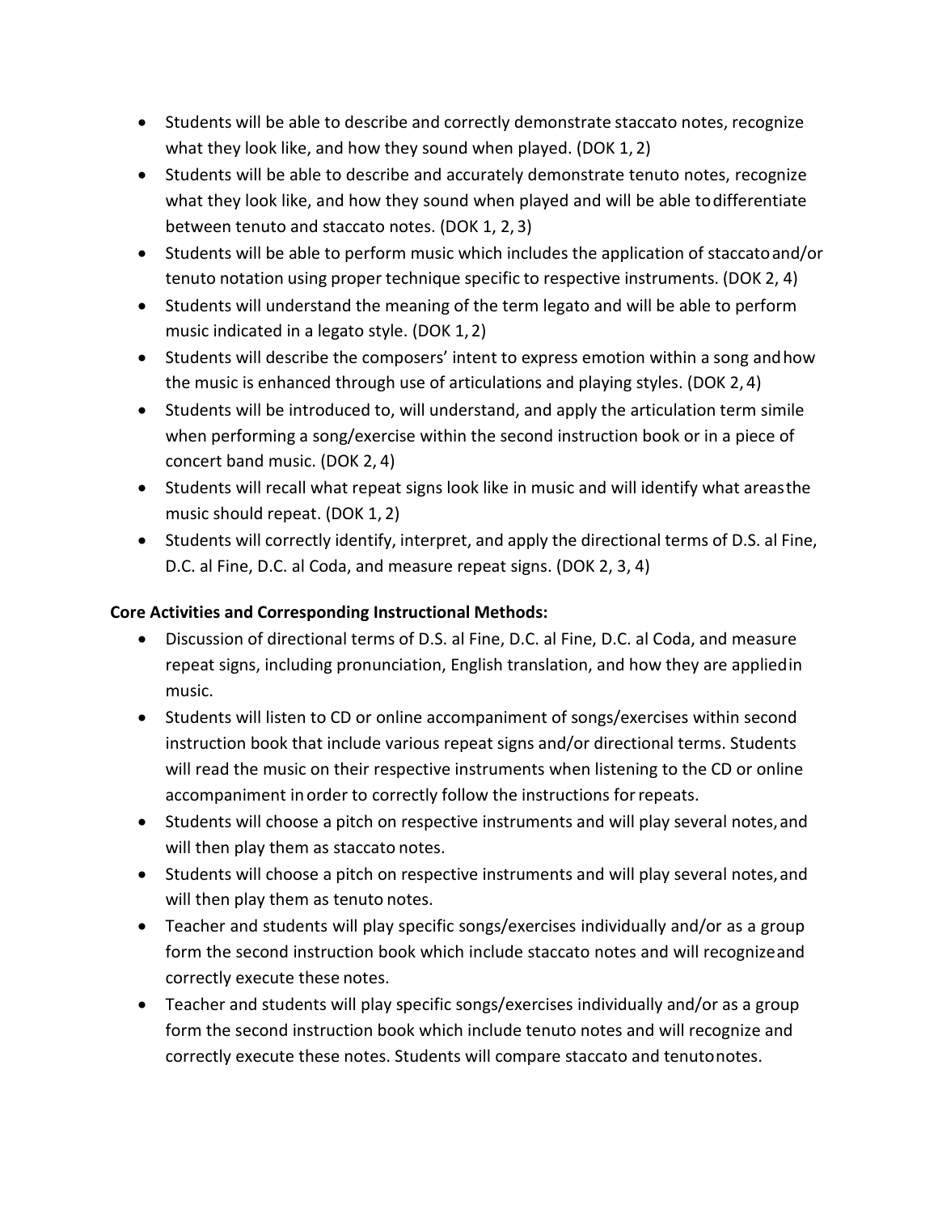- Students will be able to describe and correctly demonstrate staccato notes, recognize what they look like, and how they sound when played. (DOK 1, 2)
- Students will be able to describe and accurately demonstrate tenuto notes, recognize what they look like, and how they sound when played and will be able to differentiate between tenuto and staccato notes. (DOK 1, 2, 3)
- Students will be able to perform music which includes the application of staccato and/or tenuto notation using proper technique specific to respective instruments. (DOK 2, 4)
- Students will understand the meaning of the term legato and will be able to perform music indicated in a legato style. (DOK 1, 2)
- Students will describe the composers' intent to express emotion within a song and how the music is enhanced through use of articulations and playing styles. (DOK 2, 4)
- Students will be introduced to, will understand, and apply the articulation term simile when performing a song/exercise within the second instruction book or in a piece of concert band music. (DOK 2, 4)
- Students will recall what repeat signs look like in music and will identify what areas the music should repeat. (DOK 1, 2)
- Students will correctly identify, interpret, and apply the directional terms of D.S. al Fine, D.C. al Fine, D.C. al Coda, and measure repeat signs. (DOK 2, 3, 4)

**Core Activities and Corresponding Instructional Methods:**

- Discussion of directional terms of D.S. al Fine, D.C. al Fine, D.C. al Coda, and measure repeat signs, including pronunciation, English translation, and how they are applied in music.
- Students will listen to CD or online accompaniment of songs/exercises within second instruction book that include various repeat signs and/or directional terms. Students will read the music on their respective instruments when listening to the CD or online accompaniment in order to correctly follow the instructions for repeats.
- Students will choose a pitch on respective instruments and will play several notes, and will then play them as staccato notes.
- Students will choose a pitch on respective instruments and will play several notes, and will then play them as tenuto notes.
- Teacher and students will play specific songs/exercises individually and/or as a group form the second instruction book which include staccato notes and will recognize and correctly execute these notes.
- Teacher and students will play specific songs/exercises individually and/or as a group form the second instruction book which include tenuto notes and will recognize and correctly execute these notes. Students will compare staccato and tenuto notes.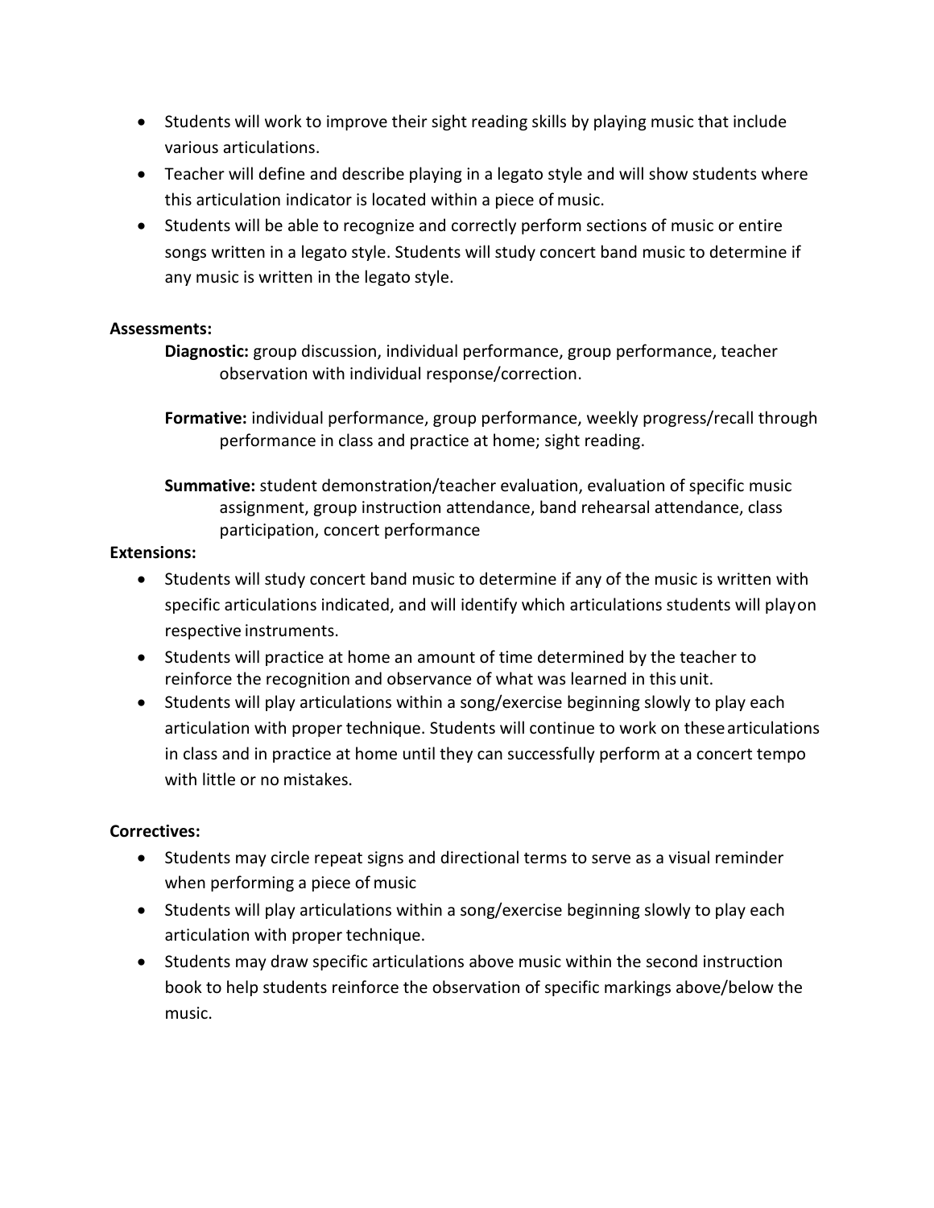- Students will work to improve their sight reading skills by playing music that include various articulations.
- Teacher will define and describe playing in a legato style and will show students where this articulation indicator is located within a piece of music.
- Students will be able to recognize and correctly perform sections of music or entire songs written in a legato style. Students will study concert band music to determine if any music is written in the legato style.

**Assessments:**

**Diagnostic:** group discussion, individual performance, group performance, teacher observation with individual response/correction.

**Formative:** individual performance, group performance, weekly progress/recall through performance in class and practice at home; sight reading.

**Summative:** student demonstration/teacher evaluation, evaluation of specific music assignment, group instruction attendance, band rehearsal attendance, class participation, concert performance

**Extensions:**

- Students will study concert band music to determine if any of the music is written with specific articulations indicated, and will identify which articulations students will play on respective instruments.
- Students will practice at home an amount of time determined by the teacher to reinforce the recognition and observance of what was learned in this unit.
- Students will play articulations within a song/exercise beginning slowly to play each articulation with proper technique. Students will continue to work on these articulations in class and in practice at home until they can successfully perform at a concert tempo with little or no mistakes.

**Correctives:**

- Students may circle repeat signs and directional terms to serve as a visual reminder when performing a piece of music
- Students will play articulations within a song/exercise beginning slowly to play each articulation with proper technique.
- Students may draw specific articulations above music within the second instruction book to help students reinforce the observation of specific markings above/below the music.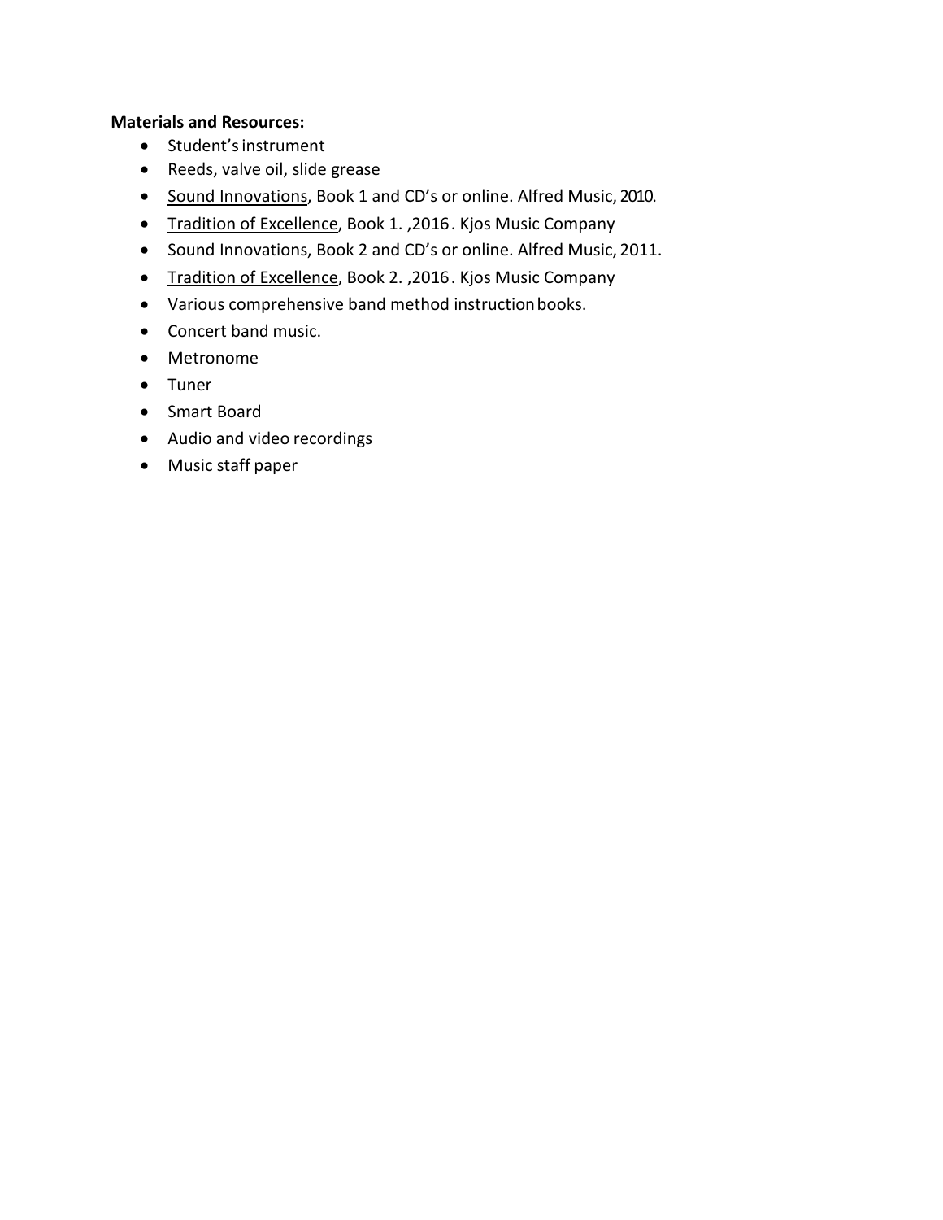**Materials and Resources:**

- Student's instrument
- Reeds, valve oil, slide grease
- Sound Innovations, Book 1 and CD's or online. Alfred Music, 2010.
- Tradition of Excellence, Book 1. ,2016. Kjos Music Company
- Sound Innovations, Book 2 and CD's or online. Alfred Music, 2011.
- Tradition of Excellence, Book 2. ,2016. Kjos Music Company
- Various comprehensive band method instruction books.
- Concert band music.
- Metronome
- Tuner
- Smart Board
- Audio and video recordings
- Music staff paper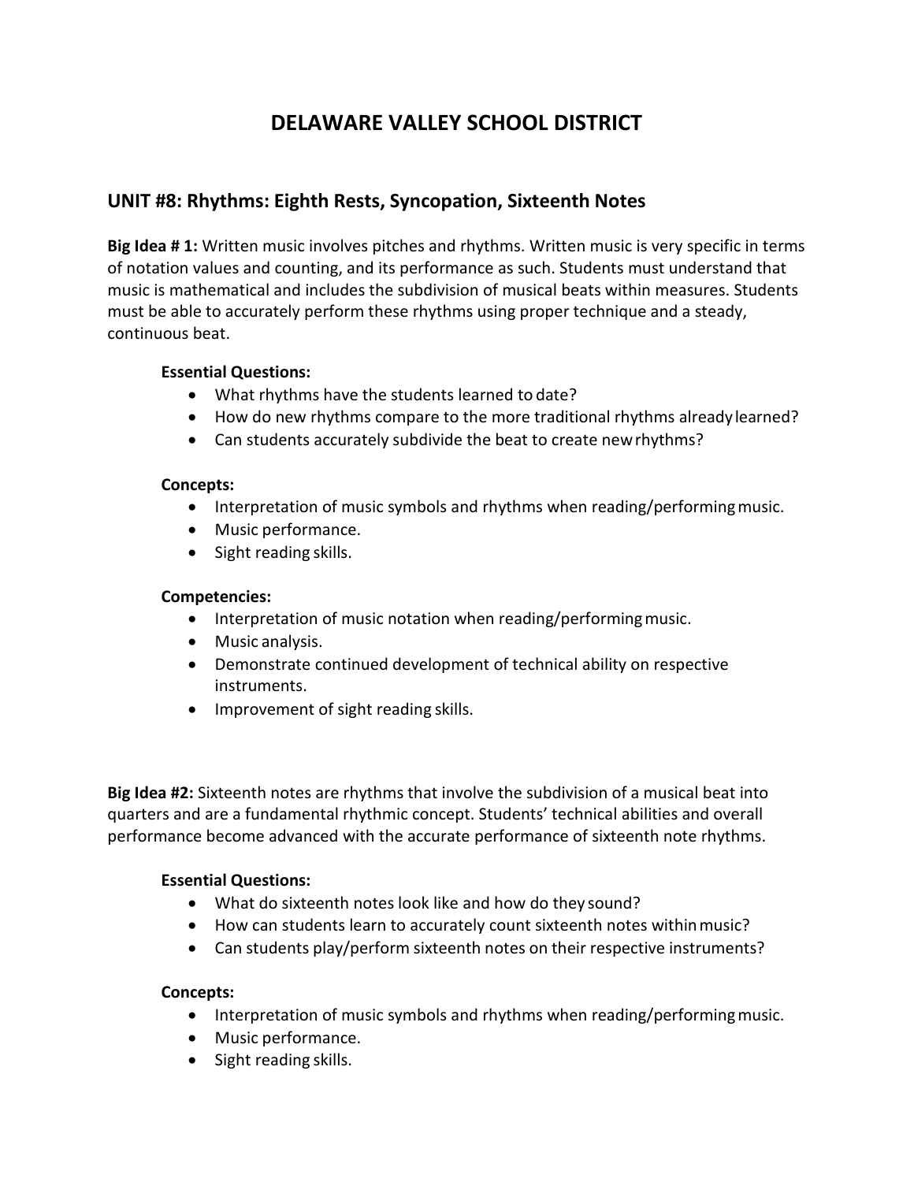# DELAWARE VALLEY SCHOOL DISTRICT

## UNIT #8: Rhythms: Eighth Rests, Syncopation, Sixteenth Notes

**Big Idea # 1:** Written music involves pitches and rhythms. Written music is very specific in terms of notation values and counting, and its performance as such. Students must understand that music is mathematical and includes the subdivision of musical beats within measures. Students must be able to accurately perform these rhythms using proper technique and a steady, continuous beat.

**Essential Questions:**

- What rhythms have the students learned to date?
- How do new rhythms compare to the more traditional rhythms already learned?
- Can students accurately subdivide the beat to create new rhythms?

**Concepts:**

- Interpretation of music symbols and rhythms when reading/performing music.
- Music performance.
- Sight reading skills.

**Competencies:**

- Interpretation of music notation when reading/performing music.
- Music analysis.
- Demonstrate continued development of technical ability on respective instruments.
- Improvement of sight reading skills.

**Big Idea #2:** Sixteenth notes are rhythms that involve the subdivision of a musical beat into quarters and are a fundamental rhythmic concept. Students' technical abilities and overall performance become advanced with the accurate performance of sixteenth note rhythms.

**Essential Questions:**

- What do sixteenth notes look like and how do they sound?
- How can students learn to accurately count sixteenth notes within music?
- Can students play/perform sixteenth notes on their respective instruments?

**Concepts:**

- Interpretation of music symbols and rhythms when reading/performing music.
- Music performance.
- Sight reading skills.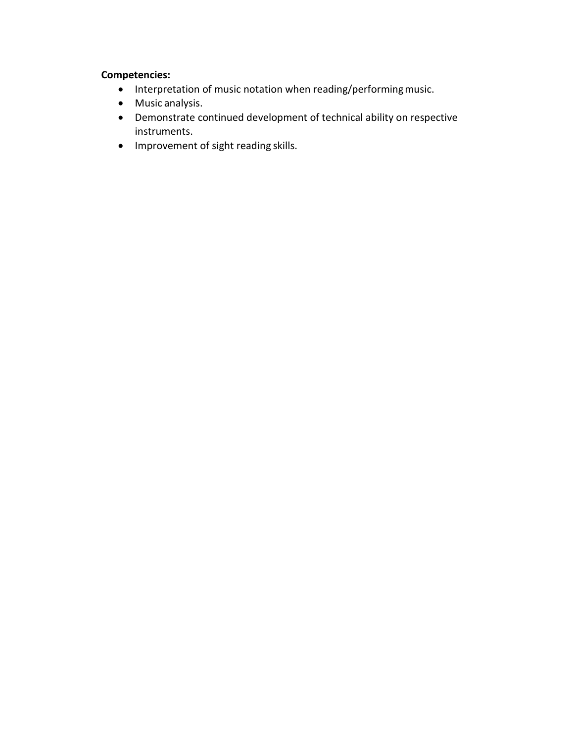**Competencies:**

- Interpretation of music notation when reading/performing music.
- Music analysis.
- Demonstrate continued development of technical ability on respective instruments.
- Improvement of sight reading skills.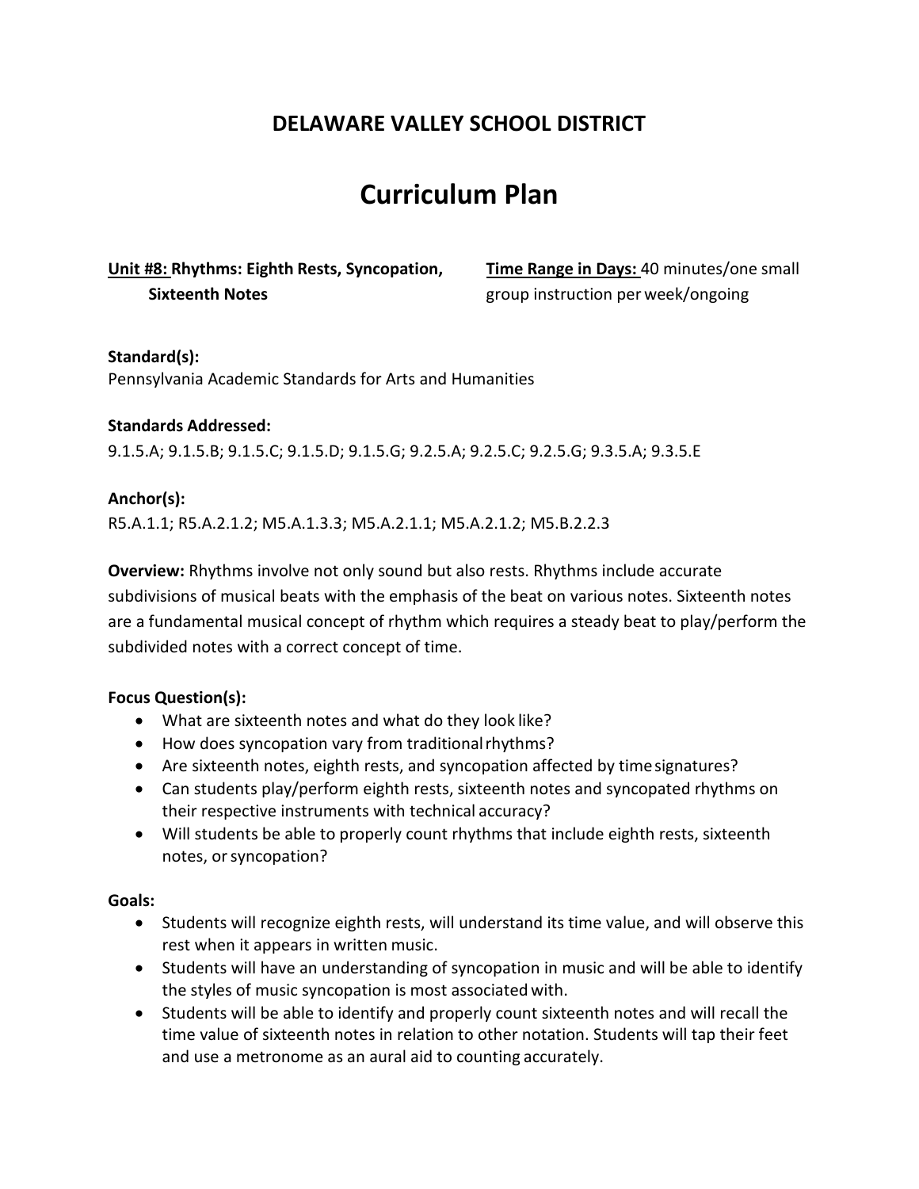## DELAWARE VALLEY SCHOOL DISTRICT

# Curriculum Plan

**Unit #8: Rhythms: Eighth Rests, Syncopation, Sixteenth Notes**

**Time Range in Days:** 40 minutes/one small group instruction per week/ongoing

**Standard(s):**
Pennsylvania Academic Standards for Arts and Humanities

**Standards Addressed:**
9.1.5.A; 9.1.5.B; 9.1.5.C; 9.1.5.D; 9.1.5.G; 9.2.5.A; 9.2.5.C; 9.2.5.G; 9.3.5.A; 9.3.5.E

**Anchor(s):**
R5.A.1.1; R5.A.2.1.2; M5.A.1.3.3; M5.A.2.1.1; M5.A.2.1.2; M5.B.2.2.3

**Overview:** Rhythms involve not only sound but also rests. Rhythms include accurate subdivisions of musical beats with the emphasis of the beat on various notes. Sixteenth notes are a fundamental musical concept of rhythm which requires a steady beat to play/perform the subdivided notes with a correct concept of time.

**Focus Question(s):**

- What are sixteenth notes and what do they look like?
- How does syncopation vary from traditional rhythms?
- Are sixteenth notes, eighth rests, and syncopation affected by time signatures?
- Can students play/perform eighth rests, sixteenth notes and syncopated rhythms on their respective instruments with technical accuracy?
- Will students be able to properly count rhythms that include eighth rests, sixteenth notes, or syncopation?

**Goals:**

- Students will recognize eighth rests, will understand its time value, and will observe this rest when it appears in written music.
- Students will have an understanding of syncopation in music and will be able to identify the styles of music syncopation is most associated with.
- Students will be able to identify and properly count sixteenth notes and will recall the time value of sixteenth notes in relation to other notation. Students will tap their feet and use a metronome as an aural aid to counting accurately.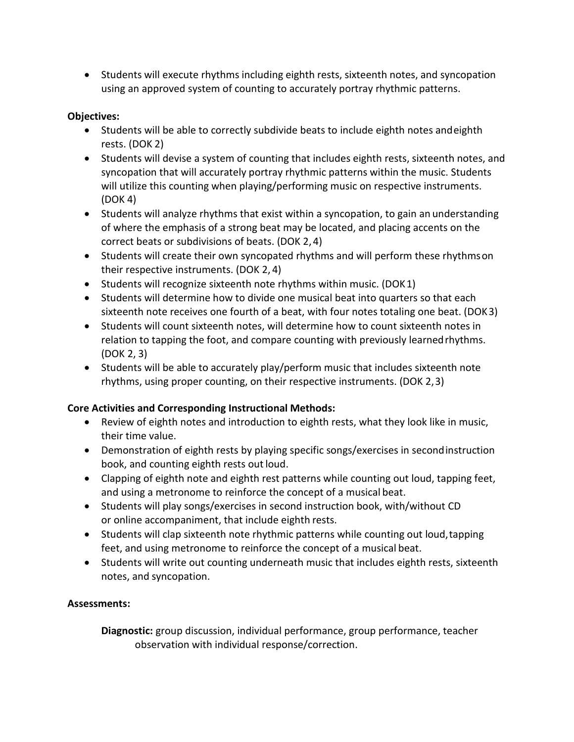- Students will execute rhythms including eighth rests, sixteenth notes, and syncopation using an approved system of counting to accurately portray rhythmic patterns.

**Objectives:**

- Students will be able to correctly subdivide beats to include eighth notes and eighth rests. (DOK 2)
- Students will devise a system of counting that includes eighth rests, sixteenth notes, and syncopation that will accurately portray rhythmic patterns within the music. Students will utilize this counting when playing/performing music on respective instruments. (DOK 4)
- Students will analyze rhythms that exist within a syncopation, to gain an understanding of where the emphasis of a strong beat may be located, and placing accents on the correct beats or subdivisions of beats. (DOK 2, 4)
- Students will create their own syncopated rhythms and will perform these rhythms on their respective instruments. (DOK 2, 4)
- Students will recognize sixteenth note rhythms within music. (DOK 1)
- Students will determine how to divide one musical beat into quarters so that each sixteenth note receives one fourth of a beat, with four notes totaling one beat. (DOK 3)
- Students will count sixteenth notes, will determine how to count sixteenth notes in relation to tapping the foot, and compare counting with previously learned rhythms. (DOK 2, 3)
- Students will be able to accurately play/perform music that includes sixteenth note rhythms, using proper counting, on their respective instruments. (DOK 2, 3)

**Core Activities and Corresponding Instructional Methods:**

- Review of eighth notes and introduction to eighth rests, what they look like in music, their time value.
- Demonstration of eighth rests by playing specific songs/exercises in second instruction book, and counting eighth rests out loud.
- Clapping of eighth note and eighth rest patterns while counting out loud, tapping feet, and using a metronome to reinforce the concept of a musical beat.
- Students will play songs/exercises in second instruction book, with/without CD or online accompaniment, that include eighth rests.
- Students will clap sixteenth note rhythmic patterns while counting out loud, tapping feet, and using metronome to reinforce the concept of a musical beat.
- Students will write out counting underneath music that includes eighth rests, sixteenth notes, and syncopation.

**Assessments:**

**Diagnostic:** group discussion, individual performance, group performance, teacher observation with individual response/correction.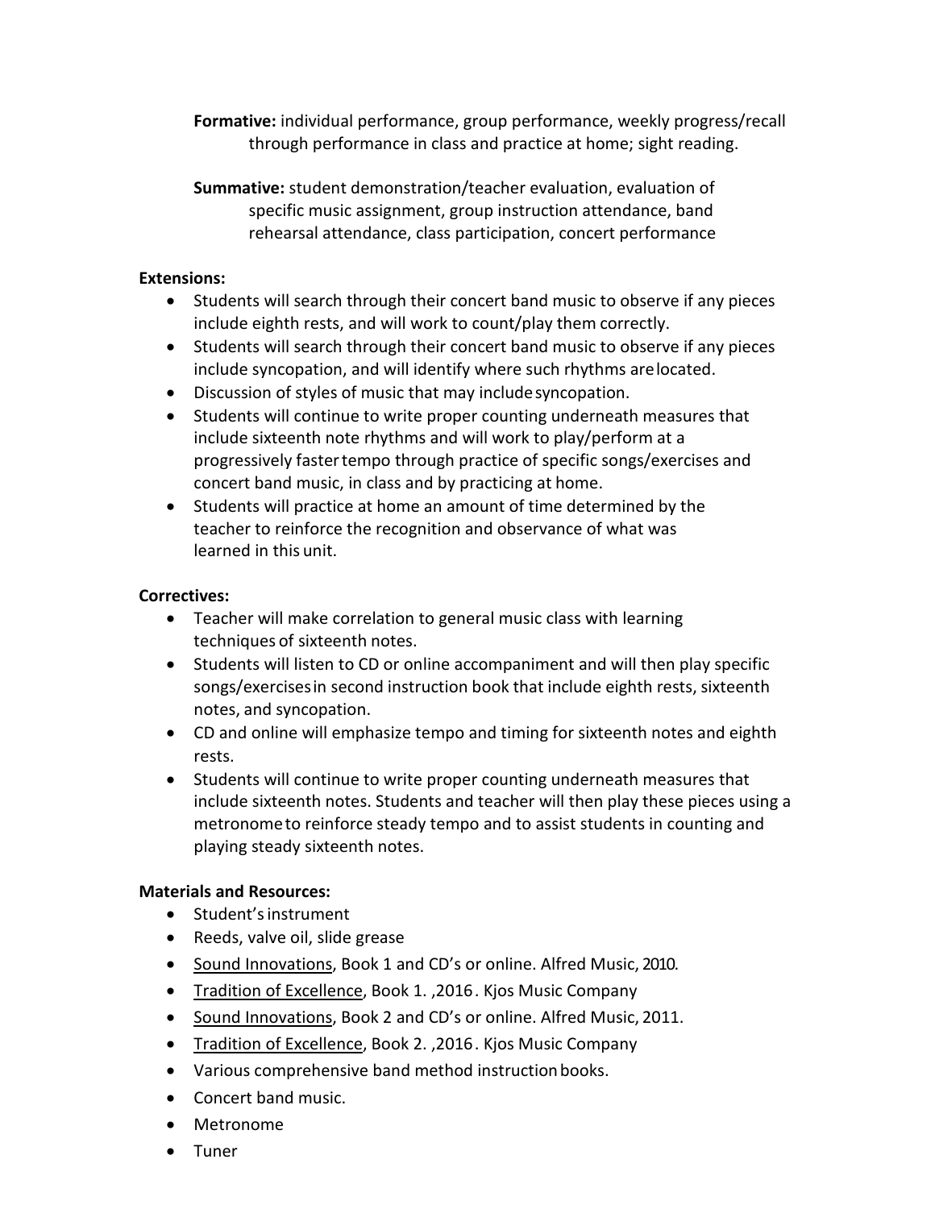**Formative:** individual performance, group performance, weekly progress/recall through performance in class and practice at home; sight reading.

**Summative:** student demonstration/teacher evaluation, evaluation of specific music assignment, group instruction attendance, band rehearsal attendance, class participation, concert performance

**Extensions:**

- Students will search through their concert band music to observe if any pieces include eighth rests, and will work to count/play them correctly.
- Students will search through their concert band music to observe if any pieces include syncopation, and will identify where such rhythms are located.
- Discussion of styles of music that may include syncopation.
- Students will continue to write proper counting underneath measures that include sixteenth note rhythms and will work to play/perform at a progressively faster tempo through practice of specific songs/exercises and concert band music, in class and by practicing at home.
- Students will practice at home an amount of time determined by the teacher to reinforce the recognition and observance of what was learned in this unit.

**Correctives:**

- Teacher will make correlation to general music class with learning techniques of sixteenth notes.
- Students will listen to CD or online accompaniment and will then play specific songs/exercises in second instruction book that include eighth rests, sixteenth notes, and syncopation.
- CD and online will emphasize tempo and timing for sixteenth notes and eighth rests.
- Students will continue to write proper counting underneath measures that include sixteenth notes. Students and teacher will then play these pieces using a metronome to reinforce steady tempo and to assist students in counting and playing steady sixteenth notes.

**Materials and Resources:**

- Student's instrument
- Reeds, valve oil, slide grease
- Sound Innovations, Book 1 and CD's or online. Alfred Music, 2010.
- Tradition of Excellence, Book 1. ,2016. Kjos Music Company
- Sound Innovations, Book 2 and CD's or online. Alfred Music, 2011.
- Tradition of Excellence, Book 2. ,2016. Kjos Music Company
- Various comprehensive band method instruction books.
- Concert band music.
- Metronome
- Tuner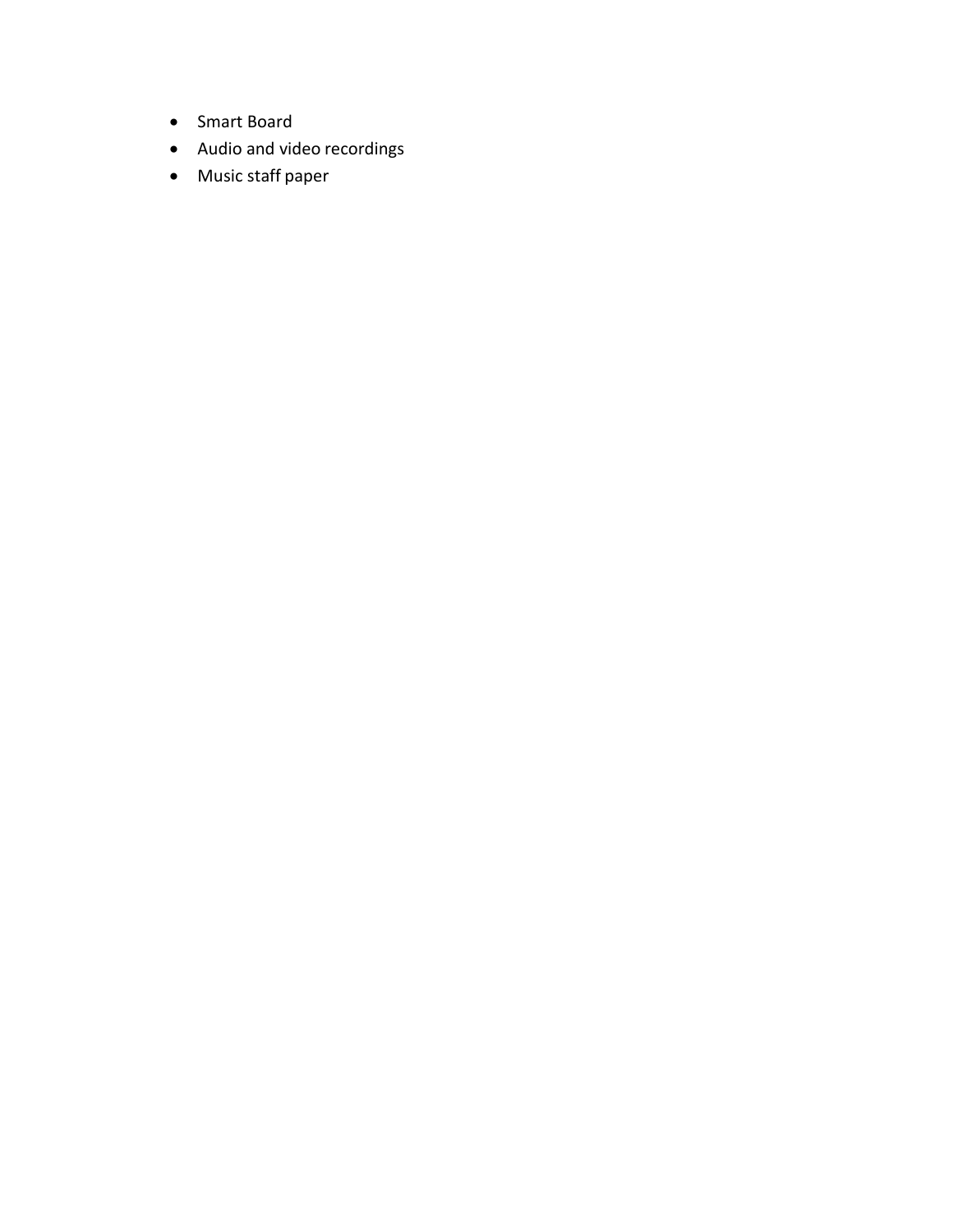- Smart Board
- Audio and video recordings
- Music staff paper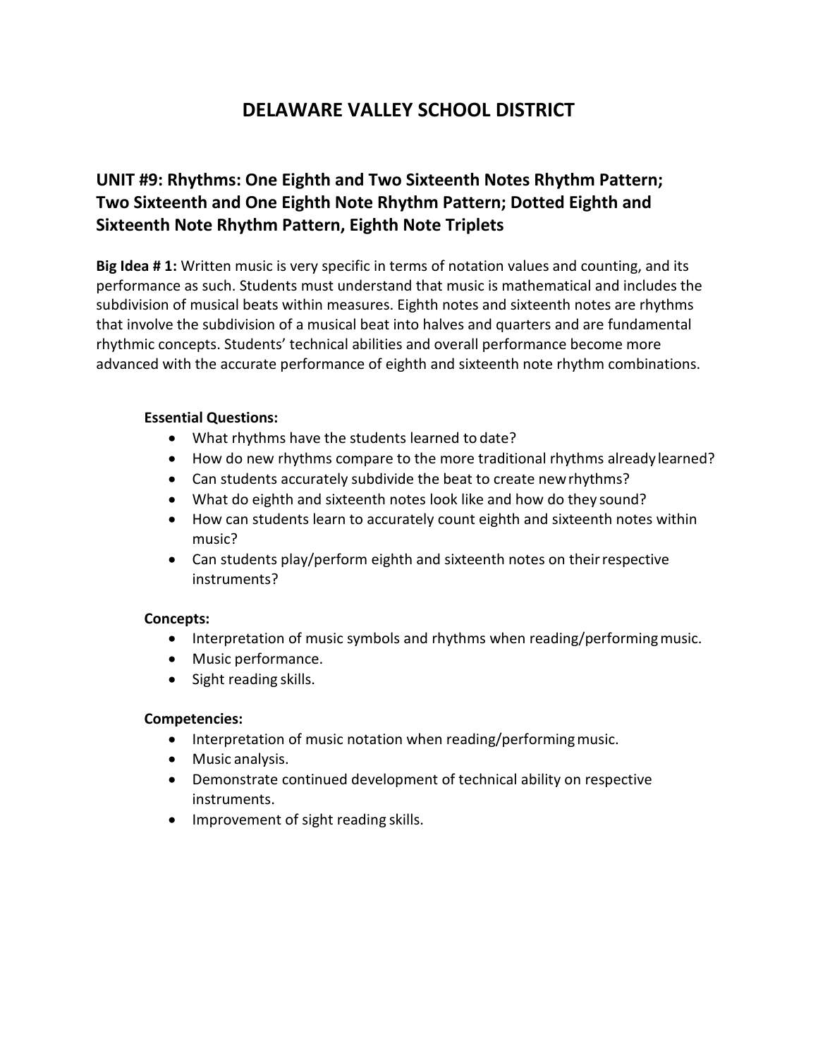# DELAWARE VALLEY SCHOOL DISTRICT

## UNIT #9: Rhythms: One Eighth and Two Sixteenth Notes Rhythm Pattern; Two Sixteenth and One Eighth Note Rhythm Pattern; Dotted Eighth and Sixteenth Note Rhythm Pattern, Eighth Note Triplets

**Big Idea # 1:** Written music is very specific in terms of notation values and counting, and its performance as such. Students must understand that music is mathematical and includes the subdivision of musical beats within measures. Eighth notes and sixteenth notes are rhythms that involve the subdivision of a musical beat into halves and quarters and are fundamental rhythmic concepts. Students' technical abilities and overall performance become more advanced with the accurate performance of eighth and sixteenth note rhythm combinations.

**Essential Questions:**

- What rhythms have the students learned to date?
- How do new rhythms compare to the more traditional rhythms already learned?
- Can students accurately subdivide the beat to create new rhythms?
- What do eighth and sixteenth notes look like and how do they sound?
- How can students learn to accurately count eighth and sixteenth notes within music?
- Can students play/perform eighth and sixteenth notes on their respective instruments?

**Concepts:**

- Interpretation of music symbols and rhythms when reading/performing music.
- Music performance.
- Sight reading skills.

**Competencies:**

- Interpretation of music notation when reading/performing music.
- Music analysis.
- Demonstrate continued development of technical ability on respective instruments.
- Improvement of sight reading skills.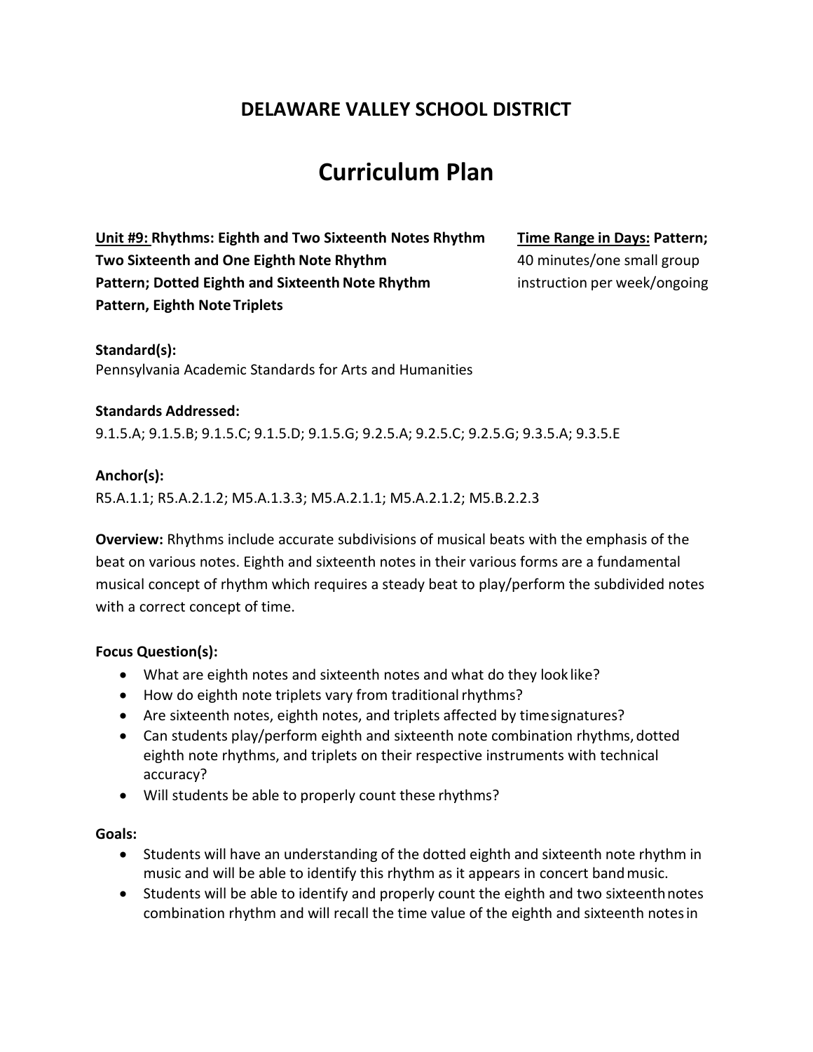## DELAWARE VALLEY SCHOOL DISTRICT

# Curriculum Plan

**Unit #9: Rhythms: Eighth and Two Sixteenth Notes Rhythm Pattern; Two Sixteenth and One Eighth Note Rhythm Pattern; Dotted Eighth and Sixteenth Note Rhythm Pattern, Eighth Note Triplets**

**Time Range in Days:** 40 minutes/one small group instruction per week/ongoing

**Standard(s):**
Pennsylvania Academic Standards for Arts and Humanities

**Standards Addressed:**
9.1.5.A; 9.1.5.B; 9.1.5.C; 9.1.5.D; 9.1.5.G; 9.2.5.A; 9.2.5.C; 9.2.5.G; 9.3.5.A; 9.3.5.E

**Anchor(s):**
R5.A.1.1; R5.A.2.1.2; M5.A.1.3.3; M5.A.2.1.1; M5.A.2.1.2; M5.B.2.2.3

**Overview:** Rhythms include accurate subdivisions of musical beats with the emphasis of the beat on various notes. Eighth and sixteenth notes in their various forms are a fundamental musical concept of rhythm which requires a steady beat to play/perform the subdivided notes with a correct concept of time.

**Focus Question(s):**

- What are eighth notes and sixteenth notes and what do they look like?
- How do eighth note triplets vary from traditional rhythms?
- Are sixteenth notes, eighth notes, and triplets affected by time signatures?
- Can students play/perform eighth and sixteenth note combination rhythms, dotted eighth note rhythms, and triplets on their respective instruments with technical accuracy?
- Will students be able to properly count these rhythms?

**Goals:**

- Students will have an understanding of the dotted eighth and sixteenth note rhythm in music and will be able to identify this rhythm as it appears in concert band music.
- Students will be able to identify and properly count the eighth and two sixteenth notes combination rhythm and will recall the time value of the eighth and sixteenth notes in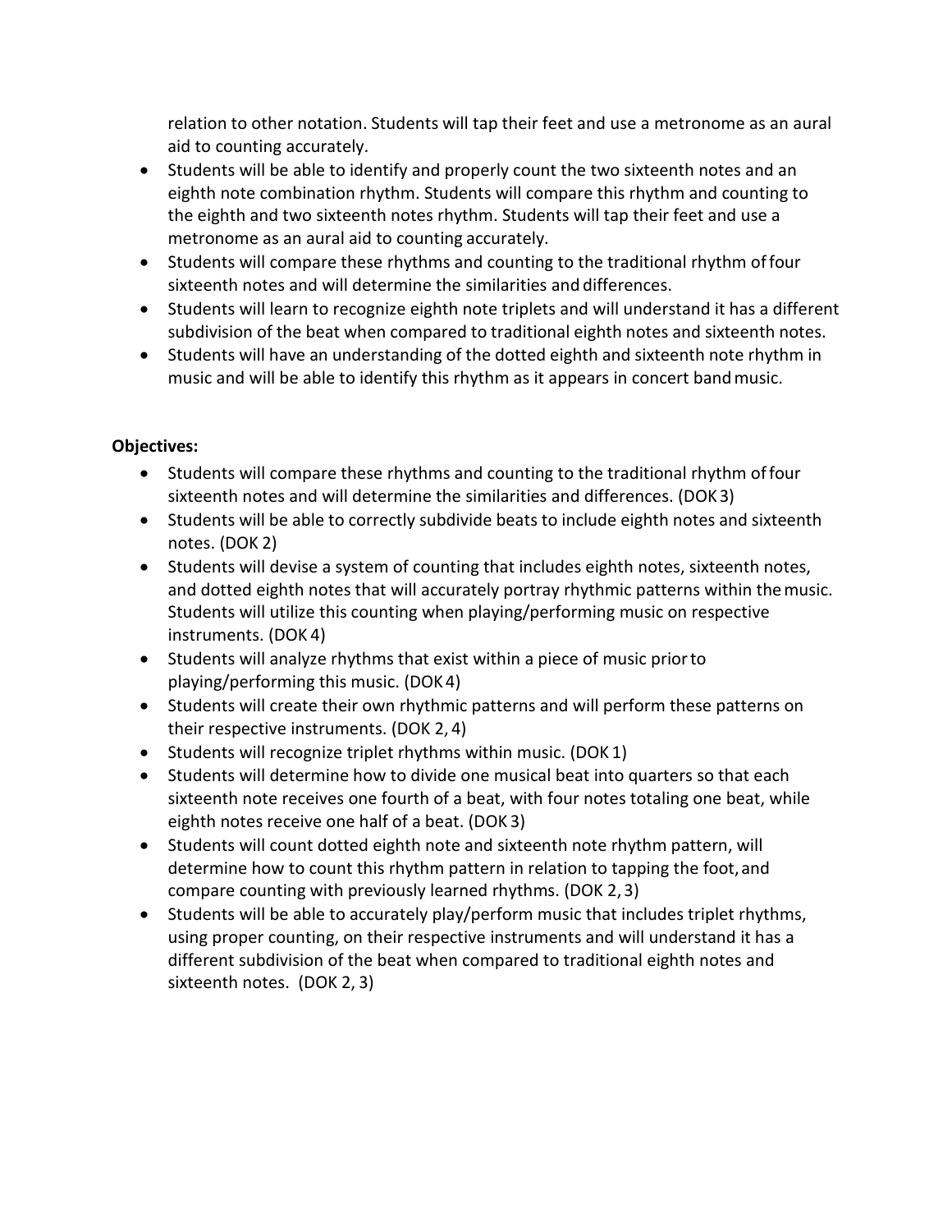relation to other notation. Students will tap their feet and use a metronome as an aural aid to counting accurately.

- Students will be able to identify and properly count the two sixteenth notes and an eighth note combination rhythm. Students will compare this rhythm and counting to the eighth and two sixteenth notes rhythm. Students will tap their feet and use a metronome as an aural aid to counting accurately.
- Students will compare these rhythms and counting to the traditional rhythm of four sixteenth notes and will determine the similarities and differences.
- Students will learn to recognize eighth note triplets and will understand it has a different subdivision of the beat when compared to traditional eighth notes and sixteenth notes.
- Students will have an understanding of the dotted eighth and sixteenth note rhythm in music and will be able to identify this rhythm as it appears in concert band music.

**Objectives:**

- Students will compare these rhythms and counting to the traditional rhythm of four sixteenth notes and will determine the similarities and differences. (DOK 3)
- Students will be able to correctly subdivide beats to include eighth notes and sixteenth notes. (DOK 2)
- Students will devise a system of counting that includes eighth notes, sixteenth notes, and dotted eighth notes that will accurately portray rhythmic patterns within the music. Students will utilize this counting when playing/performing music on respective instruments. (DOK 4)
- Students will analyze rhythms that exist within a piece of music prior to playing/performing this music. (DOK 4)
- Students will create their own rhythmic patterns and will perform these patterns on their respective instruments. (DOK 2, 4)
- Students will recognize triplet rhythms within music. (DOK 1)
- Students will determine how to divide one musical beat into quarters so that each sixteenth note receives one fourth of a beat, with four notes totaling one beat, while eighth notes receive one half of a beat. (DOK 3)
- Students will count dotted eighth note and sixteenth note rhythm pattern, will determine how to count this rhythm pattern in relation to tapping the foot, and compare counting with previously learned rhythms. (DOK 2, 3)
- Students will be able to accurately play/perform music that includes triplet rhythms, using proper counting, on their respective instruments and will understand it has a different subdivision of the beat when compared to traditional eighth notes and sixteenth notes. (DOK 2, 3)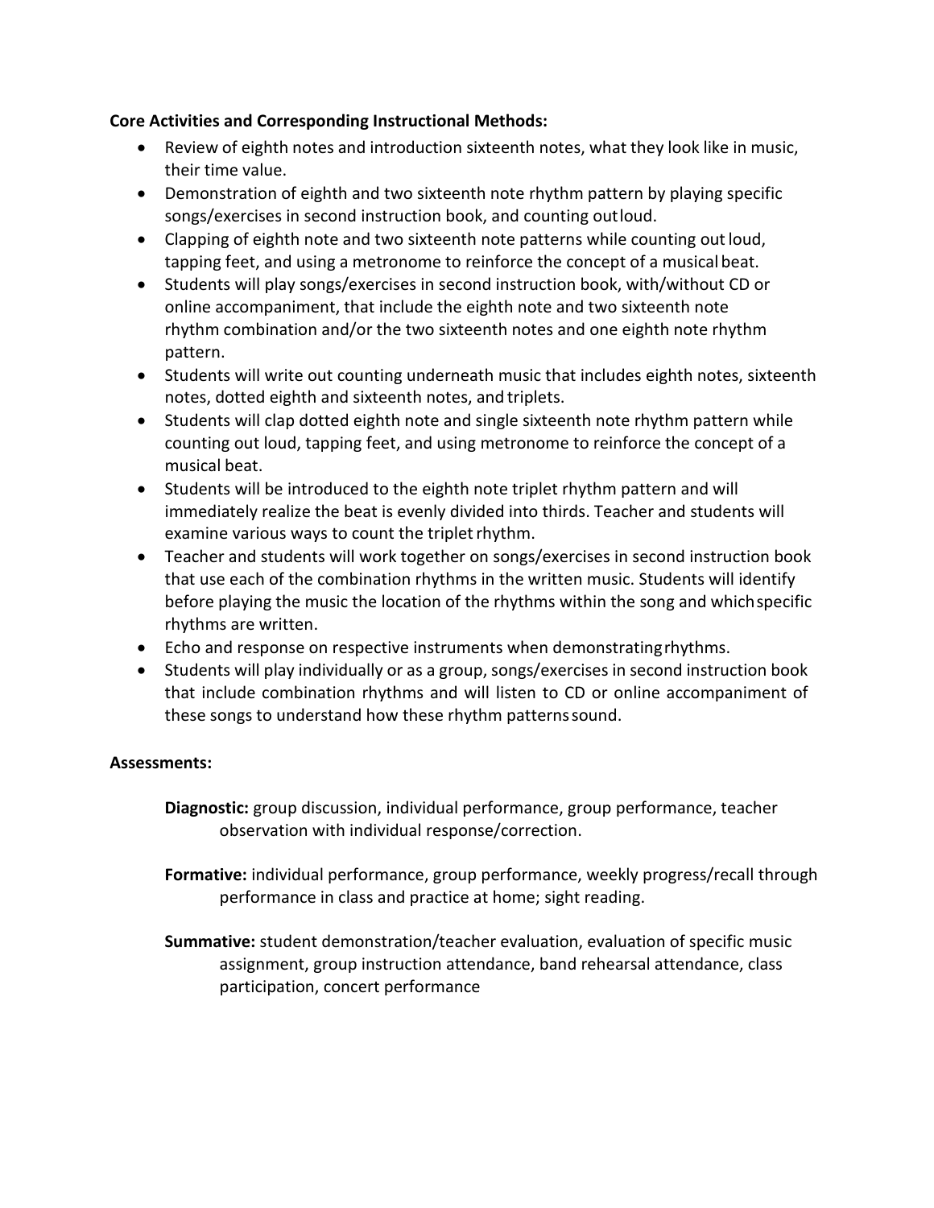**Core Activities and Corresponding Instructional Methods:**

- Review of eighth notes and introduction sixteenth notes, what they look like in music, their time value.
- Demonstration of eighth and two sixteenth note rhythm pattern by playing specific songs/exercises in second instruction book, and counting out loud.
- Clapping of eighth note and two sixteenth note patterns while counting out loud, tapping feet, and using a metronome to reinforce the concept of a musical beat.
- Students will play songs/exercises in second instruction book, with/without CD or online accompaniment, that include the eighth note and two sixteenth note rhythm combination and/or the two sixteenth notes and one eighth note rhythm pattern.
- Students will write out counting underneath music that includes eighth notes, sixteenth notes, dotted eighth and sixteenth notes, and triplets.
- Students will clap dotted eighth note and single sixteenth note rhythm pattern while counting out loud, tapping feet, and using metronome to reinforce the concept of a musical beat.
- Students will be introduced to the eighth note triplet rhythm pattern and will immediately realize the beat is evenly divided into thirds. Teacher and students will examine various ways to count the triplet rhythm.
- Teacher and students will work together on songs/exercises in second instruction book that use each of the combination rhythms in the written music. Students will identify before playing the music the location of the rhythms within the song and which specific rhythms are written.
- Echo and response on respective instruments when demonstrating rhythms.
- Students will play individually or as a group, songs/exercises in second instruction book that include combination rhythms and will listen to CD or online accompaniment of these songs to understand how these rhythm patterns sound.

**Assessments:**

**Diagnostic:** group discussion, individual performance, group performance, teacher observation with individual response/correction.

**Formative:** individual performance, group performance, weekly progress/recall through performance in class and practice at home; sight reading.

**Summative:** student demonstration/teacher evaluation, evaluation of specific music assignment, group instruction attendance, band rehearsal attendance, class participation, concert performance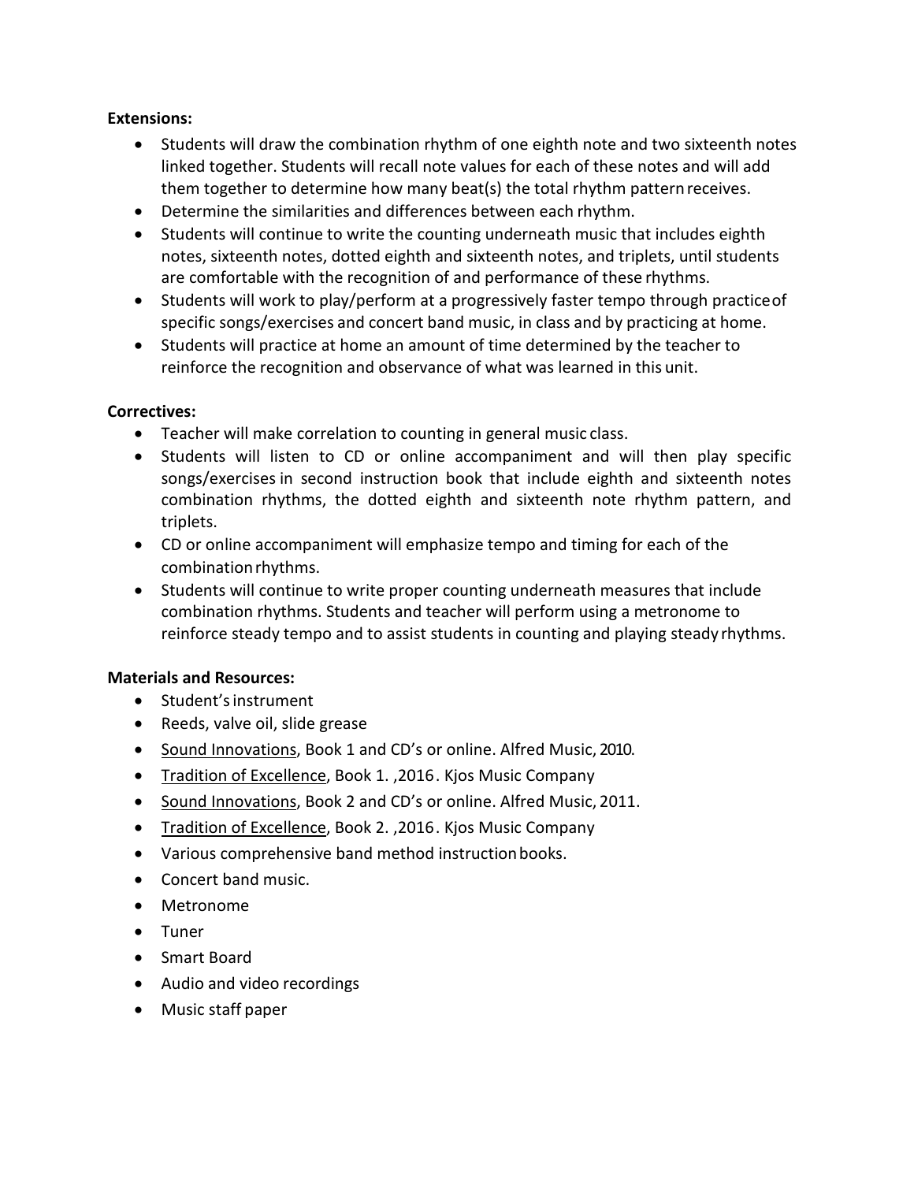**Extensions:**

- Students will draw the combination rhythm of one eighth note and two sixteenth notes linked together. Students will recall note values for each of these notes and will add them together to determine how many beat(s) the total rhythm pattern receives.
- Determine the similarities and differences between each rhythm.
- Students will continue to write the counting underneath music that includes eighth notes, sixteenth notes, dotted eighth and sixteenth notes, and triplets, until students are comfortable with the recognition of and performance of these rhythms.
- Students will work to play/perform at a progressively faster tempo through practice of specific songs/exercises and concert band music, in class and by practicing at home.
- Students will practice at home an amount of time determined by the teacher to reinforce the recognition and observance of what was learned in this unit.

**Correctives:**

- Teacher will make correlation to counting in general music class.
- Students will listen to CD or online accompaniment and will then play specific songs/exercises in second instruction book that include eighth and sixteenth notes combination rhythms, the dotted eighth and sixteenth note rhythm pattern, and triplets.
- CD or online accompaniment will emphasize tempo and timing for each of the combination rhythms.
- Students will continue to write proper counting underneath measures that include combination rhythms. Students and teacher will perform using a metronome to reinforce steady tempo and to assist students in counting and playing steady rhythms.

**Materials and Resources:**

- Student's instrument
- Reeds, valve oil, slide grease
- Sound Innovations, Book 1 and CD's or online. Alfred Music, 2010.
- Tradition of Excellence, Book 1. ,2016. Kjos Music Company
- Sound Innovations, Book 2 and CD's or online. Alfred Music, 2011.
- Tradition of Excellence, Book 2. ,2016. Kjos Music Company
- Various comprehensive band method instruction books.
- Concert band music.
- Metronome
- Tuner
- Smart Board
- Audio and video recordings
- Music staff paper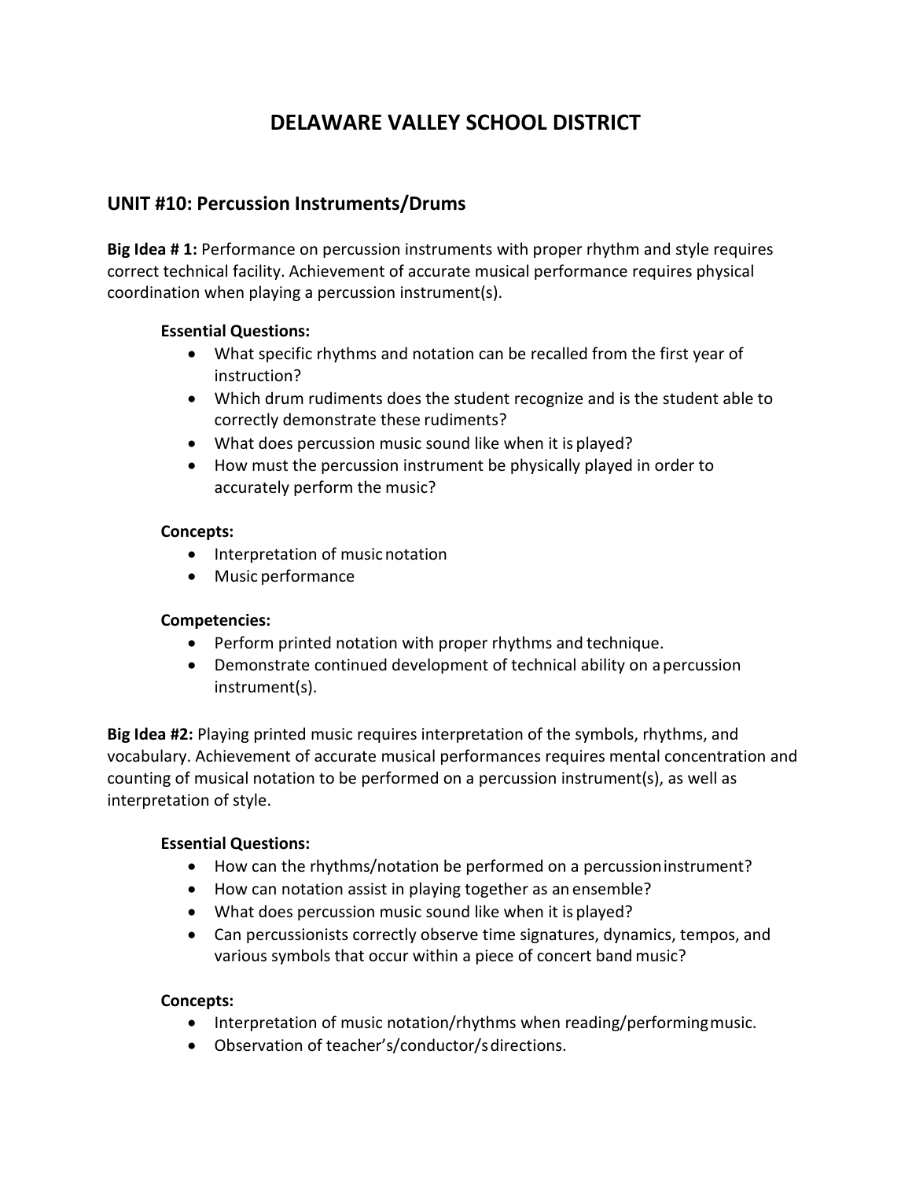# DELAWARE VALLEY SCHOOL DISTRICT

## UNIT #10: Percussion Instruments/Drums

**Big Idea # 1:** Performance on percussion instruments with proper rhythm and style requires correct technical facility. Achievement of accurate musical performance requires physical coordination when playing a percussion instrument(s).

**Essential Questions:**

- What specific rhythms and notation can be recalled from the first year of instruction?
- Which drum rudiments does the student recognize and is the student able to correctly demonstrate these rudiments?
- What does percussion music sound like when it is played?
- How must the percussion instrument be physically played in order to accurately perform the music?

**Concepts:**

- Interpretation of music notation
- Music performance

**Competencies:**

- Perform printed notation with proper rhythms and technique.
- Demonstrate continued development of technical ability on a percussion instrument(s).

**Big Idea #2:** Playing printed music requires interpretation of the symbols, rhythms, and vocabulary. Achievement of accurate musical performances requires mental concentration and counting of musical notation to be performed on a percussion instrument(s), as well as interpretation of style.

**Essential Questions:**

- How can the rhythms/notation be performed on a percussion instrument?
- How can notation assist in playing together as an ensemble?
- What does percussion music sound like when it is played?
- Can percussionists correctly observe time signatures, dynamics, tempos, and various symbols that occur within a piece of concert band music?

**Concepts:**

- Interpretation of music notation/rhythms when reading/performing music.
- Observation of teacher's/conductor/s directions.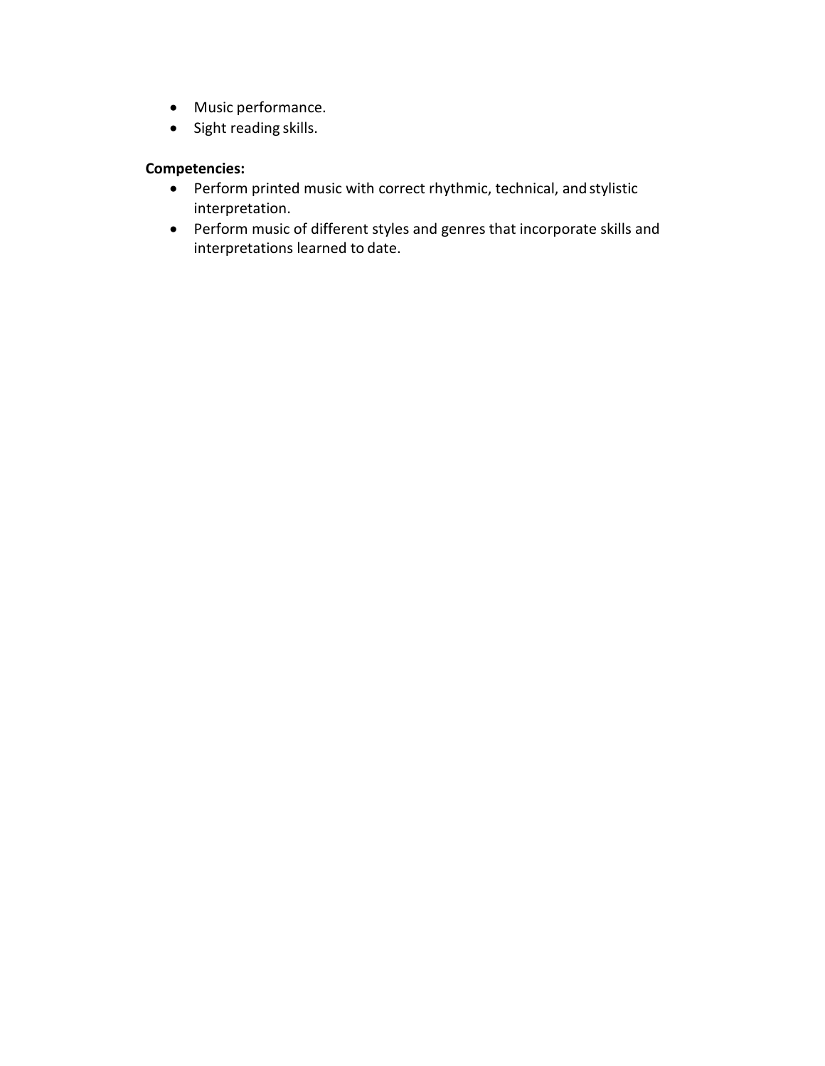- Music performance.
- Sight reading skills.

**Competencies:**

- Perform printed music with correct rhythmic, technical, and stylistic interpretation.
- Perform music of different styles and genres that incorporate skills and interpretations learned to date.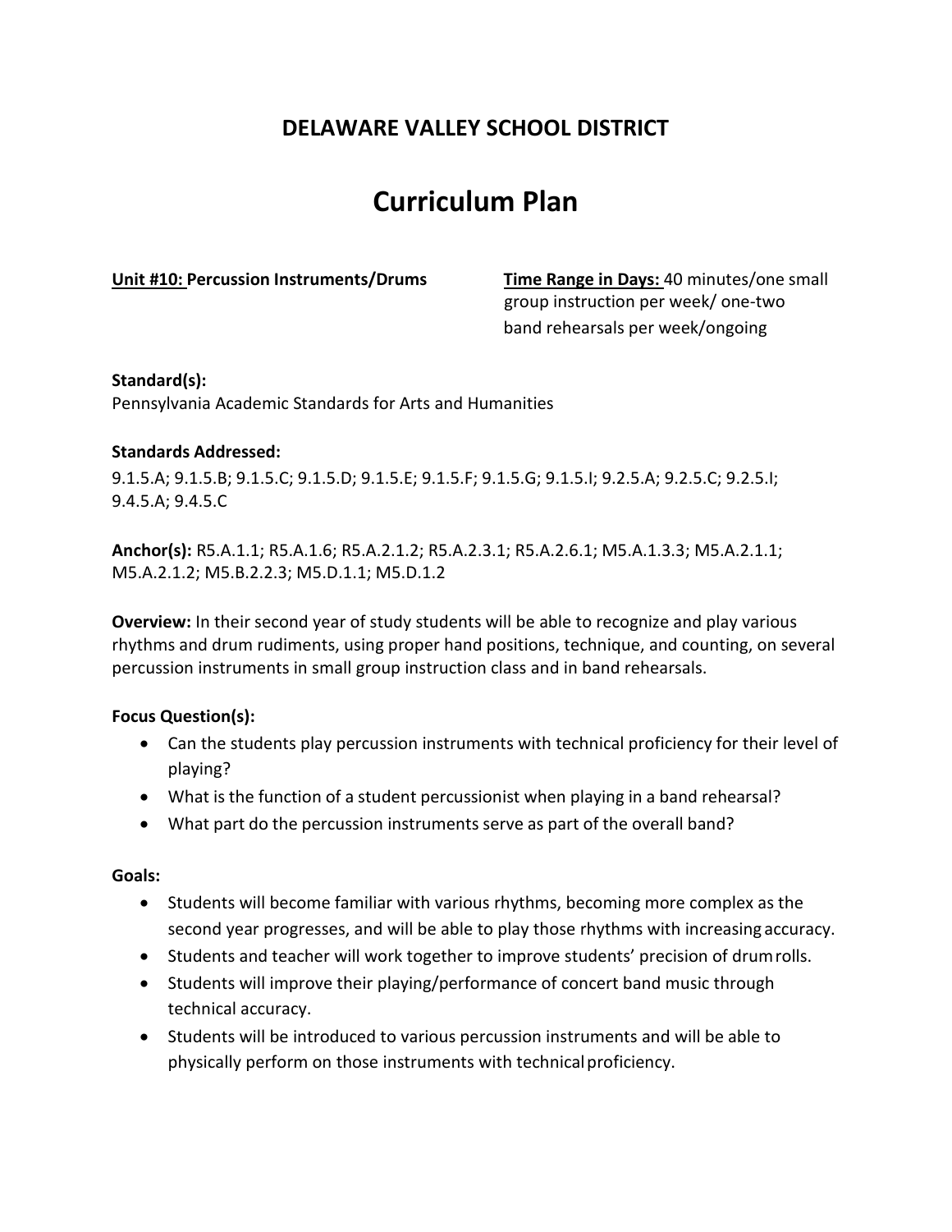## DELAWARE VALLEY SCHOOL DISTRICT

# Curriculum Plan

**Unit #10: Percussion Instruments/Drums**

**Time Range in Days:** 40 minutes/one small group instruction per week/ one-two band rehearsals per week/ongoing

**Standard(s):**
Pennsylvania Academic Standards for Arts and Humanities

**Standards Addressed:**
9.1.5.A; 9.1.5.B; 9.1.5.C; 9.1.5.D; 9.1.5.E; 9.1.5.F; 9.1.5.G; 9.1.5.I; 9.2.5.A; 9.2.5.C; 9.2.5.I; 9.4.5.A; 9.4.5.C

**Anchor(s):** R5.A.1.1; R5.A.1.6; R5.A.2.1.2; R5.A.2.3.1; R5.A.2.6.1; M5.A.1.3.3; M5.A.2.1.1; M5.A.2.1.2; M5.B.2.2.3; M5.D.1.1; M5.D.1.2

**Overview:** In their second year of study students will be able to recognize and play various rhythms and drum rudiments, using proper hand positions, technique, and counting, on several percussion instruments in small group instruction class and in band rehearsals.

**Focus Question(s):**

- Can the students play percussion instruments with technical proficiency for their level of playing?
- What is the function of a student percussionist when playing in a band rehearsal?
- What part do the percussion instruments serve as part of the overall band?

**Goals:**

- Students will become familiar with various rhythms, becoming more complex as the second year progresses, and will be able to play those rhythms with increasing accuracy.
- Students and teacher will work together to improve students' precision of drum rolls.
- Students will improve their playing/performance of concert band music through technical accuracy.
- Students will be introduced to various percussion instruments and will be able to physically perform on those instruments with technical proficiency.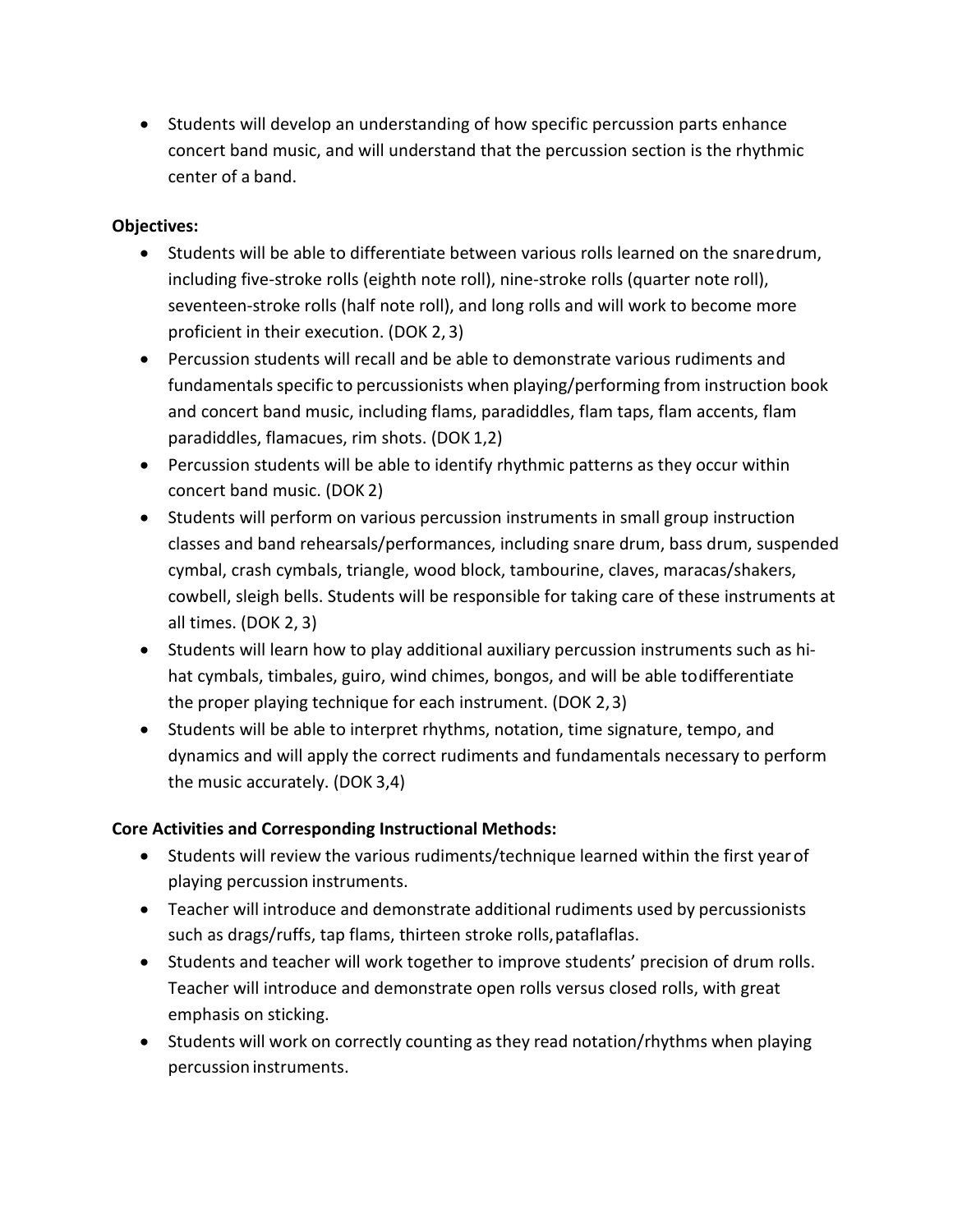- Students will develop an understanding of how specific percussion parts enhance concert band music, and will understand that the percussion section is the rhythmic center of a band.

**Objectives:**

- Students will be able to differentiate between various rolls learned on the snare drum, including five-stroke rolls (eighth note roll), nine-stroke rolls (quarter note roll), seventeen-stroke rolls (half note roll), and long rolls and will work to become more proficient in their execution. (DOK 2, 3)
- Percussion students will recall and be able to demonstrate various rudiments and fundamentals specific to percussionists when playing/performing from instruction book and concert band music, including flams, paradiddles, flam taps, flam accents, flam paradiddles, flamacues, rim shots. (DOK 1,2)
- Percussion students will be able to identify rhythmic patterns as they occur within concert band music. (DOK 2)
- Students will perform on various percussion instruments in small group instruction classes and band rehearsals/performances, including snare drum, bass drum, suspended cymbal, crash cymbals, triangle, wood block, tambourine, claves, maracas/shakers, cowbell, sleigh bells. Students will be responsible for taking care of these instruments at all times. (DOK 2, 3)
- Students will learn how to play additional auxiliary percussion instruments such as hi-hat cymbals, timbales, guiro, wind chimes, bongos, and will be able to differentiate the proper playing technique for each instrument. (DOK 2, 3)
- Students will be able to interpret rhythms, notation, time signature, tempo, and dynamics and will apply the correct rudiments and fundamentals necessary to perform the music accurately. (DOK 3,4)

**Core Activities and Corresponding Instructional Methods:**

- Students will review the various rudiments/technique learned within the first year of playing percussion instruments.
- Teacher will introduce and demonstrate additional rudiments used by percussionists such as drags/ruffs, tap flams, thirteen stroke rolls, pataflaflas.
- Students and teacher will work together to improve students' precision of drum rolls. Teacher will introduce and demonstrate open rolls versus closed rolls, with great emphasis on sticking.
- Students will work on correctly counting as they read notation/rhythms when playing percussion instruments.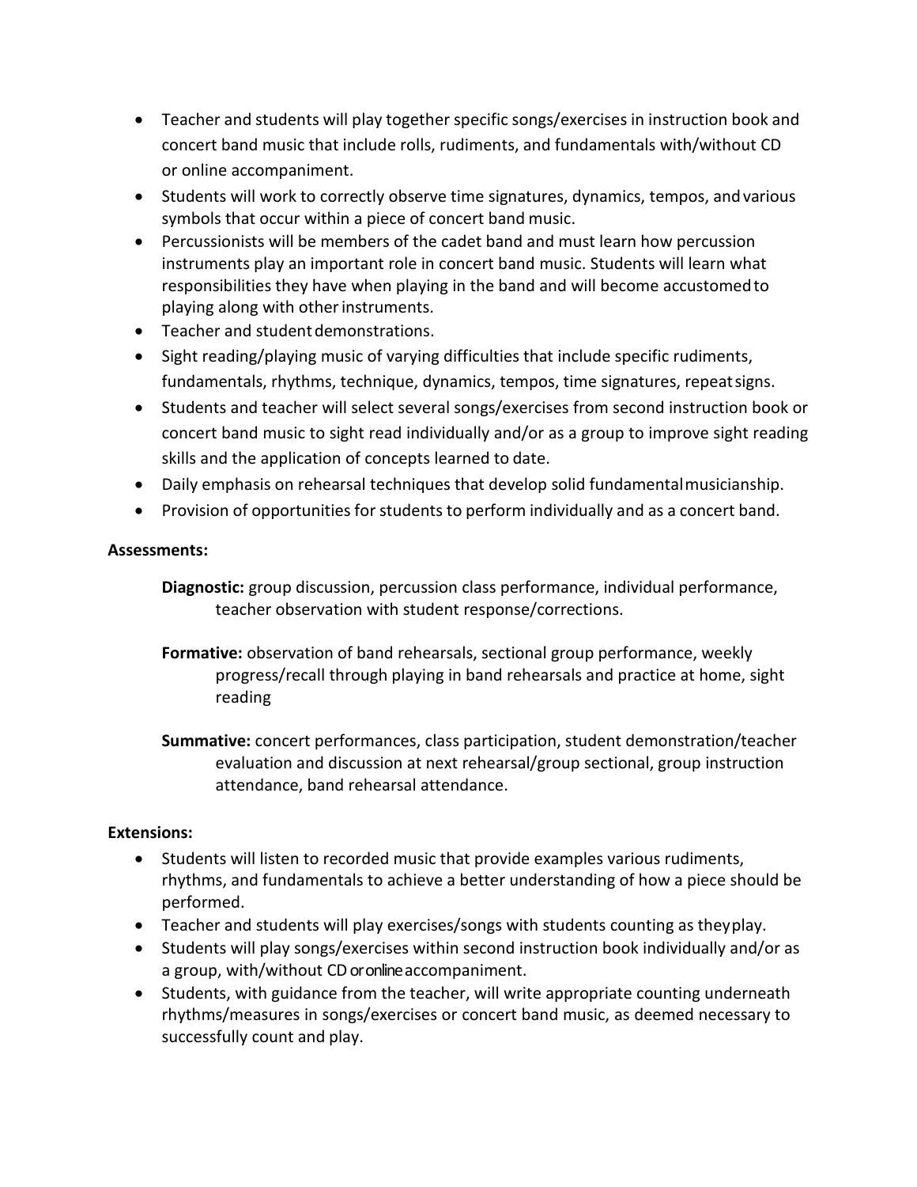- Teacher and students will play together specific songs/exercises in instruction book and concert band music that include rolls, rudiments, and fundamentals with/without CD or online accompaniment.
- Students will work to correctly observe time signatures, dynamics, tempos, and various symbols that occur within a piece of concert band music.
- Percussionists will be members of the cadet band and must learn how percussion instruments play an important role in concert band music. Students will learn what responsibilities they have when playing in the band and will become accustomed to playing along with other instruments.
- Teacher and student demonstrations.
- Sight reading/playing music of varying difficulties that include specific rudiments, fundamentals, rhythms, technique, dynamics, tempos, time signatures, repeat signs.
- Students and teacher will select several songs/exercises from second instruction book or concert band music to sight read individually and/or as a group to improve sight reading skills and the application of concepts learned to date.
- Daily emphasis on rehearsal techniques that develop solid fundamental musicianship.
- Provision of opportunities for students to perform individually and as a concert band.

**Assessments:**

**Diagnostic:** group discussion, percussion class performance, individual performance, teacher observation with student response/corrections.

**Formative:** observation of band rehearsals, sectional group performance, weekly progress/recall through playing in band rehearsals and practice at home, sight reading

**Summative:** concert performances, class participation, student demonstration/teacher evaluation and discussion at next rehearsal/group sectional, group instruction attendance, band rehearsal attendance.

**Extensions:**

- Students will listen to recorded music that provide examples various rudiments, rhythms, and fundamentals to achieve a better understanding of how a piece should be performed.
- Teacher and students will play exercises/songs with students counting as they play.
- Students will play songs/exercises within second instruction book individually and/or as a group, with/without CD or online accompaniment.
- Students, with guidance from the teacher, will write appropriate counting underneath rhythms/measures in songs/exercises or concert band music, as deemed necessary to successfully count and play.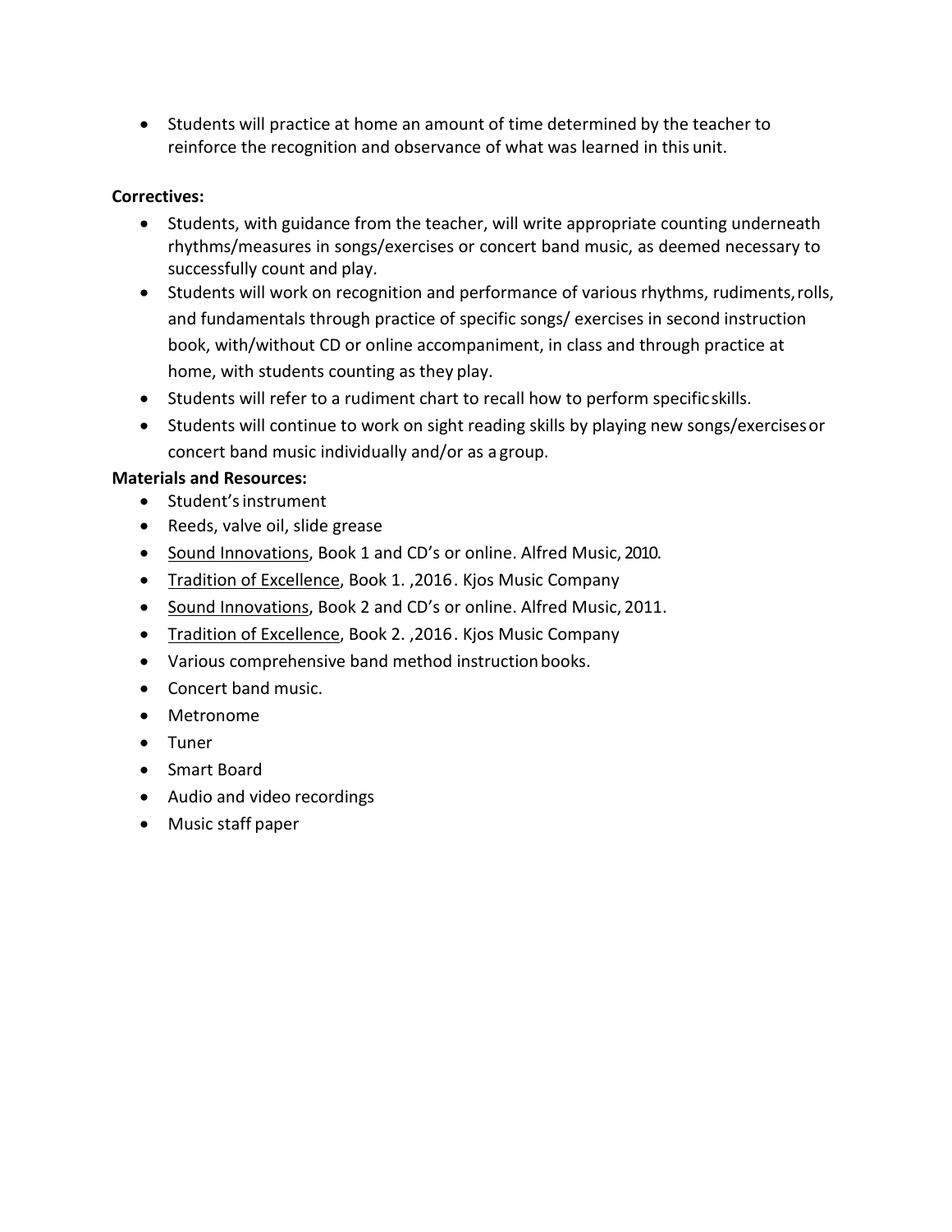- Students will practice at home an amount of time determined by the teacher to reinforce the recognition and observance of what was learned in this unit.

**Correctives:**

- Students, with guidance from the teacher, will write appropriate counting underneath rhythms/measures in songs/exercises or concert band music, as deemed necessary to successfully count and play.
- Students will work on recognition and performance of various rhythms, rudiments, rolls, and fundamentals through practice of specific songs/ exercises in second instruction book, with/without CD or online accompaniment, in class and through practice at home, with students counting as they play.
- Students will refer to a rudiment chart to recall how to perform specific skills.
- Students will continue to work on sight reading skills by playing new songs/exercises or concert band music individually and/or as a group.

**Materials and Resources:**

- Student's instrument
- Reeds, valve oil, slide grease
- <u>Sound Innovations</u>, Book 1 and CD's or online. Alfred Music, 2010.
- <u>Tradition of Excellence</u>, Book 1. ,2016. Kjos Music Company
- <u>Sound Innovations</u>, Book 2 and CD's or online. Alfred Music, 2011.
- <u>Tradition of Excellence</u>, Book 2. ,2016. Kjos Music Company
- Various comprehensive band method instruction books.
- Concert band music.
- Metronome
- Tuner
- Smart Board
- Audio and video recordings
- Music staff paper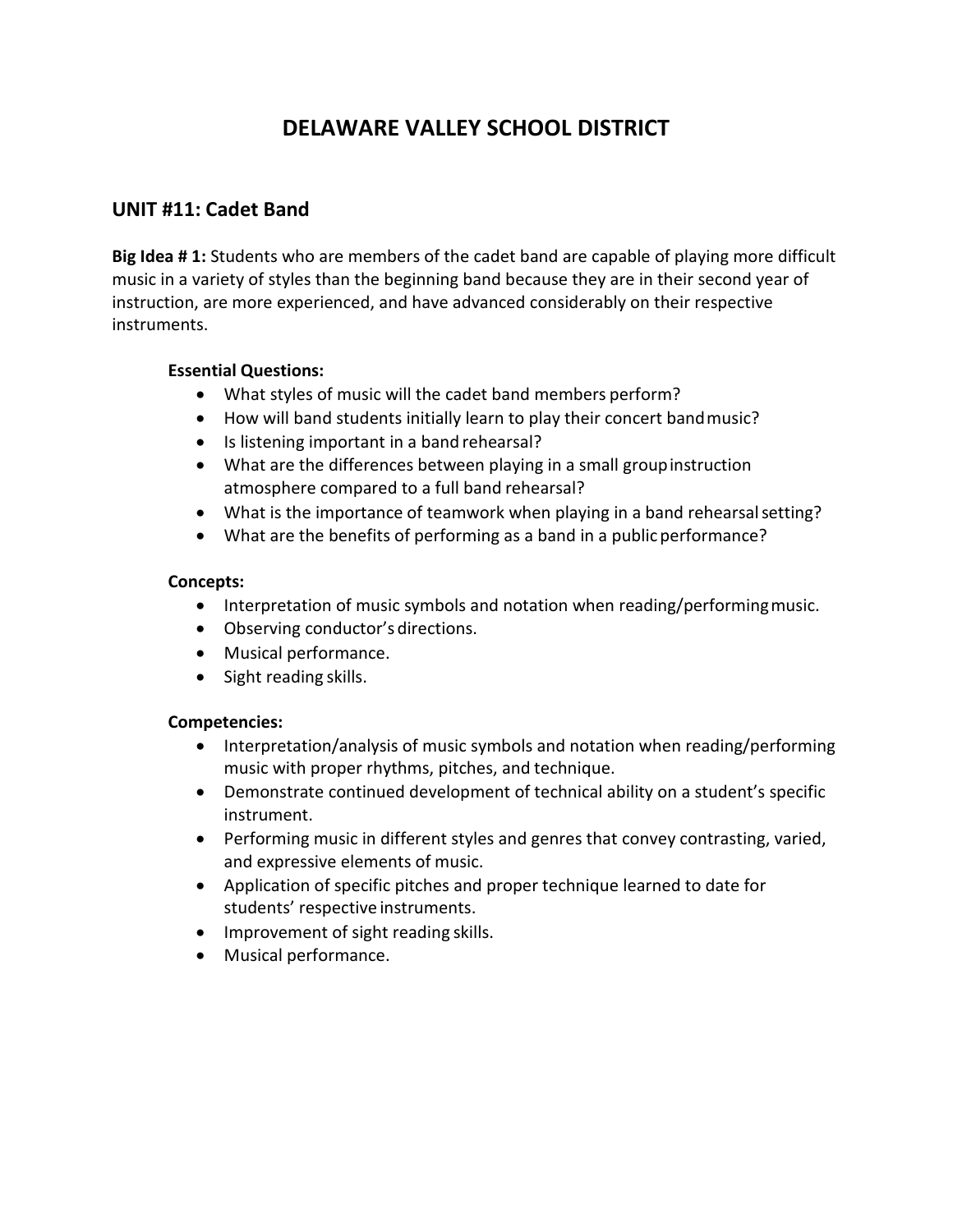# DELAWARE VALLEY SCHOOL DISTRICT

## UNIT #11: Cadet Band

**Big Idea # 1:** Students who are members of the cadet band are capable of playing more difficult music in a variety of styles than the beginning band because they are in their second year of instruction, are more experienced, and have advanced considerably on their respective instruments.

**Essential Questions:**

- What styles of music will the cadet band members perform?
- How will band students initially learn to play their concert band music?
- Is listening important in a band rehearsal?
- What are the differences between playing in a small group instruction atmosphere compared to a full band rehearsal?
- What is the importance of teamwork when playing in a band rehearsal setting?
- What are the benefits of performing as a band in a public performance?

**Concepts:**

- Interpretation of music symbols and notation when reading/performing music.
- Observing conductor's directions.
- Musical performance.
- Sight reading skills.

**Competencies:**

- Interpretation/analysis of music symbols and notation when reading/performing music with proper rhythms, pitches, and technique.
- Demonstrate continued development of technical ability on a student's specific instrument.
- Performing music in different styles and genres that convey contrasting, varied, and expressive elements of music.
- Application of specific pitches and proper technique learned to date for students' respective instruments.
- Improvement of sight reading skills.
- Musical performance.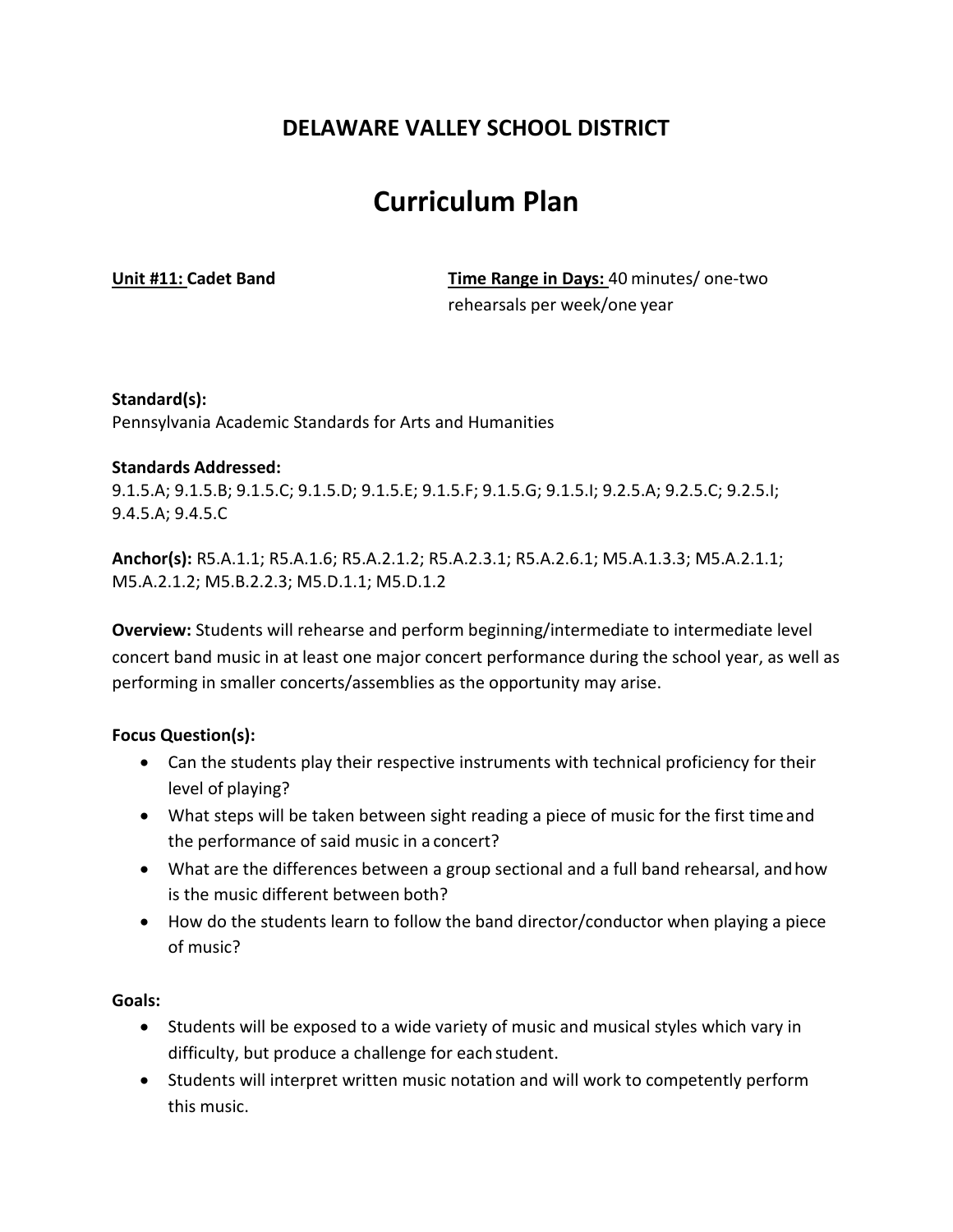# DELAWARE VALLEY SCHOOL DISTRICT

# Curriculum Plan

**Unit #11:** **Cadet Band**

**Time Range in Days:** 40 minutes/ one-two rehearsals per week/one year

**Standard(s):**
Pennsylvania Academic Standards for Arts and Humanities

**Standards Addressed:**
9.1.5.A; 9.1.5.B; 9.1.5.C; 9.1.5.D; 9.1.5.E; 9.1.5.F; 9.1.5.G; 9.1.5.I; 9.2.5.A; 9.2.5.C; 9.2.5.I; 9.4.5.A; 9.4.5.C

**Anchor(s):** R5.A.1.1; R5.A.1.6; R5.A.2.1.2; R5.A.2.3.1; R5.A.2.6.1; M5.A.1.3.3; M5.A.2.1.1; M5.A.2.1.2; M5.B.2.2.3; M5.D.1.1; M5.D.1.2

**Overview:** Students will rehearse and perform beginning/intermediate to intermediate level concert band music in at least one major concert performance during the school year, as well as performing in smaller concerts/assemblies as the opportunity may arise.

**Focus Question(s):**

- Can the students play their respective instruments with technical proficiency for their level of playing?
- What steps will be taken between sight reading a piece of music for the first time and the performance of said music in a concert?
- What are the differences between a group sectional and a full band rehearsal, and how is the music different between both?
- How do the students learn to follow the band director/conductor when playing a piece of music?

**Goals:**

- Students will be exposed to a wide variety of music and musical styles which vary in difficulty, but produce a challenge for each student.
- Students will interpret written music notation and will work to competently perform this music.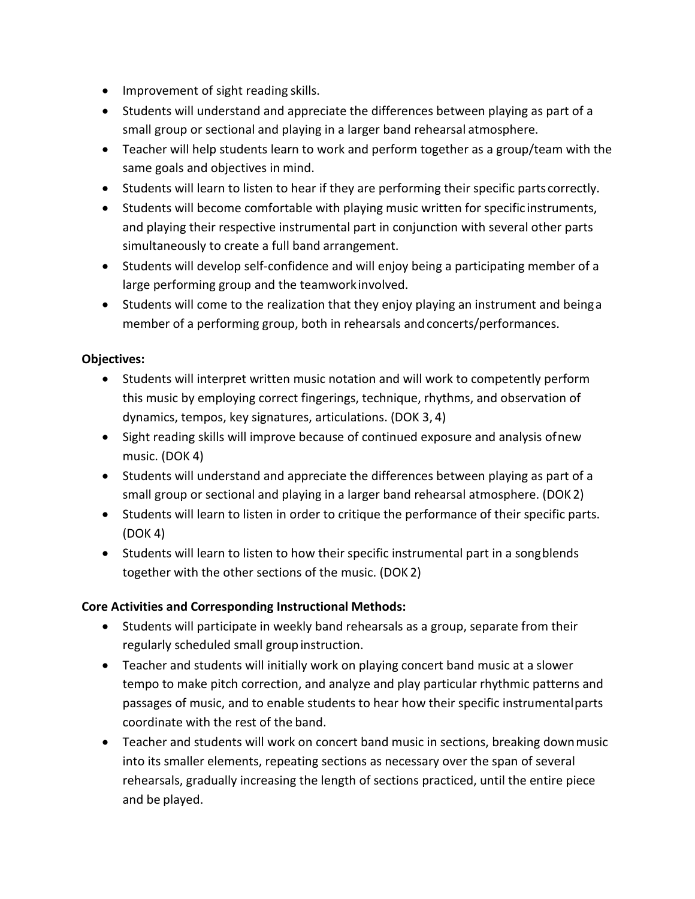- Improvement of sight reading skills.
- Students will understand and appreciate the differences between playing as part of a small group or sectional and playing in a larger band rehearsal atmosphere.
- Teacher will help students learn to work and perform together as a group/team with the same goals and objectives in mind.
- Students will learn to listen to hear if they are performing their specific parts correctly.
- Students will become comfortable with playing music written for specific instruments, and playing their respective instrumental part in conjunction with several other parts simultaneously to create a full band arrangement.
- Students will develop self-confidence and will enjoy being a participating member of a large performing group and the teamwork involved.
- Students will come to the realization that they enjoy playing an instrument and being a member of a performing group, both in rehearsals and concerts/performances.

**Objectives:**

- Students will interpret written music notation and will work to competently perform this music by employing correct fingerings, technique, rhythms, and observation of dynamics, tempos, key signatures, articulations. (DOK 3, 4)
- Sight reading skills will improve because of continued exposure and analysis of new music. (DOK 4)
- Students will understand and appreciate the differences between playing as part of a small group or sectional and playing in a larger band rehearsal atmosphere. (DOK 2)
- Students will learn to listen in order to critique the performance of their specific parts. (DOK 4)
- Students will learn to listen to how their specific instrumental part in a song blends together with the other sections of the music. (DOK 2)

**Core Activities and Corresponding Instructional Methods:**

- Students will participate in weekly band rehearsals as a group, separate from their regularly scheduled small group instruction.
- Teacher and students will initially work on playing concert band music at a slower tempo to make pitch correction, and analyze and play particular rhythmic patterns and passages of music, and to enable students to hear how their specific instrumental parts coordinate with the rest of the band.
- Teacher and students will work on concert band music in sections, breaking down music into its smaller elements, repeating sections as necessary over the span of several rehearsals, gradually increasing the length of sections practiced, until the entire piece and be played.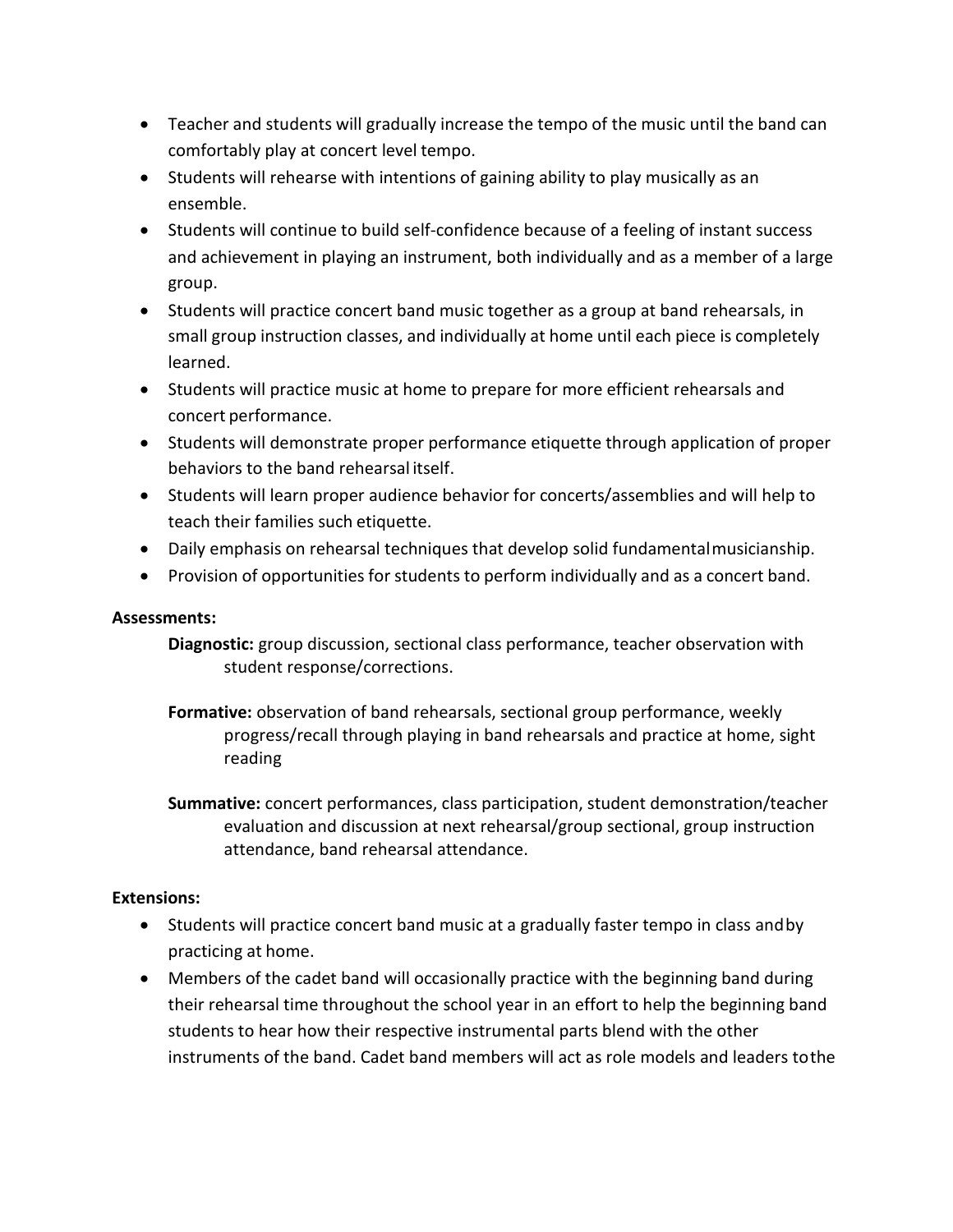- Teacher and students will gradually increase the tempo of the music until the band can comfortably play at concert level tempo.
- Students will rehearse with intentions of gaining ability to play musically as an ensemble.
- Students will continue to build self-confidence because of a feeling of instant success and achievement in playing an instrument, both individually and as a member of a large group.
- Students will practice concert band music together as a group at band rehearsals, in small group instruction classes, and individually at home until each piece is completely learned.
- Students will practice music at home to prepare for more efficient rehearsals and concert performance.
- Students will demonstrate proper performance etiquette through application of proper behaviors to the band rehearsal itself.
- Students will learn proper audience behavior for concerts/assemblies and will help to teach their families such etiquette.
- Daily emphasis on rehearsal techniques that develop solid fundamental musicianship.
- Provision of opportunities for students to perform individually and as a concert band.

**Assessments:**

**Diagnostic:** group discussion, sectional class performance, teacher observation with student response/corrections.

**Formative:** observation of band rehearsals, sectional group performance, weekly progress/recall through playing in band rehearsals and practice at home, sight reading

**Summative:** concert performances, class participation, student demonstration/teacher evaluation and discussion at next rehearsal/group sectional, group instruction attendance, band rehearsal attendance.

**Extensions:**

- Students will practice concert band music at a gradually faster tempo in class and by practicing at home.
- Members of the cadet band will occasionally practice with the beginning band during their rehearsal time throughout the school year in an effort to help the beginning band students to hear how their respective instrumental parts blend with the other instruments of the band. Cadet band members will act as role models and leaders to the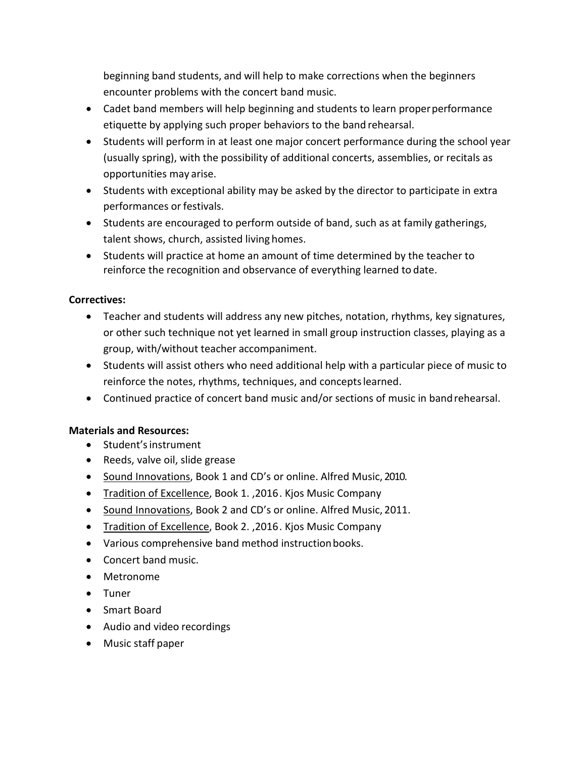beginning band students, and will help to make corrections when the beginners encounter problems with the concert band music.

- Cadet band members will help beginning and students to learn proper performance etiquette by applying such proper behaviors to the band rehearsal.
- Students will perform in at least one major concert performance during the school year (usually spring), with the possibility of additional concerts, assemblies, or recitals as opportunities may arise.
- Students with exceptional ability may be asked by the director to participate in extra performances or festivals.
- Students are encouraged to perform outside of band, such as at family gatherings, talent shows, church, assisted living homes.
- Students will practice at home an amount of time determined by the teacher to reinforce the recognition and observance of everything learned to date.

**Correctives:**

- Teacher and students will address any new pitches, notation, rhythms, key signatures, or other such technique not yet learned in small group instruction classes, playing as a group, with/without teacher accompaniment.
- Students will assist others who need additional help with a particular piece of music to reinforce the notes, rhythms, techniques, and concepts learned.
- Continued practice of concert band music and/or sections of music in band rehearsal.

**Materials and Resources:**

- Student's instrument
- Reeds, valve oil, slide grease
- <u>Sound Innovations</u>, Book 1 and CD's or online. Alfred Music, 2010.
- <u>Tradition of Excellence</u>, Book 1. ,2016. Kjos Music Company
- <u>Sound Innovations</u>, Book 2 and CD's or online. Alfred Music, 2011.
- <u>Tradition of Excellence</u>, Book 2. ,2016. Kjos Music Company
- Various comprehensive band method instruction books.
- Concert band music.
- Metronome
- Tuner
- Smart Board
- Audio and video recordings
- Music staff paper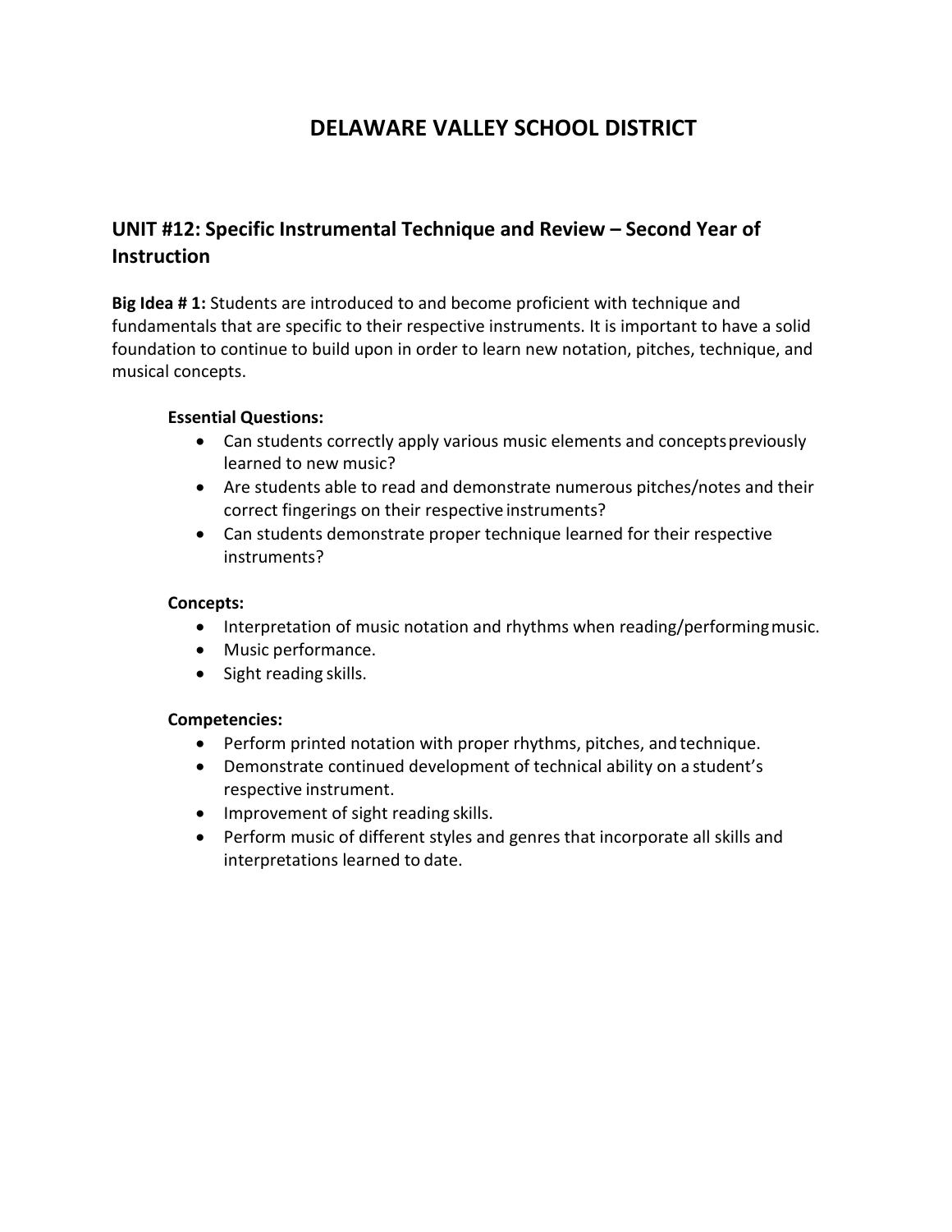# DELAWARE VALLEY SCHOOL DISTRICT

## UNIT #12: Specific Instrumental Technique and Review – Second Year of Instruction

**Big Idea # 1:** Students are introduced to and become proficient with technique and fundamentals that are specific to their respective instruments. It is important to have a solid foundation to continue to build upon in order to learn new notation, pitches, technique, and musical concepts.

**Essential Questions:**

- Can students correctly apply various music elements and concepts previously learned to new music?
- Are students able to read and demonstrate numerous pitches/notes and their correct fingerings on their respective instruments?
- Can students demonstrate proper technique learned for their respective instruments?

**Concepts:**

- Interpretation of music notation and rhythms when reading/performing music.
- Music performance.
- Sight reading skills.

**Competencies:**

- Perform printed notation with proper rhythms, pitches, and technique.
- Demonstrate continued development of technical ability on a student's respective instrument.
- Improvement of sight reading skills.
- Perform music of different styles and genres that incorporate all skills and interpretations learned to date.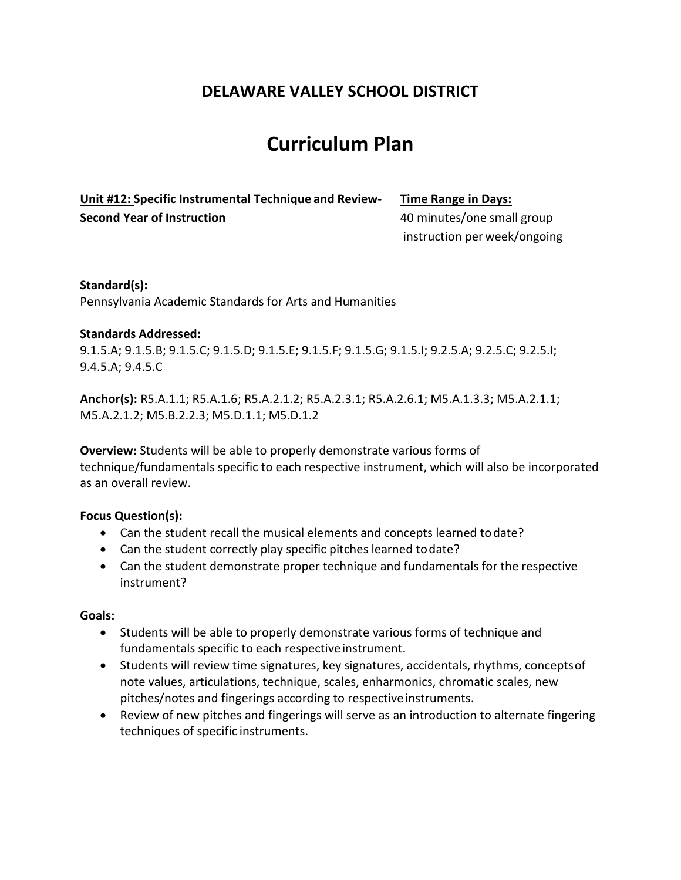## DELAWARE VALLEY SCHOOL DISTRICT

# Curriculum Plan

**Unit #12: Specific Instrumental Technique and Review- Second Year of Instruction**

**Time Range in Days:**
40 minutes/one small group instruction per week/ongoing

**Standard(s):**
Pennsylvania Academic Standards for Arts and Humanities

**Standards Addressed:**
9.1.5.A; 9.1.5.B; 9.1.5.C; 9.1.5.D; 9.1.5.E; 9.1.5.F; 9.1.5.G; 9.1.5.I; 9.2.5.A; 9.2.5.C; 9.2.5.I; 9.4.5.A; 9.4.5.C

**Anchor(s):** R5.A.1.1; R5.A.1.6; R5.A.2.1.2; R5.A.2.3.1; R5.A.2.6.1; M5.A.1.3.3; M5.A.2.1.1; M5.A.2.1.2; M5.B.2.2.3; M5.D.1.1; M5.D.1.2

**Overview:** Students will be able to properly demonstrate various forms of technique/fundamentals specific to each respective instrument, which will also be incorporated as an overall review.

**Focus Question(s):**

- Can the student recall the musical elements and concepts learned to date?
- Can the student correctly play specific pitches learned to date?
- Can the student demonstrate proper technique and fundamentals for the respective instrument?

**Goals:**

- Students will be able to properly demonstrate various forms of technique and fundamentals specific to each respective instrument.
- Students will review time signatures, key signatures, accidentals, rhythms, concepts of note values, articulations, technique, scales, enharmonics, chromatic scales, new pitches/notes and fingerings according to respective instruments.
- Review of new pitches and fingerings will serve as an introduction to alternate fingering techniques of specific instruments.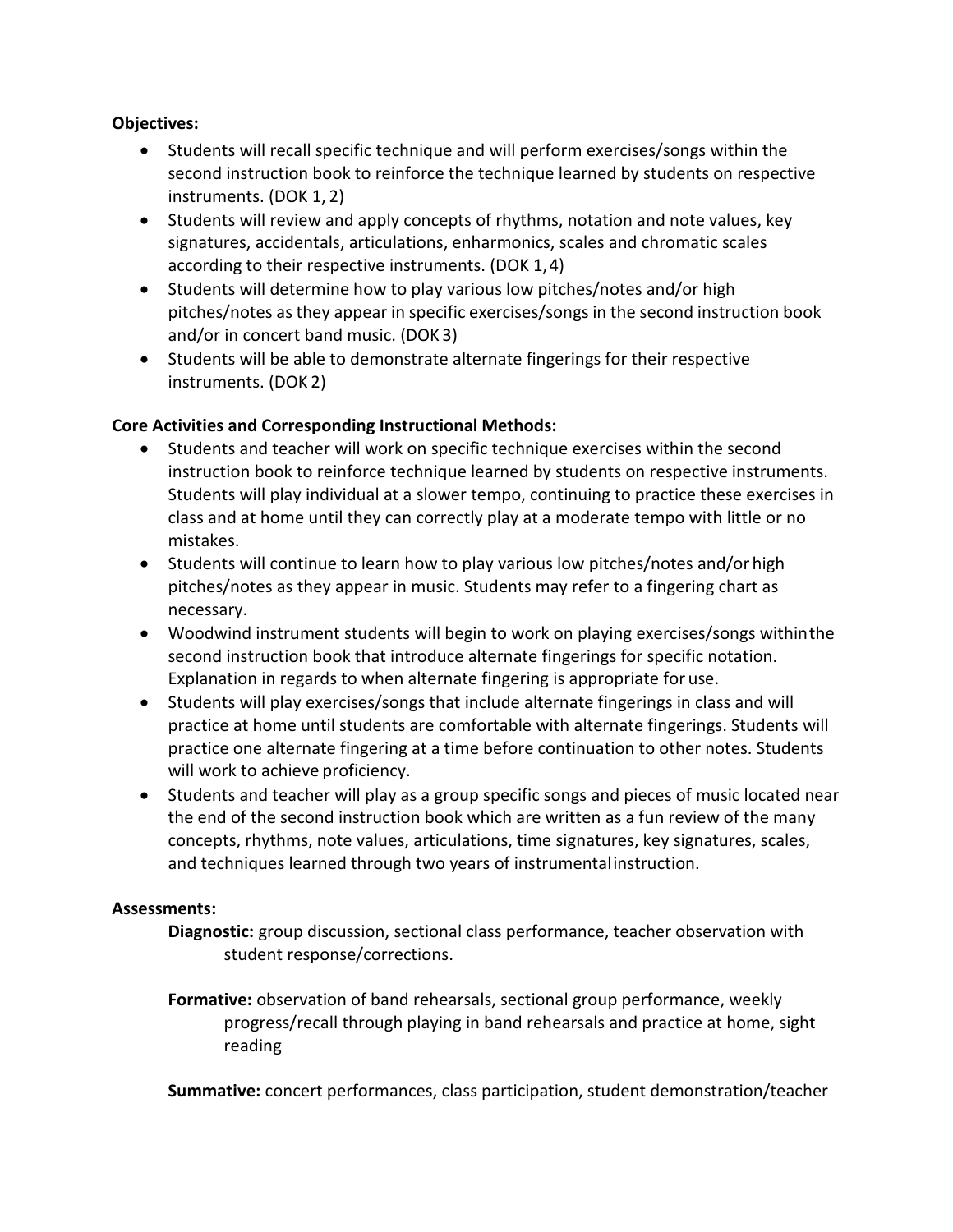**Objectives:**

- Students will recall specific technique and will perform exercises/songs within the second instruction book to reinforce the technique learned by students on respective instruments. (DOK 1, 2)
- Students will review and apply concepts of rhythms, notation and note values, key signatures, accidentals, articulations, enharmonics, scales and chromatic scales according to their respective instruments. (DOK 1, 4)
- Students will determine how to play various low pitches/notes and/or high pitches/notes as they appear in specific exercises/songs in the second instruction book and/or in concert band music. (DOK 3)
- Students will be able to demonstrate alternate fingerings for their respective instruments. (DOK 2)

**Core Activities and Corresponding Instructional Methods:**

- Students and teacher will work on specific technique exercises within the second instruction book to reinforce technique learned by students on respective instruments. Students will play individual at a slower tempo, continuing to practice these exercises in class and at home until they can correctly play at a moderate tempo with little or no mistakes.
- Students will continue to learn how to play various low pitches/notes and/or high pitches/notes as they appear in music. Students may refer to a fingering chart as necessary.
- Woodwind instrument students will begin to work on playing exercises/songs within the second instruction book that introduce alternate fingerings for specific notation. Explanation in regards to when alternate fingering is appropriate for use.
- Students will play exercises/songs that include alternate fingerings in class and will practice at home until students are comfortable with alternate fingerings. Students will practice one alternate fingering at a time before continuation to other notes. Students will work to achieve proficiency.
- Students and teacher will play as a group specific songs and pieces of music located near the end of the second instruction book which are written as a fun review of the many concepts, rhythms, note values, articulations, time signatures, key signatures, scales, and techniques learned through two years of instrumental instruction.

**Assessments:**

**Diagnostic:** group discussion, sectional class performance, teacher observation with student response/corrections.

**Formative:** observation of band rehearsals, sectional group performance, weekly progress/recall through playing in band rehearsals and practice at home, sight reading

**Summative:** concert performances, class participation, student demonstration/teacher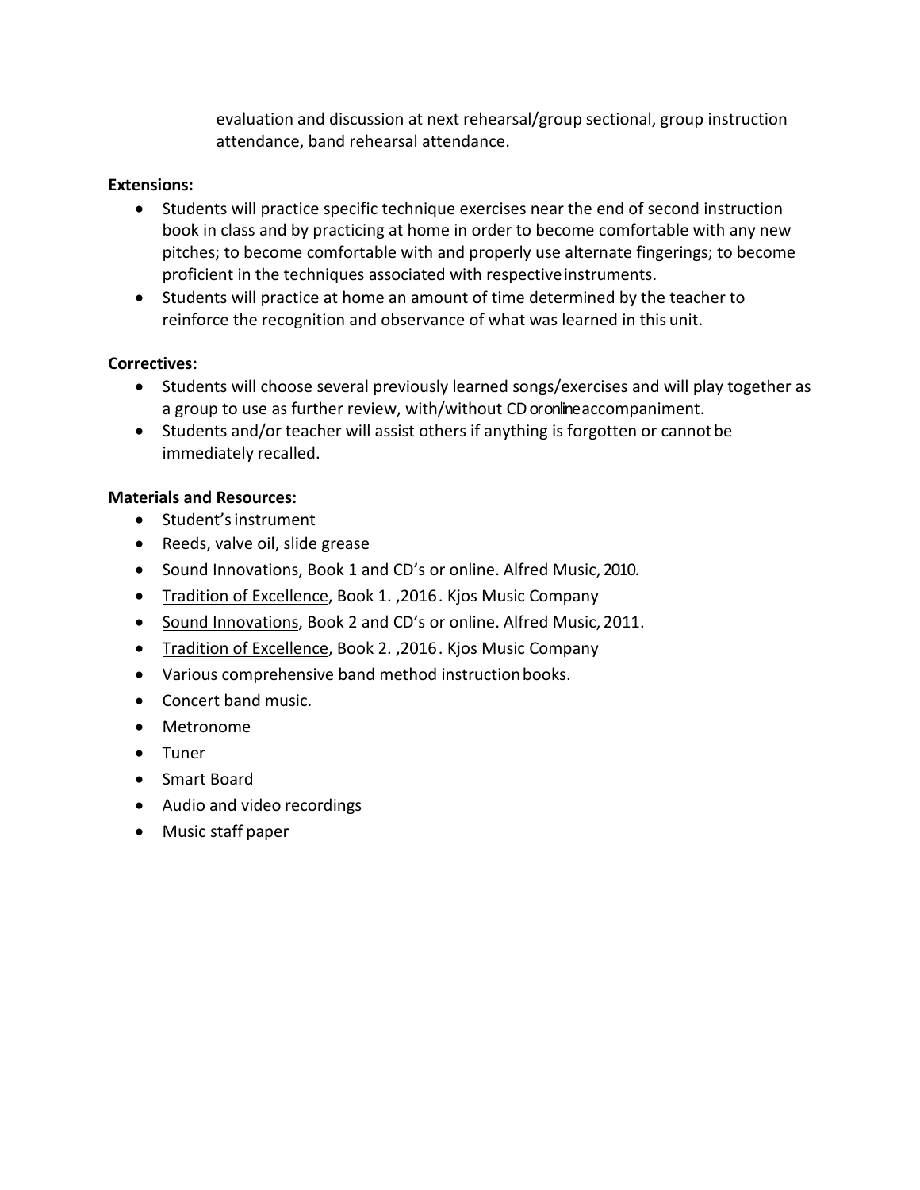evaluation and discussion at next rehearsal/group sectional, group instruction attendance, band rehearsal attendance.

**Extensions:**

- Students will practice specific technique exercises near the end of second instruction book in class and by practicing at home in order to become comfortable with any new pitches; to become comfortable with and properly use alternate fingerings; to become proficient in the techniques associated with respective instruments.
- Students will practice at home an amount of time determined by the teacher to reinforce the recognition and observance of what was learned in this unit.

**Correctives:**

- Students will choose several previously learned songs/exercises and will play together as a group to use as further review, with/without CD or online accompaniment.
- Students and/or teacher will assist others if anything is forgotten or cannot be immediately recalled.

**Materials and Resources:**

- Student's instrument
- Reeds, valve oil, slide grease
- Sound Innovations, Book 1 and CD's or online. Alfred Music, 2010.
- Tradition of Excellence, Book 1. ,2016. Kjos Music Company
- Sound Innovations, Book 2 and CD's or online. Alfred Music, 2011.
- Tradition of Excellence, Book 2. ,2016. Kjos Music Company
- Various comprehensive band method instruction books.
- Concert band music.
- Metronome
- Tuner
- Smart Board
- Audio and video recordings
- Music staff paper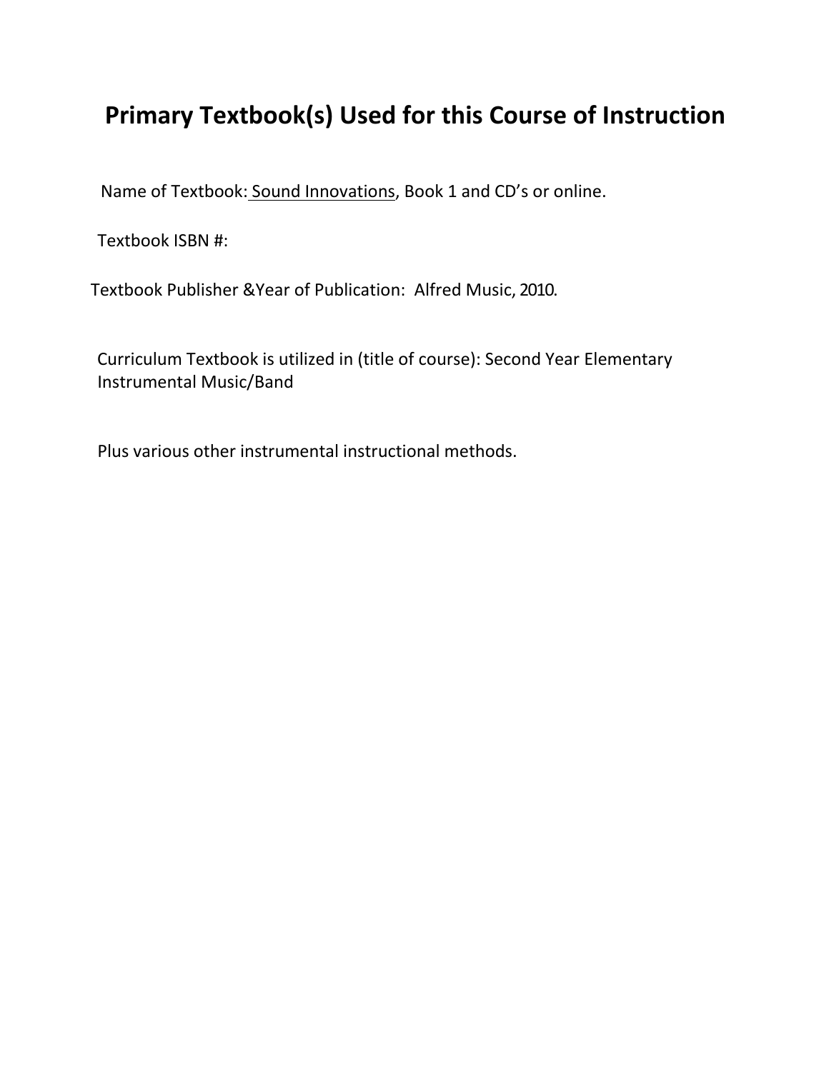# Primary Textbook(s) Used for this Course of Instruction

Name of Textbook: Sound Innovations, Book 1 and CD's or online.

Textbook ISBN #:

Textbook Publisher &Year of Publication: Alfred Music, 2010.

Curriculum Textbook is utilized in (title of course): Second Year Elementary Instrumental Music/Band

Plus various other instrumental instructional methods.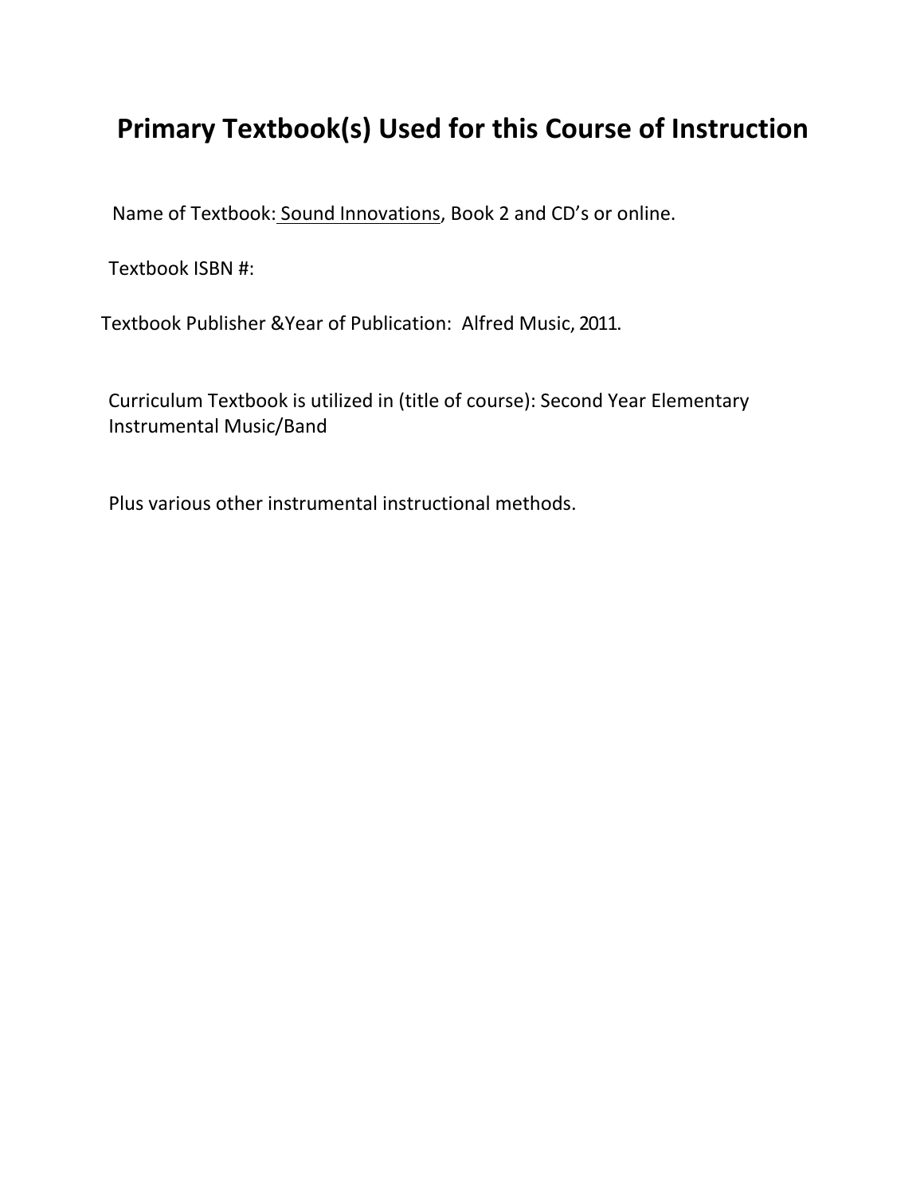# Primary Textbook(s) Used for this Course of Instruction

Name of Textbook: Sound Innovations, Book 2 and CD's or online.

Textbook ISBN #:

Textbook Publisher &Year of Publication: Alfred Music, 2011.

Curriculum Textbook is utilized in (title of course): Second Year Elementary Instrumental Music/Band

Plus various other instrumental instructional methods.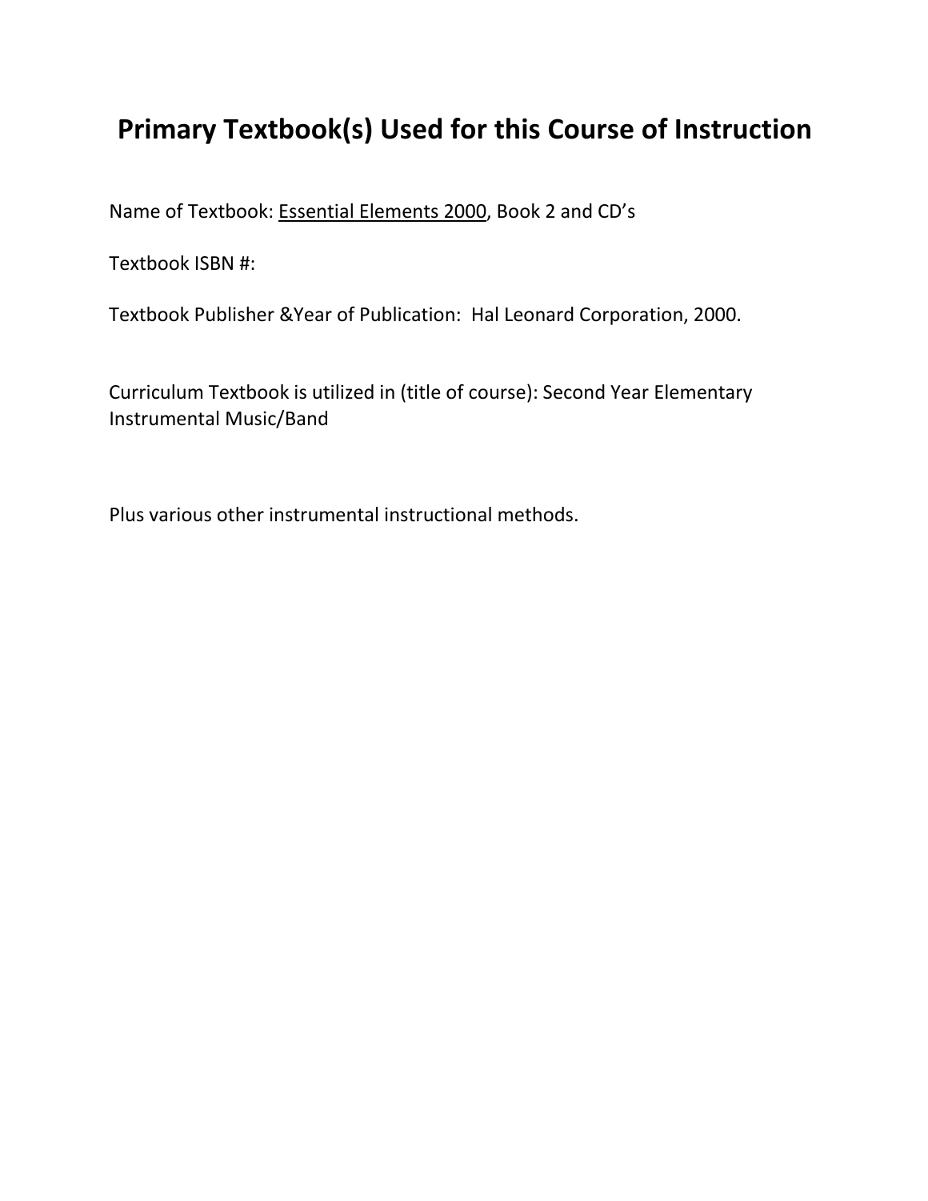# Primary Textbook(s) Used for this Course of Instruction

Name of Textbook: <u>Essential Elements 2000</u>, Book 2 and CD's

Textbook ISBN #:

Textbook Publisher &Year of Publication: Hal Leonard Corporation, 2000.

Curriculum Textbook is utilized in (title of course): Second Year Elementary Instrumental Music/Band

Plus various other instrumental instructional methods.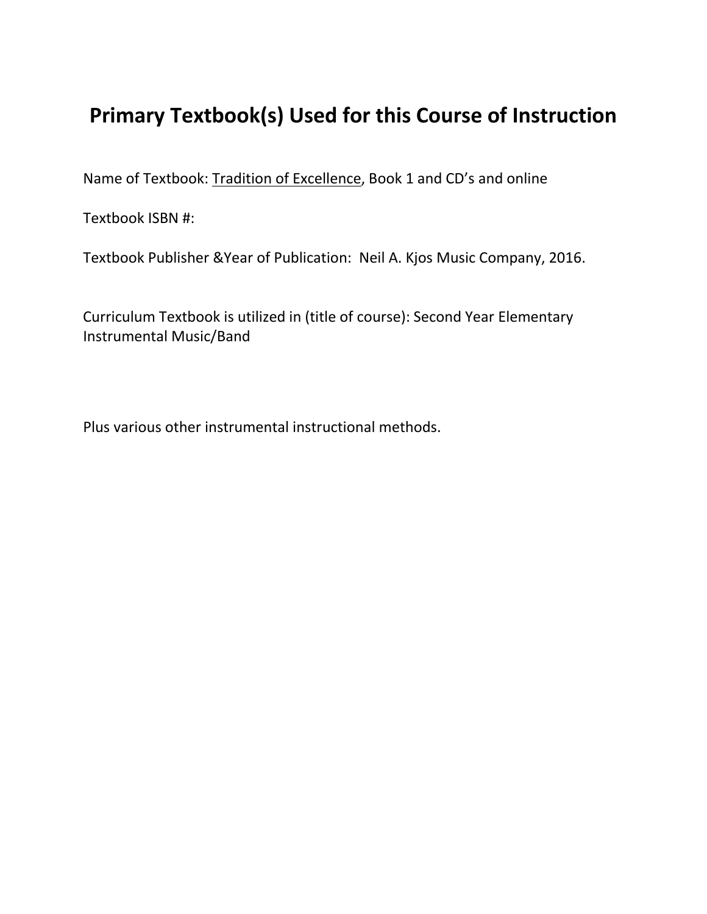# Primary Textbook(s) Used for this Course of Instruction

Name of Textbook: <u>Tradition of Excellence</u>, Book 1 and CD's and online

Textbook ISBN #:

Textbook Publisher &Year of Publication: Neil A. Kjos Music Company, 2016.

Curriculum Textbook is utilized in (title of course): Second Year Elementary Instrumental Music/Band

Plus various other instrumental instructional methods.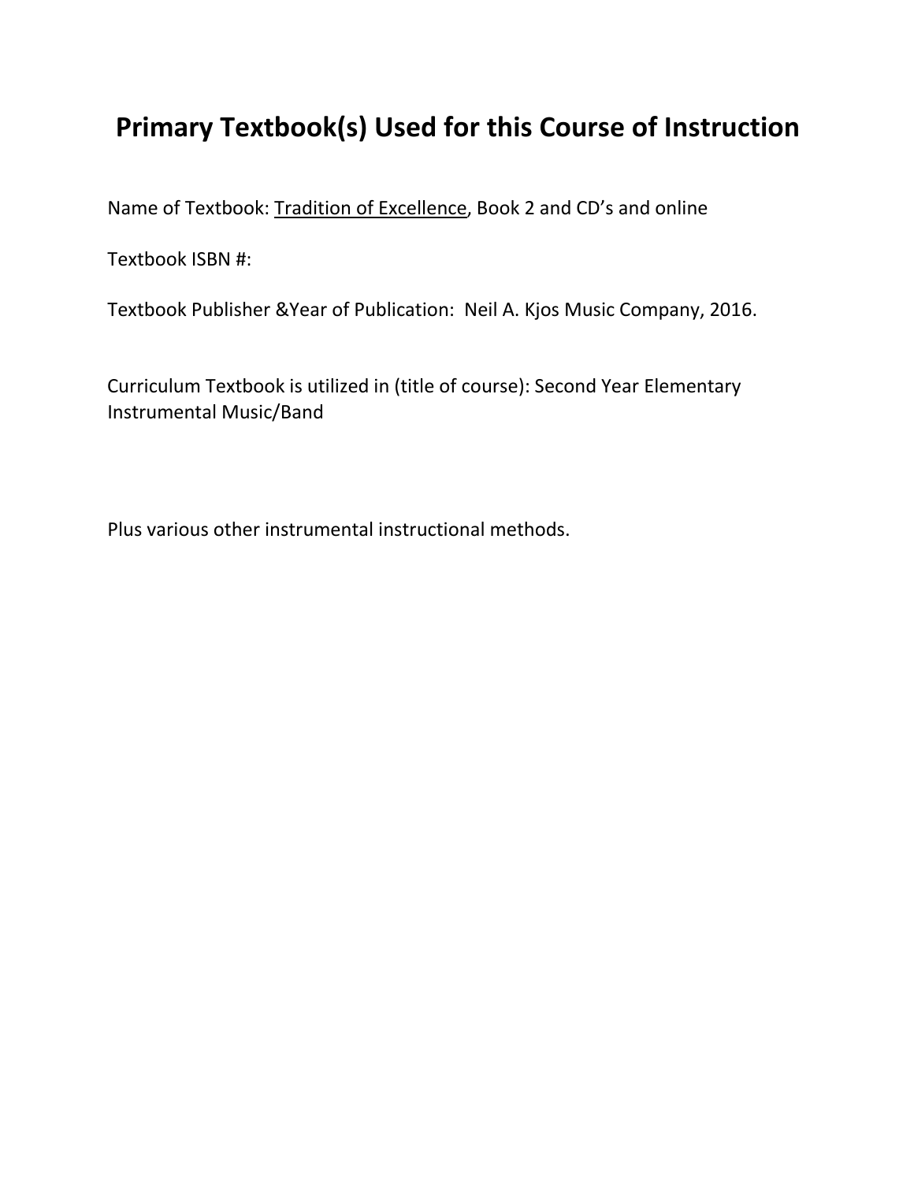# Primary Textbook(s) Used for this Course of Instruction

Name of Textbook: <u>Tradition of Excellence</u>, Book 2 and CD's and online

Textbook ISBN #:

Textbook Publisher &Year of Publication:  Neil A. Kjos Music Company, 2016.

Curriculum Textbook is utilized in (title of course): Second Year Elementary Instrumental Music/Band

Plus various other instrumental instructional methods.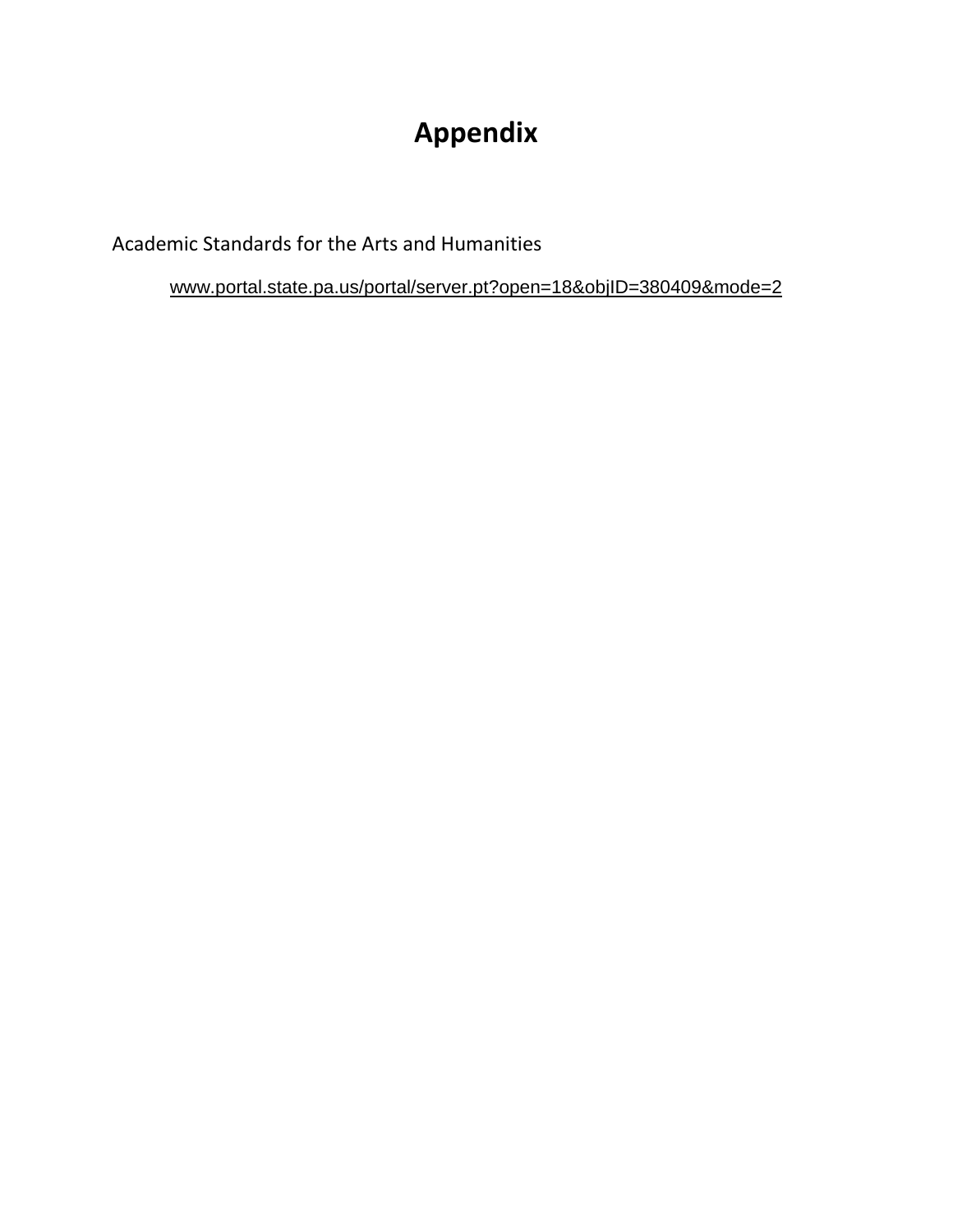# Appendix

Academic Standards for the Arts and Humanities

www.portal.state.pa.us/portal/server.pt?open=18&objID=380409&mode=2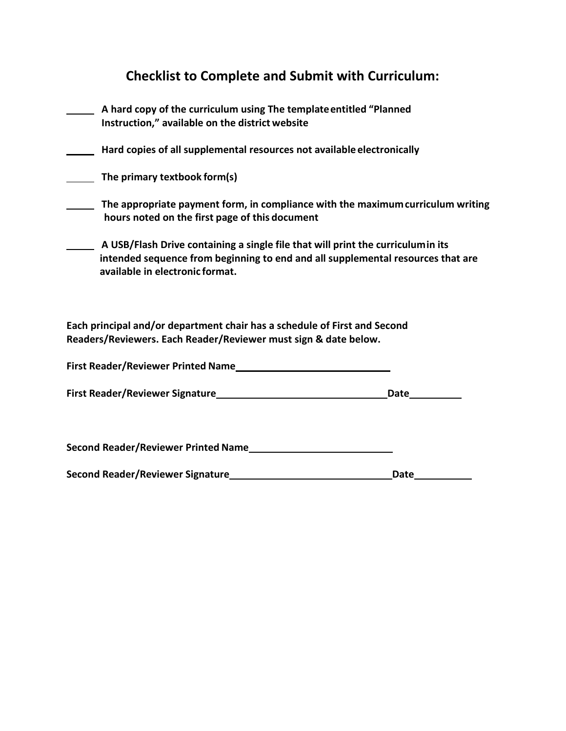# Checklist to Complete and Submit with Curriculum:

_____ **A hard copy of the curriculum using The template entitled "Planned Instruction," available on the district website**

_____ **Hard copies of all supplemental resources not available electronically**

_____ **The primary textbook form(s)**

_____ **The appropriate payment form, in compliance with the maximum curriculum writing hours noted on the first page of this document**

_____ **A USB/Flash Drive containing a single file that will print the curriculum in its intended sequence from beginning to end and all supplemental resources that are available in electronic format.**

**Each principal and/or department chair has a schedule of First and Second Readers/Reviewers. Each Reader/Reviewer must sign & date below.**

**First Reader/Reviewer Printed Name**______________________________

**First Reader/Reviewer Signature**________________________________ **Date**__________

**Second Reader/Reviewer Printed Name**___________________________

**Second Reader/Reviewer Signature**______________________________ **Date**__________